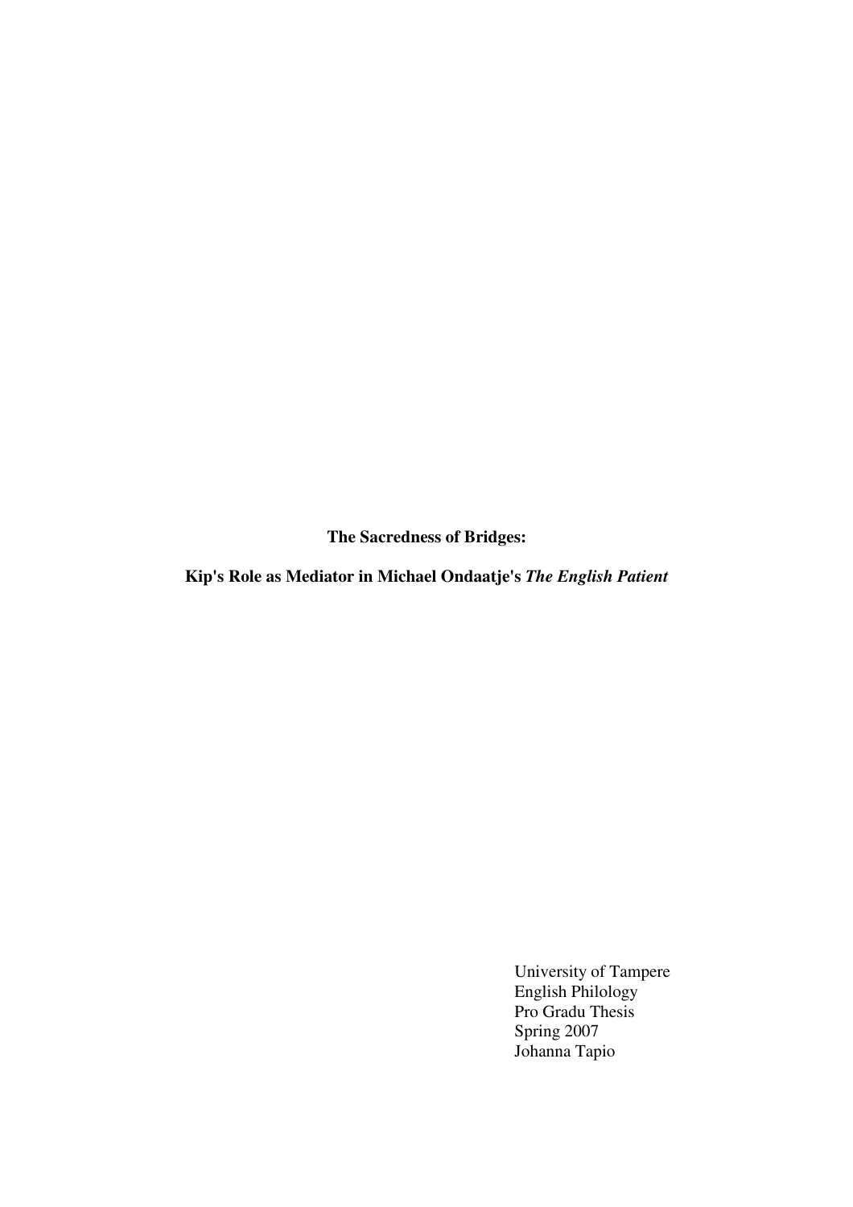**The Sacredness of Bridges:**

**Kip's Role as Mediator in Michael Ondaatje's *The English Patient***

University of Tampere
English Philology
Pro Gradu Thesis
Spring 2007
Johanna Tapio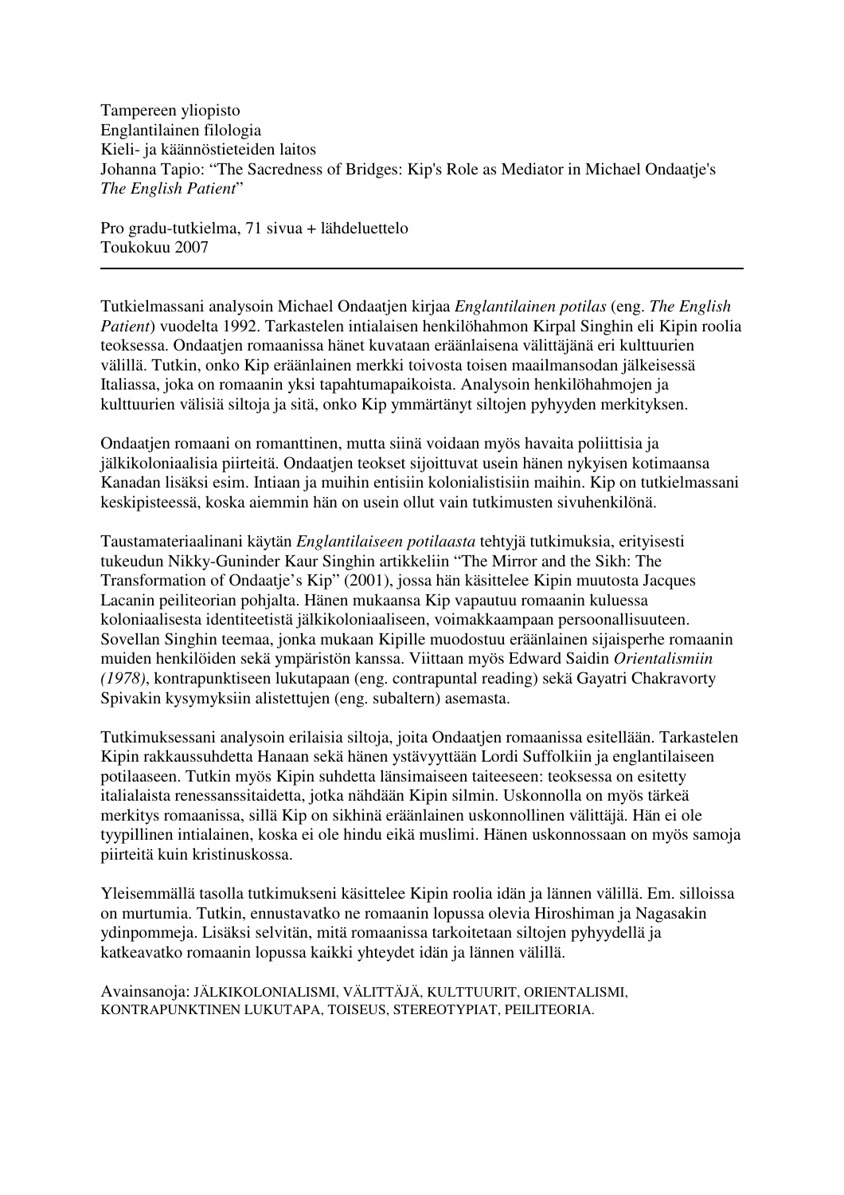Tampereen yliopisto
Englantilainen filologia
Kieli- ja käännöstieteiden laitos
Johanna Tapio: "The Sacredness of Bridges: Kip's Role as Mediator in Michael Ondaatje's *The English Patient*"

Pro gradu-tutkielma, 71 sivua + lähdeluettelo
Toukokuu 2007

---

Tutkielmassani analysoin Michael Ondaatjen kirjaa *Englantilainen potilas* (eng. *The English Patient*) vuodelta 1992. Tarkastelen intialaisen henkilöhahmon Kirpal Singhin eli Kipin roolia teoksessa. Ondaatjen romaanissa hänet kuvataan eräänlaisena välittäjänä eri kulttuurien välillä. Tutkin, onko Kip eräänlainen merkki toivosta toisen maailmansodan jälkeisessä Italiassa, joka on romaanin yksi tapahtumapaikoista. Analysoin henkilöhahmojen ja kulttuurien välisiä siltoja ja sitä, onko Kip ymmärtänyt siltojen pyhyyden merkityksen.

Ondaatjen romaani on romanttinen, mutta siinä voidaan myös havaita poliittisia ja jälkikoloniaalisia piirteitä. Ondaatjen teokset sijoittuvat usein hänen nykyisen kotimaansa Kanadan lisäksi esim. Intiaan ja muihin entisiin kolonialistisiin maihin. Kip on tutkielmassani keskipisteessä, koska aiemmin hän on usein ollut vain tutkimusten sivuhenkilönä.

Taustamateriaalinani käytän *Englantilaiseen potilaasta* tehtyjä tutkimuksia, erityisesti tukeudun Nikky-Guninder Kaur Singhin artikkeliin "The Mirror and the Sikh: The Transformation of Ondaatje's Kip" (2001), jossa hän käsittelee Kipin muutosta Jacques Lacanin peiliteorian pohjalta. Hänen mukaansa Kip vapautuu romaanin kuluessa koloniaalisesta identiteetistä jälkikoloniaaliseen, voimakkaampaan persoonallisuuteen. Sovellan Singhin teemaa, jonka mukaan Kipille muodostuu eräänlainen sijaisperhe romaanin muiden henkilöiden sekä ympäristön kanssa. Viittaan myös Edward Saidin *Orientalismiin (1978)*, kontrapunktiseen lukutapaan (eng. contrapuntal reading) sekä Gayatri Chakravorty Spivakin kysymyksiin alistettujen (eng. subaltern) asemasta.

Tutkimuksessani analysoin erilaisia siltoja, joita Ondaatjen romaanissa esitellään. Tarkastelen Kipin rakkaussuhdetta Hanaan sekä hänen ystävyyttään Lordi Suffolkiin ja englantilaiseen potilaaseen. Tutkin myös Kipin suhdetta länsimaiseen taiteeseen: teoksessa on esitetty italialaista renessanssitaidetta, jotka nähdään Kipin silmin. Uskonnolla on myös tärkeä merkitys romaanissa, sillä Kip on sikhinä eräänlainen uskonnollinen välittäjä. Hän ei ole tyypillinen intialainen, koska ei ole hindu eikä muslimi. Hänen uskonnossaan on myös samoja piirteitä kuin kristinuskossa.

Yleisemmällä tasolla tutkimukseni käsittelee Kipin roolia idän ja lännen välillä. Em. silloissa on murtumia. Tutkin, ennustavatko ne romaanin lopussa olevia Hiroshiman ja Nagasakin ydinpommeja. Lisäksi selvitän, mitä romaanissa tarkoitetaan siltojen pyhyydellä ja katkeavatko romaanin lopussa kaikki yhteydet idän ja lännen välillä.

Avainsanoja: JÄLKIKOLONIALISMI, VÄLITTÄJÄ, KULTTUURIT, ORIENTALISMI, KONTRAPUNKTINEN LUKUTAPA, TOISEUS, STEREOTYPIAT, PEILITEORIA.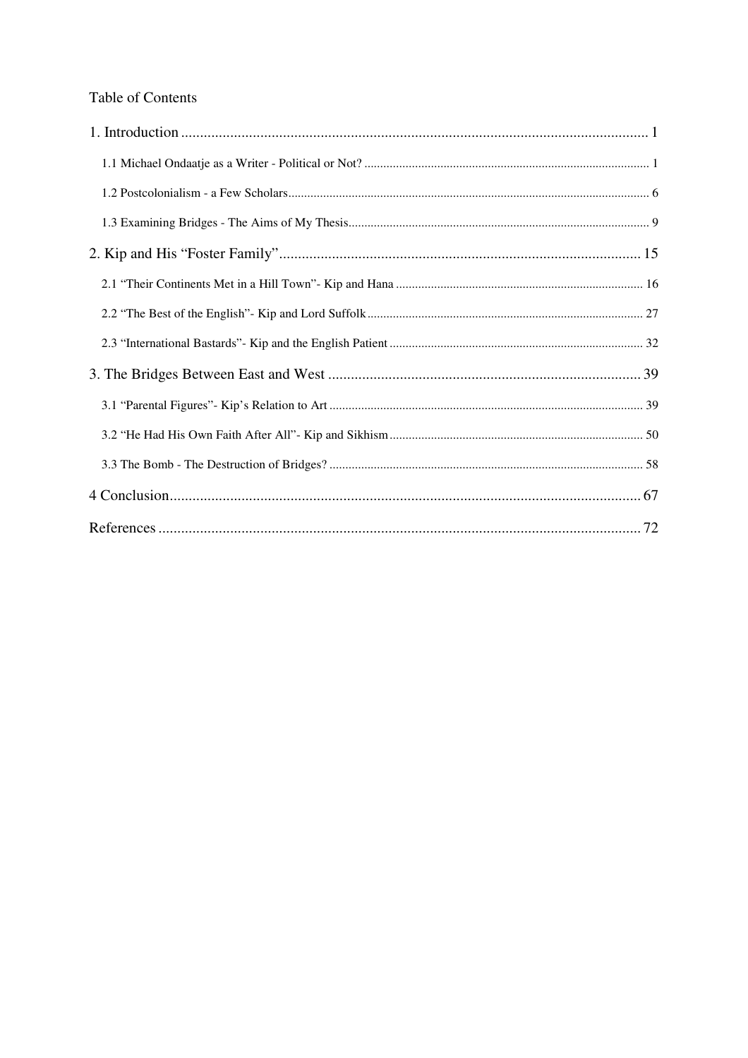Table of Contents

1. Introduction ........................................................................................................................ 1

    1.1 Michael Ondaatje as a Writer - Political or Not? ........................................................................................ 1

    1.2 Postcolonialism - a Few Scholars................................................................................................................ 6

    1.3 Examining Bridges - The Aims of My Thesis............................................................................................. 9

2. Kip and His "Foster Family"............................................................................................... 15

    2.1 "Their Continents Met in a Hill Town"- Kip and Hana ............................................................................ 16

    2.2 "The Best of the English"- Kip and Lord Suffolk...................................................................................... 27

    2.3 "International Bastards"- Kip and the English Patient ............................................................................... 32

3. The Bridges Between East and West .................................................................................. 39

    3.1 "Parental Figures"- Kip's Relation to Art .................................................................................................. 39

    3.2 "He Had His Own Faith After All"- Kip and Sikhism ............................................................................... 50

    3.3 The Bomb - The Destruction of Bridges? .................................................................................................. 58

4 Conclusion........................................................................................................................... 67

References ............................................................................................................................... 72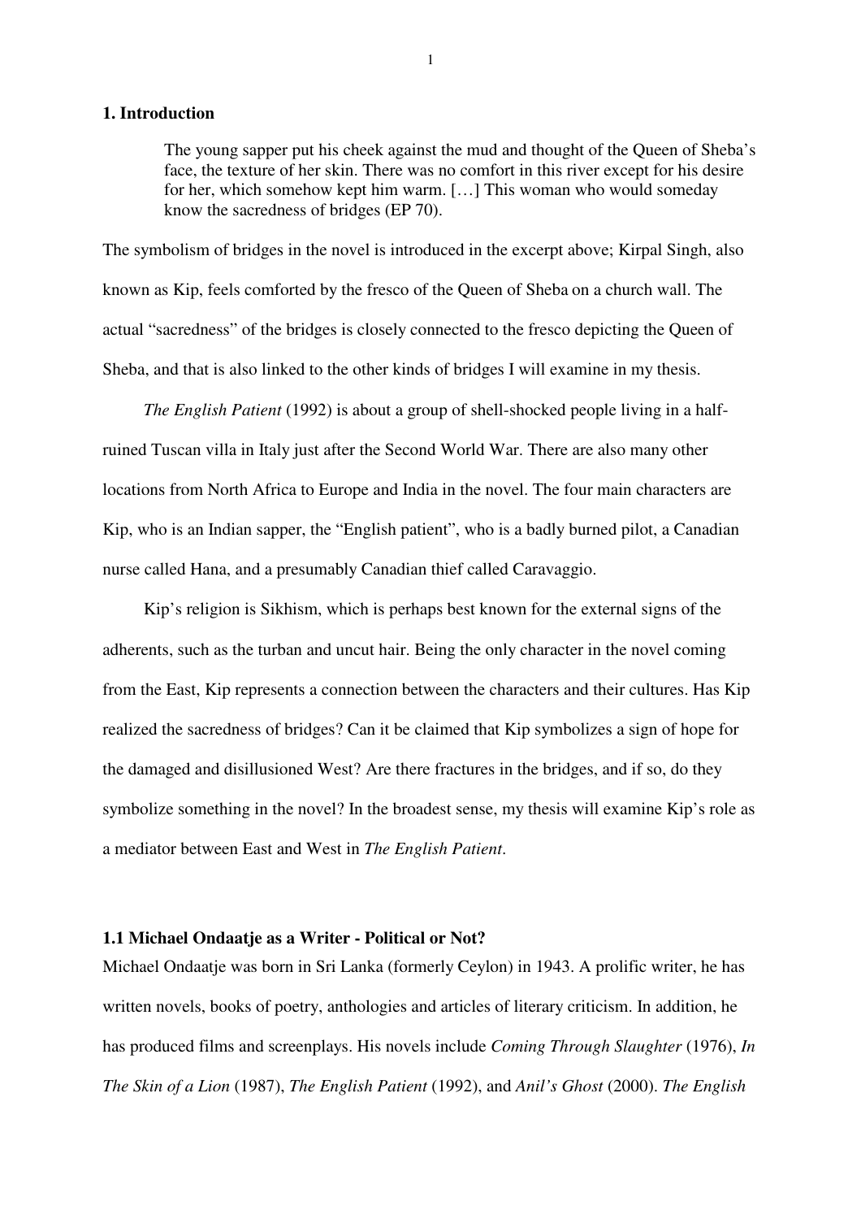## 1. Introduction

> The young sapper put his cheek against the mud and thought of the Queen of Sheba's face, the texture of her skin. There was no comfort in this river except for his desire for her, which somehow kept him warm. […] This woman who would someday know the sacredness of bridges (EP 70).

The symbolism of bridges in the novel is introduced in the excerpt above; Kirpal Singh, also known as Kip, feels comforted by the fresco of the Queen of Sheba on a church wall. The actual "sacredness" of the bridges is closely connected to the fresco depicting the Queen of Sheba, and that is also linked to the other kinds of bridges I will examine in my thesis.

*The English Patient* (1992) is about a group of shell-shocked people living in a half-ruined Tuscan villa in Italy just after the Second World War. There are also many other locations from North Africa to Europe and India in the novel. The four main characters are Kip, who is an Indian sapper, the "English patient", who is a badly burned pilot, a Canadian nurse called Hana, and a presumably Canadian thief called Caravaggio.

Kip's religion is Sikhism, which is perhaps best known for the external signs of the adherents, such as the turban and uncut hair. Being the only character in the novel coming from the East, Kip represents a connection between the characters and their cultures. Has Kip realized the sacredness of bridges? Can it be claimed that Kip symbolizes a sign of hope for the damaged and disillusioned West? Are there fractures in the bridges, and if so, do they symbolize something in the novel? In the broadest sense, my thesis will examine Kip's role as a mediator between East and West in *The English Patient*.

### 1.1 Michael Ondaatje as a Writer - Political or Not?

Michael Ondaatje was born in Sri Lanka (formerly Ceylon) in 1943. A prolific writer, he has written novels, books of poetry, anthologies and articles of literary criticism. In addition, he has produced films and screenplays. His novels include *Coming Through Slaughter* (1976), *In The Skin of a Lion* (1987), *The English Patient* (1992), and *Anil's Ghost* (2000). *The English*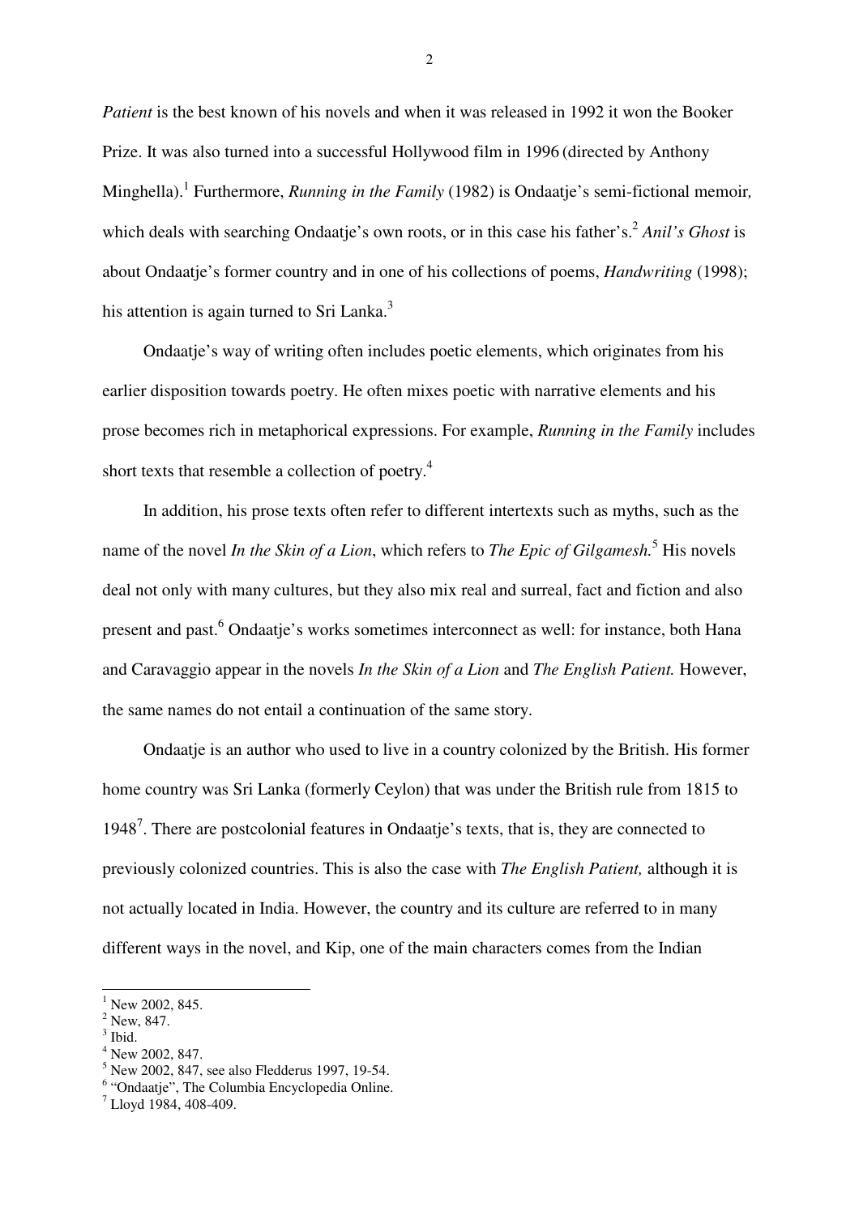*Patient* is the best known of his novels and when it was released in 1992 it won the Booker Prize. It was also turned into a successful Hollywood film in 1996 (directed by Anthony Minghella).[1] Furthermore, *Running in the Family* (1982) is Ondaatje's semi-fictional memoir, which deals with searching Ondaatje's own roots, or in this case his father's.[2] *Anil's Ghost* is about Ondaatje's former country and in one of his collections of poems, *Handwriting* (1998); his attention is again turned to Sri Lanka.[3]

Ondaatje's way of writing often includes poetic elements, which originates from his earlier disposition towards poetry. He often mixes poetic with narrative elements and his prose becomes rich in metaphorical expressions. For example, *Running in the Family* includes short texts that resemble a collection of poetry.[4]

In addition, his prose texts often refer to different intertexts such as myths, such as the name of the novel *In the Skin of a Lion*, which refers to *The Epic of Gilgamesh.*[5] His novels deal not only with many cultures, but they also mix real and surreal, fact and fiction and also present and past.[6] Ondaatje's works sometimes interconnect as well: for instance, both Hana and Caravaggio appear in the novels *In the Skin of a Lion* and *The English Patient.* However, the same names do not entail a continuation of the same story.

Ondaatje is an author who used to live in a country colonized by the British. His former home country was Sri Lanka (formerly Ceylon) that was under the British rule from 1815 to 1948[7]. There are postcolonial features in Ondaatje's texts, that is, they are connected to previously colonized countries. This is also the case with *The English Patient,* although it is not actually located in India. However, the country and its culture are referred to in many different ways in the novel, and Kip, one of the main characters comes from the Indian

---

[1] New 2002, 845.
[2] New, 847.
[3] Ibid.
[4] New 2002, 847.
[5] New 2002, 847, see also Fledderus 1997, 19-54.
[6] "Ondaatje", The Columbia Encyclopedia Online.
[7] Lloyd 1984, 408-409.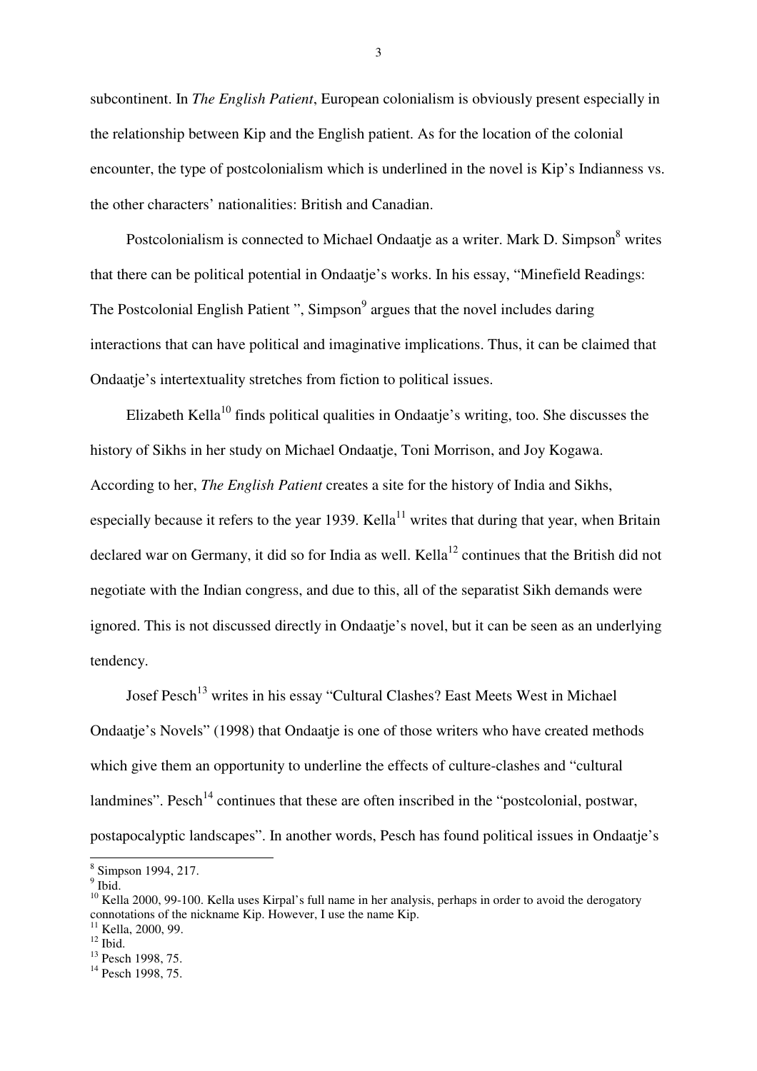subcontinent. In *The English Patient*, European colonialism is obviously present especially in the relationship between Kip and the English patient. As for the location of the colonial encounter, the type of postcolonialism which is underlined in the novel is Kip's Indianness vs. the other characters' nationalities: British and Canadian.

Postcolonialism is connected to Michael Ondaatje as a writer. Mark D. Simpson[8] writes that there can be political potential in Ondaatje's works. In his essay, "Minefield Readings: The Postcolonial English Patient ", Simpson[9] argues that the novel includes daring interactions that can have political and imaginative implications. Thus, it can be claimed that Ondaatje's intertextuality stretches from fiction to political issues.

Elizabeth Kella[10] finds political qualities in Ondaatje's writing, too. She discusses the history of Sikhs in her study on Michael Ondaatje, Toni Morrison, and Joy Kogawa. According to her, *The English Patient* creates a site for the history of India and Sikhs, especially because it refers to the year 1939. Kella[11] writes that during that year, when Britain declared war on Germany, it did so for India as well. Kella[12] continues that the British did not negotiate with the Indian congress, and due to this, all of the separatist Sikh demands were ignored. This is not discussed directly in Ondaatje's novel, but it can be seen as an underlying tendency.

Josef Pesch[13] writes in his essay "Cultural Clashes? East Meets West in Michael Ondaatje's Novels" (1998) that Ondaatje is one of those writers who have created methods which give them an opportunity to underline the effects of culture-clashes and "cultural landmines". Pesch[14] continues that these are often inscribed in the "postcolonial, postwar, postapocalyptic landscapes". In another words, Pesch has found political issues in Ondaatje's

---

[8] Simpson 1994, 217.
[9] Ibid.
[10] Kella 2000, 99-100. Kella uses Kirpal's full name in her analysis, perhaps in order to avoid the derogatory connotations of the nickname Kip. However, I use the name Kip.
[11] Kella, 2000, 99.
[12] Ibid.
[13] Pesch 1998, 75.
[14] Pesch 1998, 75.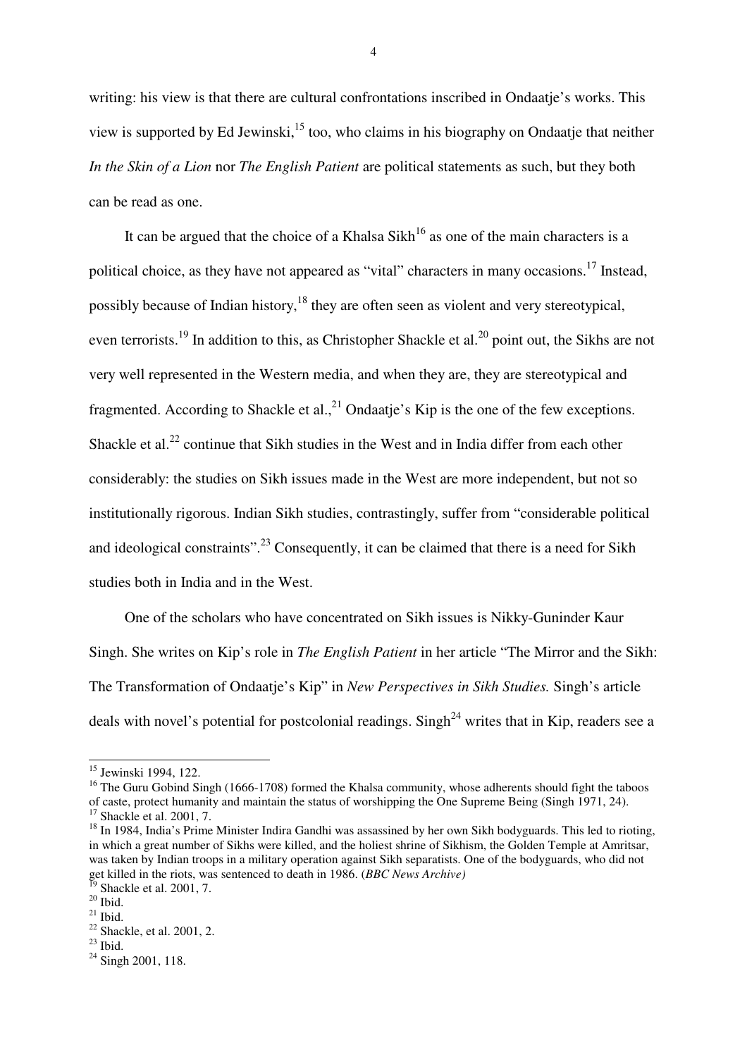writing: his view is that there are cultural confrontations inscribed in Ondaatje's works. This view is supported by Ed Jewinski,[15] too, who claims in his biography on Ondaatje that neither *In the Skin of a Lion* nor *The English Patient* are political statements as such, but they both can be read as one.

It can be argued that the choice of a Khalsa Sikh[16] as one of the main characters is a political choice, as they have not appeared as "vital" characters in many occasions.[17] Instead, possibly because of Indian history,[18] they are often seen as violent and very stereotypical, even terrorists.[19] In addition to this, as Christopher Shackle et al.[20] point out, the Sikhs are not very well represented in the Western media, and when they are, they are stereotypical and fragmented. According to Shackle et al.,[21] Ondaatje's Kip is the one of the few exceptions. Shackle et al.[22] continue that Sikh studies in the West and in India differ from each other considerably: the studies on Sikh issues made in the West are more independent, but not so institutionally rigorous. Indian Sikh studies, contrastingly, suffer from "considerable political and ideological constraints".[23] Consequently, it can be claimed that there is a need for Sikh studies both in India and in the West.

One of the scholars who have concentrated on Sikh issues is Nikky-Guninder Kaur Singh. She writes on Kip's role in *The English Patient* in her article "The Mirror and the Sikh: The Transformation of Ondaatje's Kip" in *New Perspectives in Sikh Studies.* Singh's article deals with novel's potential for postcolonial readings. Singh[24] writes that in Kip, readers see a

---

[15] Jewinski 1994, 122.

[16] The Guru Gobind Singh (1666-1708) formed the Khalsa community, whose adherents should fight the taboos of caste, protect humanity and maintain the status of worshipping the One Supreme Being (Singh 1971, 24).

[17] Shackle et al. 2001, 7.

[18] In 1984, India's Prime Minister Indira Gandhi was assassined by her own Sikh bodyguards. This led to rioting, in which a great number of Sikhs were killed, and the holiest shrine of Sikhism, the Golden Temple at Amritsar, was taken by Indian troops in a military operation against Sikh separatists. One of the bodyguards, who did not get killed in the riots, was sentenced to death in 1986. (*BBC News Archive)*

[19] Shackle et al. 2001, 7.

[20] Ibid.

[21] Ibid.

[22] Shackle, et al. 2001, 2.

[23] Ibid.

[24] Singh 2001, 118.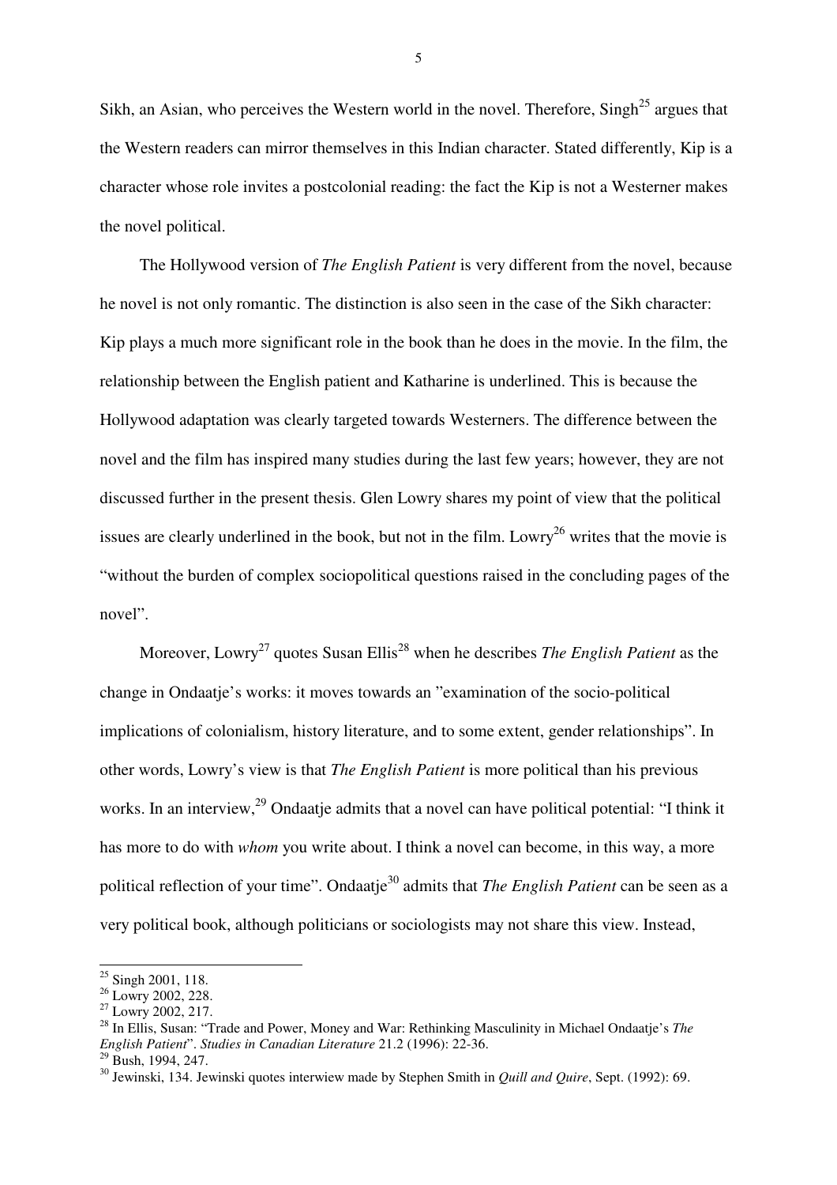Sikh, an Asian, who perceives the Western world in the novel. Therefore, Singh[25] argues that the Western readers can mirror themselves in this Indian character. Stated differently, Kip is a character whose role invites a postcolonial reading: the fact the Kip is not a Westerner makes the novel political.

The Hollywood version of *The English Patient* is very different from the novel, because he novel is not only romantic. The distinction is also seen in the case of the Sikh character: Kip plays a much more significant role in the book than he does in the movie. In the film, the relationship between the English patient and Katharine is underlined. This is because the Hollywood adaptation was clearly targeted towards Westerners. The difference between the novel and the film has inspired many studies during the last few years; however, they are not discussed further in the present thesis. Glen Lowry shares my point of view that the political issues are clearly underlined in the book, but not in the film. Lowry[26] writes that the movie is "without the burden of complex sociopolitical questions raised in the concluding pages of the novel".

Moreover, Lowry[27] quotes Susan Ellis[28] when he describes *The English Patient* as the change in Ondaatje's works: it moves towards an "examination of the socio-political implications of colonialism, history literature, and to some extent, gender relationships". In other words, Lowry's view is that *The English Patient* is more political than his previous works. In an interview,[29] Ondaatje admits that a novel can have political potential: "I think it has more to do with *whom* you write about. I think a novel can become, in this way, a more political reflection of your time". Ondaatje[30] admits that *The English Patient* can be seen as a very political book, although politicians or sociologists may not share this view. Instead,

---

[25] Singh 2001, 118.

[26] Lowry 2002, 228.

[27] Lowry 2002, 217.

[28] In Ellis, Susan: "Trade and Power, Money and War: Rethinking Masculinity in Michael Ondaatje's *The English Patient*". *Studies in Canadian Literature* 21.2 (1996): 22-36.

[29] Bush, 1994, 247.

[30] Jewinski, 134. Jewinski quotes interwiew made by Stephen Smith in *Quill and Quire*, Sept. (1992): 69.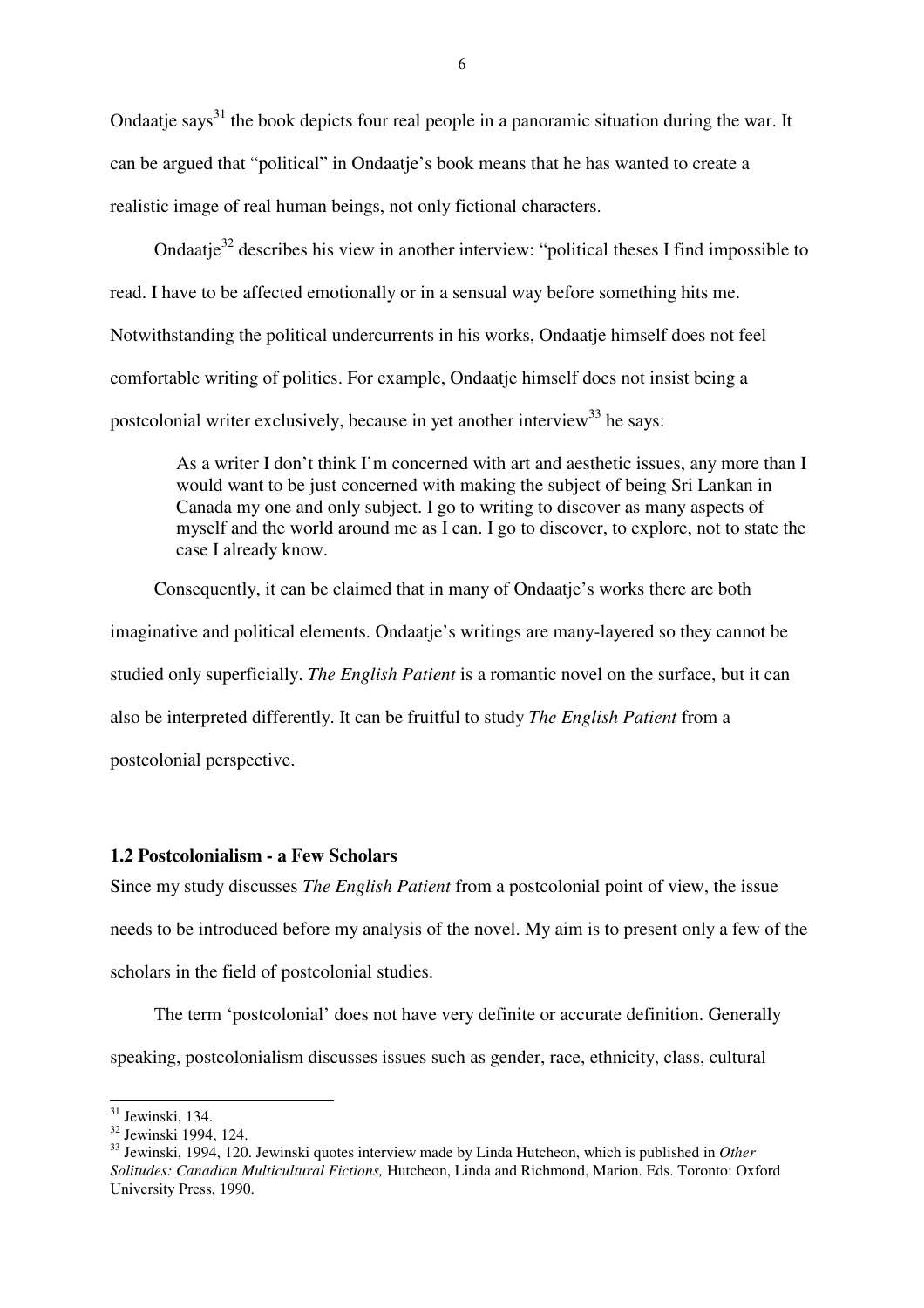Ondaatje says[31] the book depicts four real people in a panoramic situation during the war. It can be argued that "political" in Ondaatje's book means that he has wanted to create a realistic image of real human beings, not only fictional characters.

Ondaatje[32] describes his view in another interview: "political theses I find impossible to read. I have to be affected emotionally or in a sensual way before something hits me. Notwithstanding the political undercurrents in his works, Ondaatje himself does not feel comfortable writing of politics. For example, Ondaatje himself does not insist being a postcolonial writer exclusively, because in yet another interview[33] he says:

> As a writer I don't think I'm concerned with art and aesthetic issues, any more than I would want to be just concerned with making the subject of being Sri Lankan in Canada my one and only subject. I go to writing to discover as many aspects of myself and the world around me as I can. I go to discover, to explore, not to state the case I already know.

Consequently, it can be claimed that in many of Ondaatje's works there are both imaginative and political elements. Ondaatje's writings are many-layered so they cannot be studied only superficially. *The English Patient* is a romantic novel on the surface, but it can also be interpreted differently. It can be fruitful to study *The English Patient* from a postcolonial perspective.

### 1.2 Postcolonialism - a Few Scholars

Since my study discusses *The English Patient* from a postcolonial point of view, the issue needs to be introduced before my analysis of the novel. My aim is to present only a few of the scholars in the field of postcolonial studies.

The term 'postcolonial' does not have very definite or accurate definition. Generally speaking, postcolonialism discusses issues such as gender, race, ethnicity, class, cultural

---

[31] Jewinski, 134.

[32] Jewinski 1994, 124.

[33] Jewinski, 1994, 120. Jewinski quotes interview made by Linda Hutcheon, which is published in *Other Solitudes: Canadian Multicultural Fictions,* Hutcheon, Linda and Richmond, Marion. Eds. Toronto: Oxford University Press, 1990.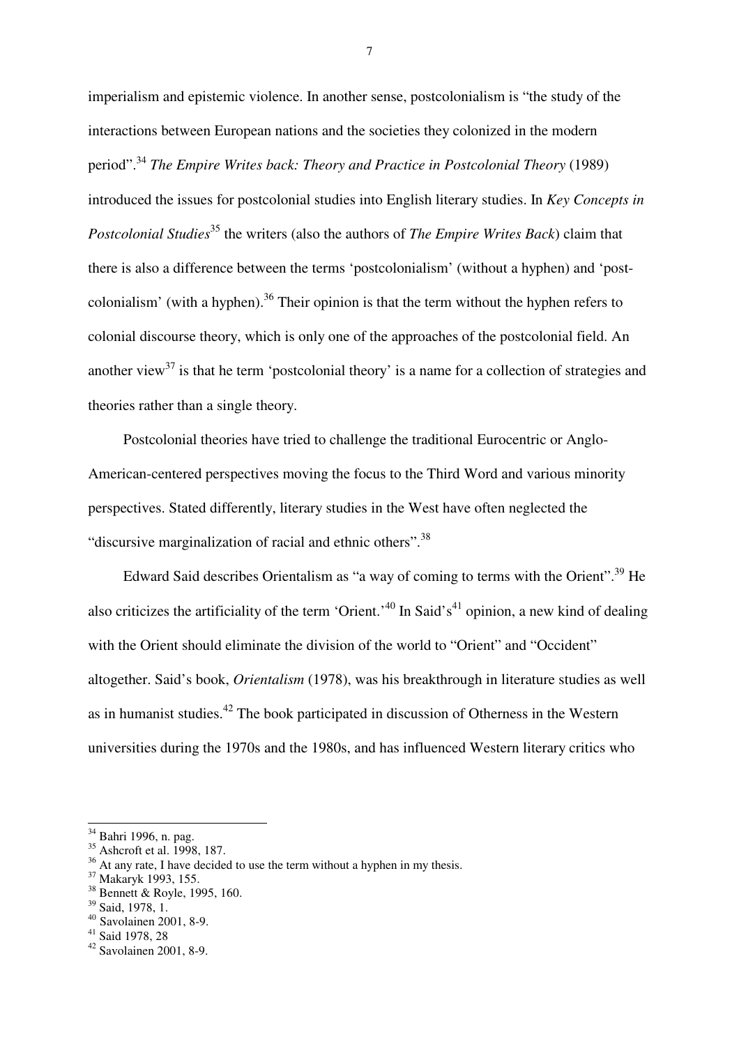imperialism and epistemic violence. In another sense, postcolonialism is "the study of the interactions between European nations and the societies they colonized in the modern period".[34] *The Empire Writes back: Theory and Practice in Postcolonial Theory* (1989) introduced the issues for postcolonial studies into English literary studies. In *Key Concepts in Postcolonial Studies*[35] the writers (also the authors of *The Empire Writes Back*) claim that there is also a difference between the terms 'postcolonialism' (without a hyphen) and 'post-colonialism' (with a hyphen).[36] Their opinion is that the term without the hyphen refers to colonial discourse theory, which is only one of the approaches of the postcolonial field. An another view[37] is that he term 'postcolonial theory' is a name for a collection of strategies and theories rather than a single theory.

Postcolonial theories have tried to challenge the traditional Eurocentric or Anglo-American-centered perspectives moving the focus to the Third Word and various minority perspectives. Stated differently, literary studies in the West have often neglected the "discursive marginalization of racial and ethnic others".[38]

Edward Said describes Orientalism as "a way of coming to terms with the Orient".[39] He also criticizes the artificiality of the term 'Orient.'[40] In Said's[41] opinion, a new kind of dealing with the Orient should eliminate the division of the world to "Orient" and "Occident" altogether. Said's book, *Orientalism* (1978), was his breakthrough in literature studies as well as in humanist studies.[42] The book participated in discussion of Otherness in the Western universities during the 1970s and the 1980s, and has influenced Western literary critics who

---

[34] Bahri 1996, n. pag.
[35] Ashcroft et al. 1998, 187.
[36] At any rate, I have decided to use the term without a hyphen in my thesis.
[37] Makaryk 1993, 155.
[38] Bennett & Royle, 1995, 160.
[39] Said, 1978, 1.
[40] Savolainen 2001, 8-9.
[41] Said 1978, 28
[42] Savolainen 2001, 8-9.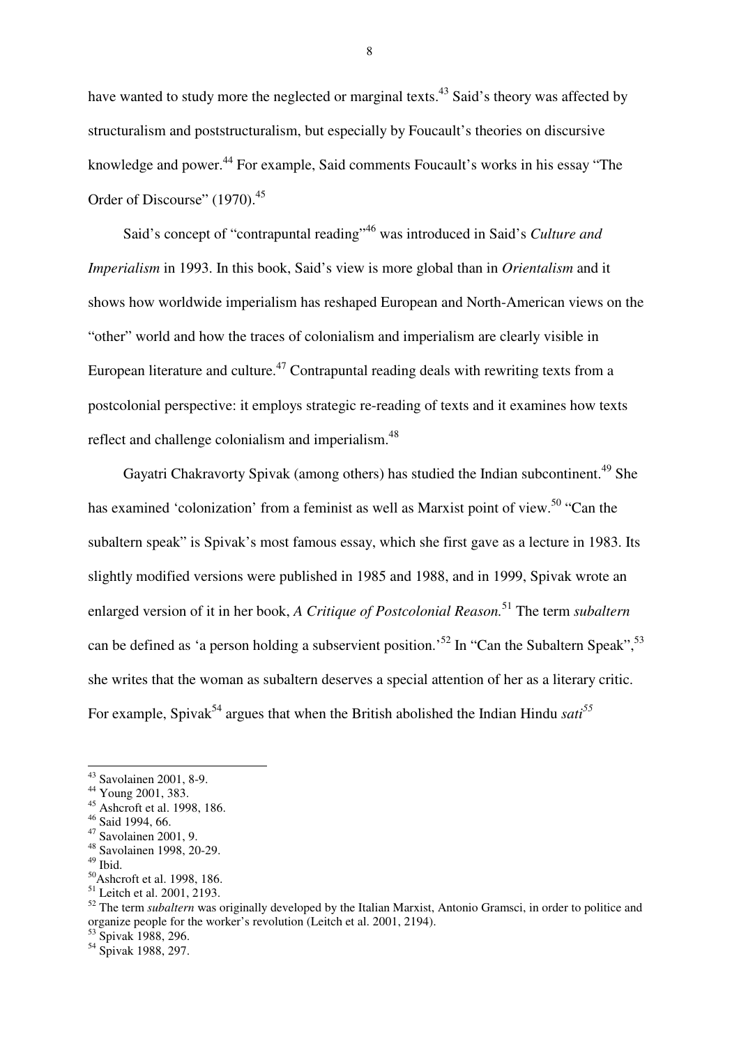have wanted to study more the neglected or marginal texts.[43] Said's theory was affected by structuralism and poststructuralism, but especially by Foucault's theories on discursive knowledge and power.[44] For example, Said comments Foucault's works in his essay "The Order of Discourse" (1970).[45]

Said's concept of "contrapuntal reading"[46] was introduced in Said's *Culture and Imperialism* in 1993. In this book, Said's view is more global than in *Orientalism* and it shows how worldwide imperialism has reshaped European and North-American views on the "other" world and how the traces of colonialism and imperialism are clearly visible in European literature and culture.[47] Contrapuntal reading deals with rewriting texts from a postcolonial perspective: it employs strategic re-reading of texts and it examines how texts reflect and challenge colonialism and imperialism.[48]

Gayatri Chakravorty Spivak (among others) has studied the Indian subcontinent.[49] She has examined 'colonization' from a feminist as well as Marxist point of view.[50] "Can the subaltern speak" is Spivak's most famous essay, which she first gave as a lecture in 1983. Its slightly modified versions were published in 1985 and 1988, and in 1999, Spivak wrote an enlarged version of it in her book, *A Critique of Postcolonial Reason.*[51] The term *subaltern* can be defined as 'a person holding a subservient position.'[52] In "Can the Subaltern Speak",[53] she writes that the woman as subaltern deserves a special attention of her as a literary critic. For example, Spivak[54] argues that when the British abolished the Indian Hindu *sati*[55]

---

[43] Savolainen 2001, 8-9.
[44] Young 2001, 383.
[45] Ashcroft et al. 1998, 186.
[46] Said 1994, 66.
[47] Savolainen 2001, 9.
[48] Savolainen 1998, 20-29.
[49] Ibid.
[50] Ashcroft et al. 1998, 186.
[51] Leitch et al. 2001, 2193.
[52] The term *subaltern* was originally developed by the Italian Marxist, Antonio Gramsci, in order to politice and organize people for the worker's revolution (Leitch et al. 2001, 2194).
[53] Spivak 1988, 296.
[54] Spivak 1988, 297.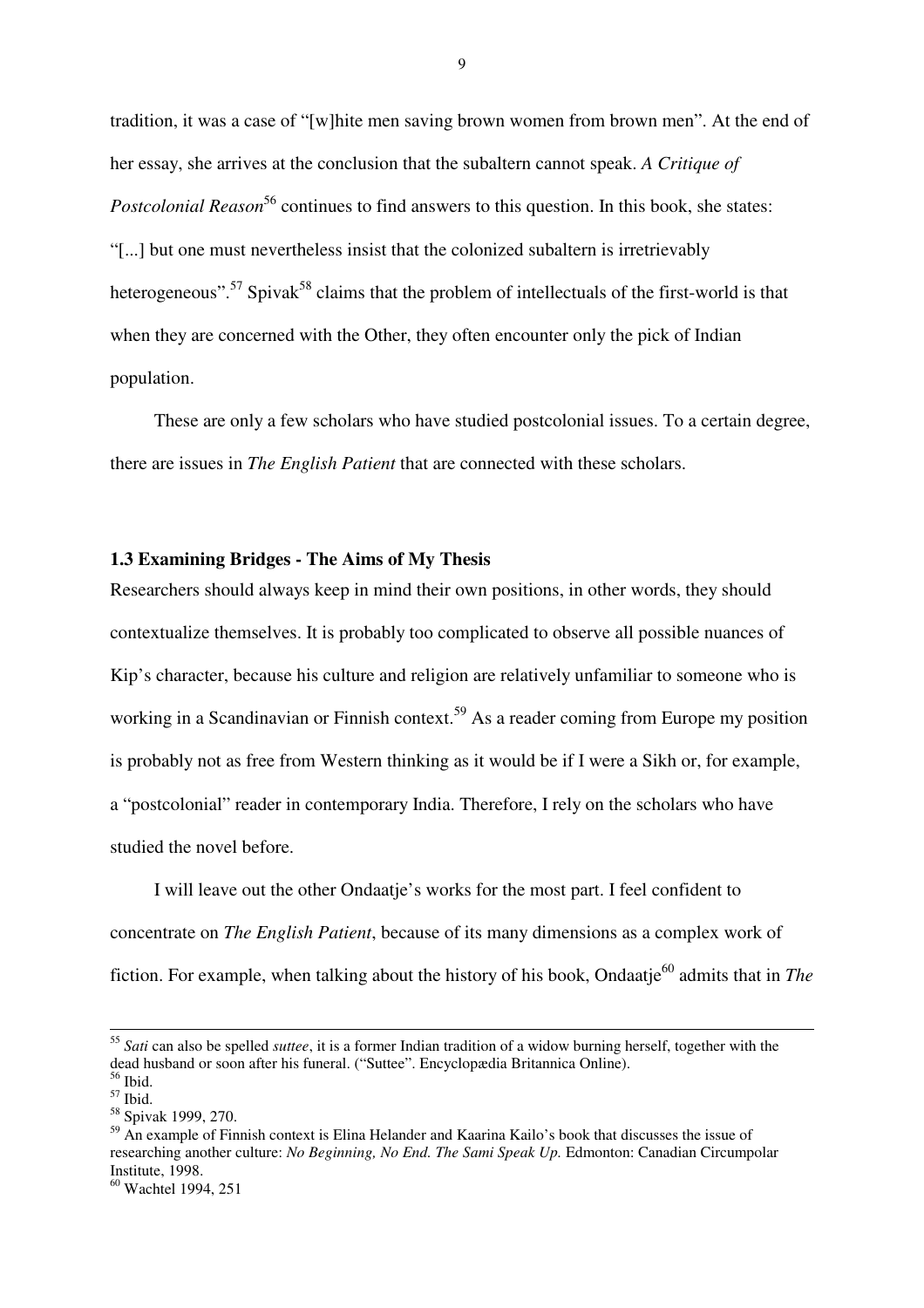tradition, it was a case of "[w]hite men saving brown women from brown men". At the end of her essay, she arrives at the conclusion that the subaltern cannot speak. *A Critique of Postcolonial Reason*[56] continues to find answers to this question. In this book, she states: "[...] but one must nevertheless insist that the colonized subaltern is irretrievably heterogeneous".[57] Spivak[58] claims that the problem of intellectuals of the first-world is that when they are concerned with the Other, they often encounter only the pick of Indian population.

These are only a few scholars who have studied postcolonial issues. To a certain degree, there are issues in *The English Patient* that are connected with these scholars.

### 1.3 Examining Bridges - The Aims of My Thesis

Researchers should always keep in mind their own positions, in other words, they should contextualize themselves. It is probably too complicated to observe all possible nuances of Kip's character, because his culture and religion are relatively unfamiliar to someone who is working in a Scandinavian or Finnish context.[59] As a reader coming from Europe my position is probably not as free from Western thinking as it would be if I were a Sikh or, for example, a "postcolonial" reader in contemporary India. Therefore, I rely on the scholars who have studied the novel before.

I will leave out the other Ondaatje's works for the most part. I feel confident to concentrate on *The English Patient*, because of its many dimensions as a complex work of fiction. For example, when talking about the history of his book, Ondaatje[60] admits that in *The*

---

[55] *Sati* can also be spelled *suttee*, it is a former Indian tradition of a widow burning herself, together with the dead husband or soon after his funeral. ("Suttee". Encyclopædia Britannica Online).

[56] Ibid.

[57] Ibid.

[58] Spivak 1999, 270.

[59] An example of Finnish context is Elina Helander and Kaarina Kailo's book that discusses the issue of researching another culture: *No Beginning, No End. The Sami Speak Up.* Edmonton: Canadian Circumpolar Institute, 1998.

[60] Wachtel 1994, 251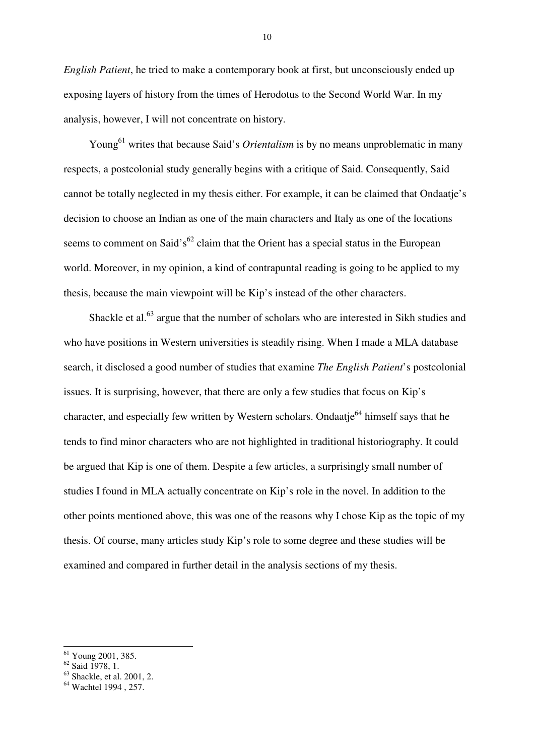*English Patient*, he tried to make a contemporary book at first, but unconsciously ended up exposing layers of history from the times of Herodotus to the Second World War. In my analysis, however, I will not concentrate on history.

Young[61] writes that because Said's *Orientalism* is by no means unproblematic in many respects, a postcolonial study generally begins with a critique of Said. Consequently, Said cannot be totally neglected in my thesis either. For example, it can be claimed that Ondaatje's decision to choose an Indian as one of the main characters and Italy as one of the locations seems to comment on Said's[62] claim that the Orient has a special status in the European world. Moreover, in my opinion, a kind of contrapuntal reading is going to be applied to my thesis, because the main viewpoint will be Kip's instead of the other characters.

Shackle et al.[63] argue that the number of scholars who are interested in Sikh studies and who have positions in Western universities is steadily rising. When I made a MLA database search, it disclosed a good number of studies that examine *The English Patient*'s postcolonial issues. It is surprising, however, that there are only a few studies that focus on Kip's character, and especially few written by Western scholars. Ondaatje[64] himself says that he tends to find minor characters who are not highlighted in traditional historiography. It could be argued that Kip is one of them. Despite a few articles, a surprisingly small number of studies I found in MLA actually concentrate on Kip's role in the novel. In addition to the other points mentioned above, this was one of the reasons why I chose Kip as the topic of my thesis. Of course, many articles study Kip's role to some degree and these studies will be examined and compared in further detail in the analysis sections of my thesis.

---

[61] Young 2001, 385.
[62] Said 1978, 1.
[63] Shackle, et al. 2001, 2.
[64] Wachtel 1994 , 257.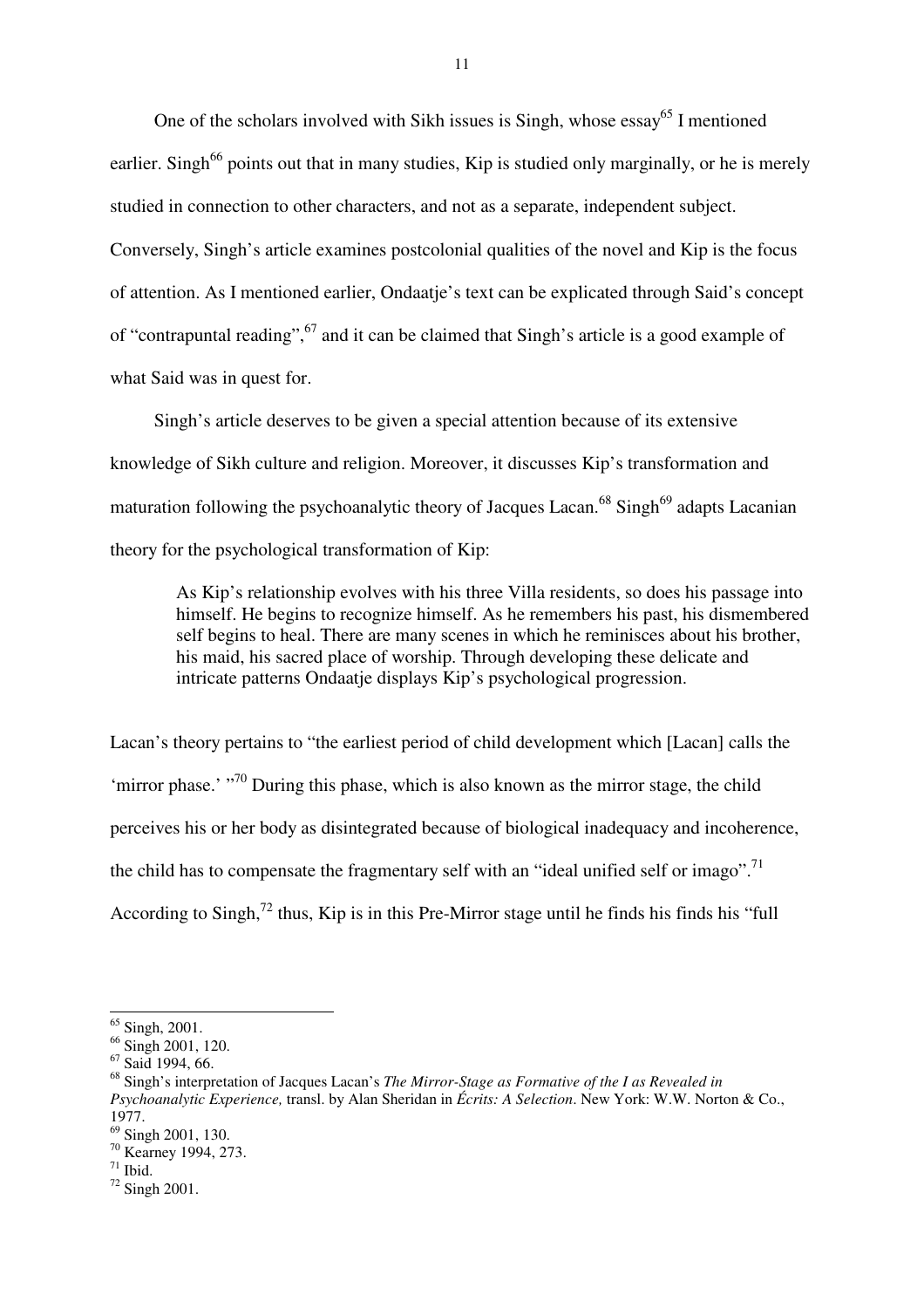One of the scholars involved with Sikh issues is Singh, whose essay[65] I mentioned earlier. Singh[66] points out that in many studies, Kip is studied only marginally, or he is merely studied in connection to other characters, and not as a separate, independent subject. Conversely, Singh's article examines postcolonial qualities of the novel and Kip is the focus of attention. As I mentioned earlier, Ondaatje's text can be explicated through Said's concept of "contrapuntal reading",[67] and it can be claimed that Singh's article is a good example of what Said was in quest for.

Singh's article deserves to be given a special attention because of its extensive knowledge of Sikh culture and religion. Moreover, it discusses Kip's transformation and maturation following the psychoanalytic theory of Jacques Lacan.[68] Singh[69] adapts Lacanian theory for the psychological transformation of Kip:

> As Kip's relationship evolves with his three Villa residents, so does his passage into himself. He begins to recognize himself. As he remembers his past, his dismembered self begins to heal. There are many scenes in which he reminisces about his brother, his maid, his sacred place of worship. Through developing these delicate and intricate patterns Ondaatje displays Kip's psychological progression.

Lacan's theory pertains to "the earliest period of child development which [Lacan] calls the 'mirror phase.' "[70] During this phase, which is also known as the mirror stage, the child perceives his or her body as disintegrated because of biological inadequacy and incoherence, the child has to compensate the fragmentary self with an "ideal unified self or imago".[71] According to Singh,[72] thus, Kip is in this Pre-Mirror stage until he finds his finds his "full

---

[65] Singh, 2001.
[66] Singh 2001, 120.
[67] Said 1994, 66.
[68] Singh's interpretation of Jacques Lacan's *The Mirror-Stage as Formative of the I as Revealed in Psychoanalytic Experience,* transl. by Alan Sheridan in *Écrits: A Selection*. New York: W.W. Norton & Co., 1977.
[69] Singh 2001, 130.
[70] Kearney 1994, 273.
[71] Ibid.
[72] Singh 2001.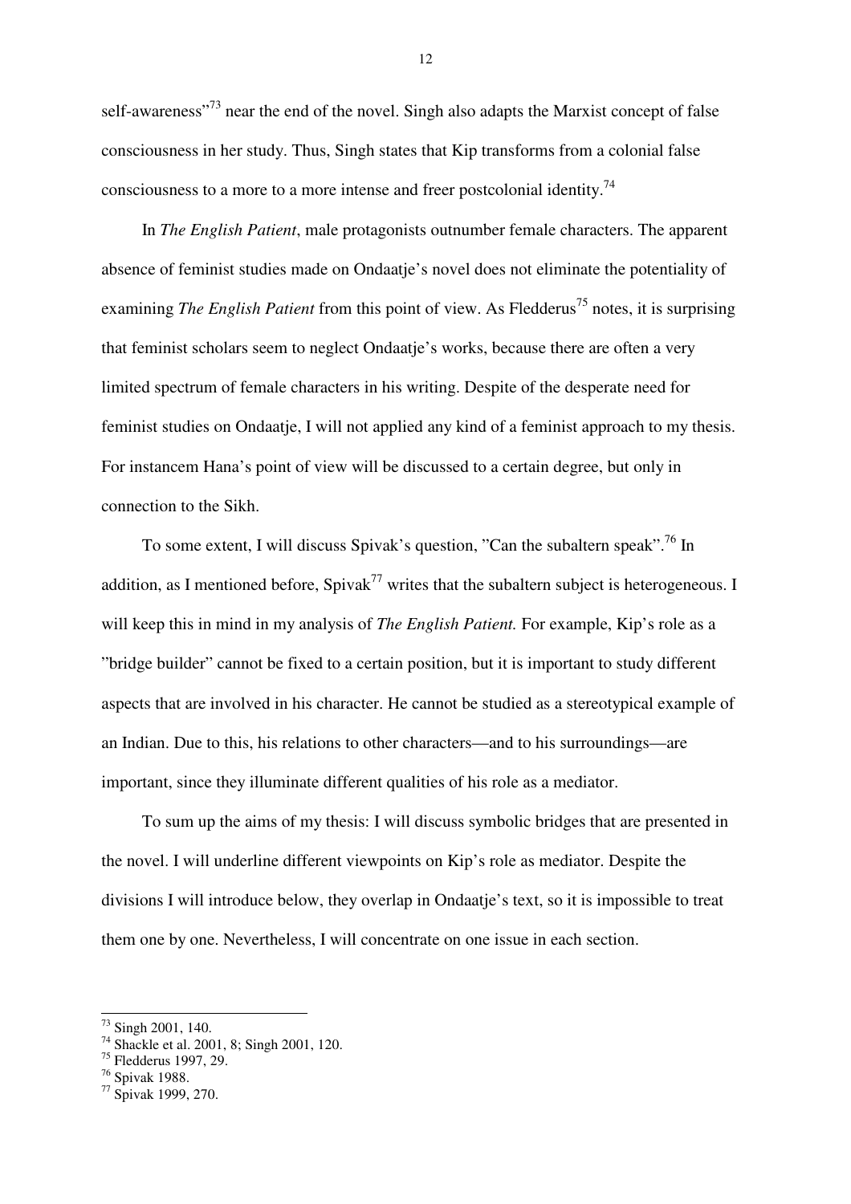self-awareness"[73] near the end of the novel. Singh also adapts the Marxist concept of false consciousness in her study. Thus, Singh states that Kip transforms from a colonial false consciousness to a more to a more intense and freer postcolonial identity.[74]

In *The English Patient*, male protagonists outnumber female characters. The apparent absence of feminist studies made on Ondaatje's novel does not eliminate the potentiality of examining *The English Patient* from this point of view. As Fledderus[75] notes, it is surprising that feminist scholars seem to neglect Ondaatje's works, because there are often a very limited spectrum of female characters in his writing. Despite of the desperate need for feminist studies on Ondaatje, I will not applied any kind of a feminist approach to my thesis. For instancem Hana's point of view will be discussed to a certain degree, but only in connection to the Sikh.

To some extent, I will discuss Spivak's question, "Can the subaltern speak".[76] In addition, as I mentioned before, Spivak[77] writes that the subaltern subject is heterogeneous. I will keep this in mind in my analysis of *The English Patient.* For example, Kip's role as a "bridge builder" cannot be fixed to a certain position, but it is important to study different aspects that are involved in his character. He cannot be studied as a stereotypical example of an Indian. Due to this, his relations to other characters—and to his surroundings—are important, since they illuminate different qualities of his role as a mediator.

To sum up the aims of my thesis: I will discuss symbolic bridges that are presented in the novel. I will underline different viewpoints on Kip's role as mediator. Despite the divisions I will introduce below, they overlap in Ondaatje's text, so it is impossible to treat them one by one. Nevertheless, I will concentrate on one issue in each section.

---

[73] Singh 2001, 140.
[74] Shackle et al. 2001, 8; Singh 2001, 120.
[75] Fledderus 1997, 29.
[76] Spivak 1988.
[77] Spivak 1999, 270.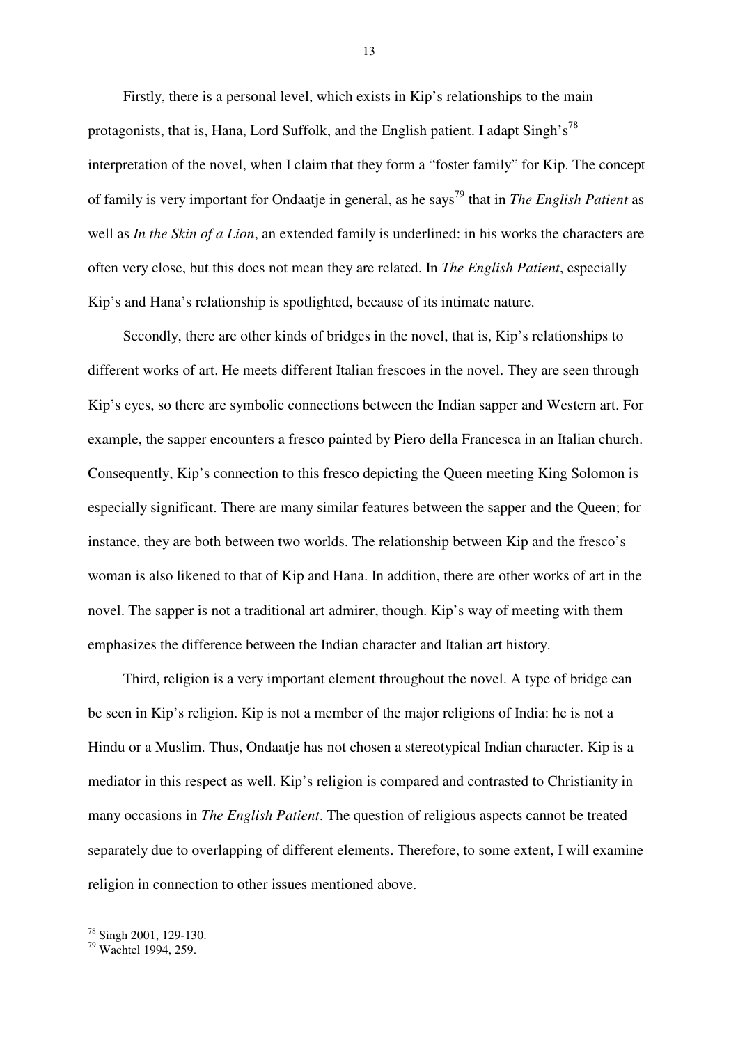Firstly, there is a personal level, which exists in Kip's relationships to the main protagonists, that is, Hana, Lord Suffolk, and the English patient. I adapt Singh's[78] interpretation of the novel, when I claim that they form a "foster family" for Kip. The concept of family is very important for Ondaatje in general, as he says[79] that in *The English Patient* as well as *In the Skin of a Lion*, an extended family is underlined: in his works the characters are often very close, but this does not mean they are related. In *The English Patient*, especially Kip's and Hana's relationship is spotlighted, because of its intimate nature.

Secondly, there are other kinds of bridges in the novel, that is, Kip's relationships to different works of art. He meets different Italian frescoes in the novel. They are seen through Kip's eyes, so there are symbolic connections between the Indian sapper and Western art. For example, the sapper encounters a fresco painted by Piero della Francesca in an Italian church. Consequently, Kip's connection to this fresco depicting the Queen meeting King Solomon is especially significant. There are many similar features between the sapper and the Queen; for instance, they are both between two worlds. The relationship between Kip and the fresco's woman is also likened to that of Kip and Hana. In addition, there are other works of art in the novel. The sapper is not a traditional art admirer, though. Kip's way of meeting with them emphasizes the difference between the Indian character and Italian art history.

Third, religion is a very important element throughout the novel. A type of bridge can be seen in Kip's religion. Kip is not a member of the major religions of India: he is not a Hindu or a Muslim. Thus, Ondaatje has not chosen a stereotypical Indian character. Kip is a mediator in this respect as well. Kip's religion is compared and contrasted to Christianity in many occasions in *The English Patient*. The question of religious aspects cannot be treated separately due to overlapping of different elements. Therefore, to some extent, I will examine religion in connection to other issues mentioned above.

---

[78] Singh 2001, 129-130.
[79] Wachtel 1994, 259.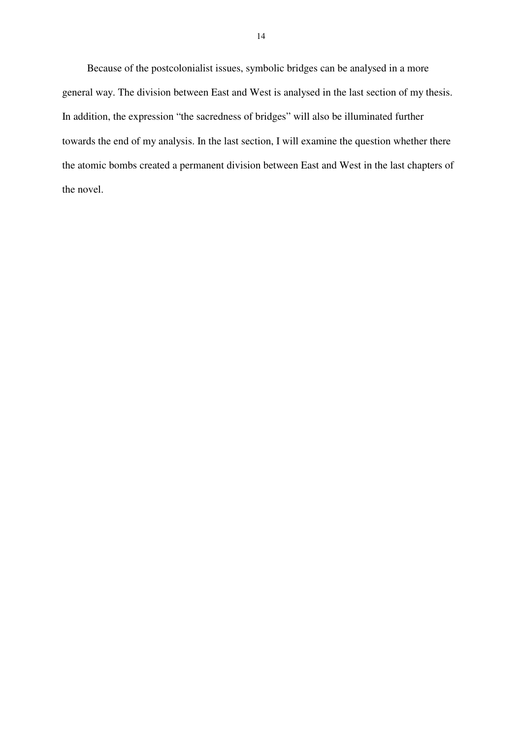Because of the postcolonialist issues, symbolic bridges can be analysed in a more general way. The division between East and West is analysed in the last section of my thesis. In addition, the expression "the sacredness of bridges" will also be illuminated further towards the end of my analysis. In the last section, I will examine the question whether there the atomic bombs created a permanent division between East and West in the last chapters of the novel.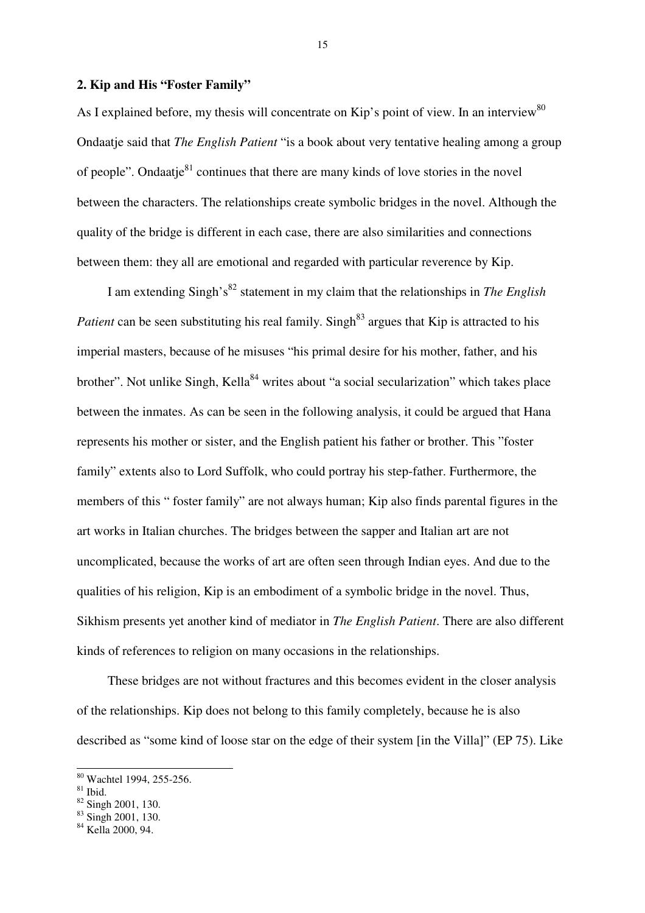## 2. Kip and His "Foster Family"

As I explained before, my thesis will concentrate on Kip's point of view. In an interview[80] Ondaatje said that *The English Patient* "is a book about very tentative healing among a group of people". Ondaatje[81] continues that there are many kinds of love stories in the novel between the characters. The relationships create symbolic bridges in the novel. Although the quality of the bridge is different in each case, there are also similarities and connections between them: they all are emotional and regarded with particular reverence by Kip.

I am extending Singh's[82] statement in my claim that the relationships in *The English Patient* can be seen substituting his real family. Singh[83] argues that Kip is attracted to his imperial masters, because of he misuses "his primal desire for his mother, father, and his brother". Not unlike Singh, Kella[84] writes about "a social secularization" which takes place between the inmates. As can be seen in the following analysis, it could be argued that Hana represents his mother or sister, and the English patient his father or brother. This "foster family" extents also to Lord Suffolk, who could portray his step-father. Furthermore, the members of this " foster family" are not always human; Kip also finds parental figures in the art works in Italian churches. The bridges between the sapper and Italian art are not uncomplicated, because the works of art are often seen through Indian eyes. And due to the qualities of his religion, Kip is an embodiment of a symbolic bridge in the novel. Thus, Sikhism presents yet another kind of mediator in *The English Patient*. There are also different kinds of references to religion on many occasions in the relationships.

These bridges are not without fractures and this becomes evident in the closer analysis of the relationships. Kip does not belong to this family completely, because he is also described as "some kind of loose star on the edge of their system [in the Villa]" (EP 75). Like

---

[80] Wachtel 1994, 255-256.
[81] Ibid.
[82] Singh 2001, 130.
[83] Singh 2001, 130.
[84] Kella 2000, 94.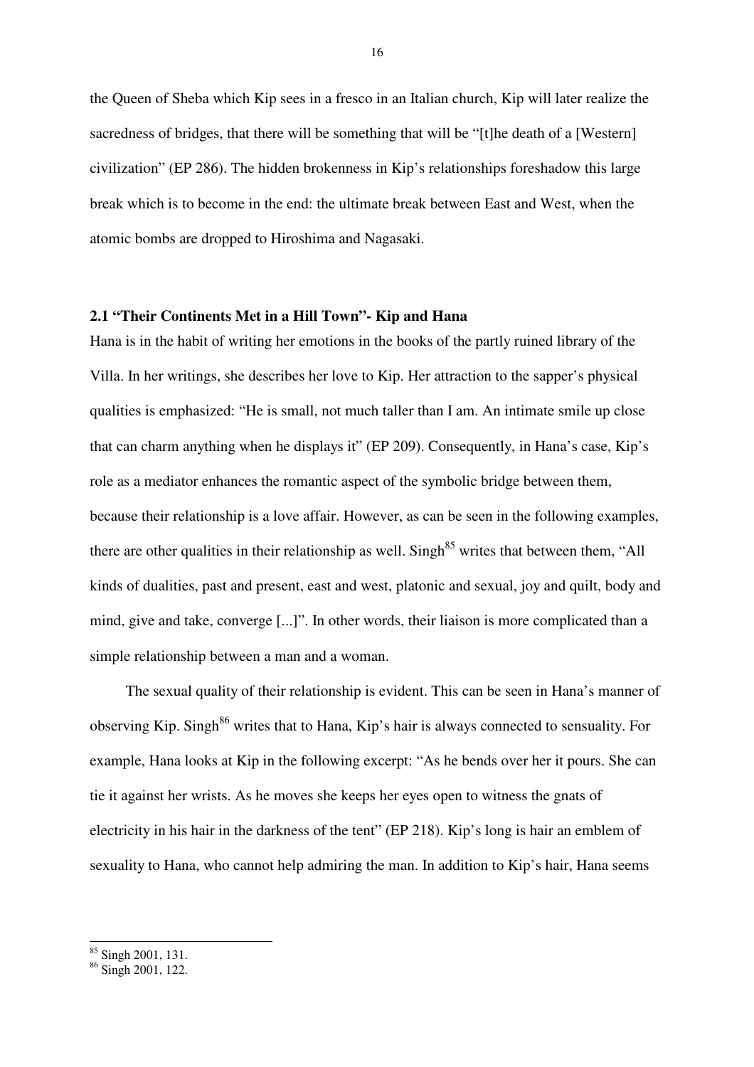the Queen of Sheba which Kip sees in a fresco in an Italian church, Kip will later realize the sacredness of bridges, that there will be something that will be "[t]he death of a [Western] civilization" (EP 286). The hidden brokenness in Kip's relationships foreshadow this large break which is to become in the end: the ultimate break between East and West, when the atomic bombs are dropped to Hiroshima and Nagasaki.

### 2.1 "Their Continents Met in a Hill Town"- Kip and Hana

Hana is in the habit of writing her emotions in the books of the partly ruined library of the Villa. In her writings, she describes her love to Kip. Her attraction to the sapper's physical qualities is emphasized: "He is small, not much taller than I am. An intimate smile up close that can charm anything when he displays it" (EP 209). Consequently, in Hana's case, Kip's role as a mediator enhances the romantic aspect of the symbolic bridge between them, because their relationship is a love affair. However, as can be seen in the following examples, there are other qualities in their relationship as well. Singh[85] writes that between them, "All kinds of dualities, past and present, east and west, platonic and sexual, joy and quilt, body and mind, give and take, converge [...]". In other words, their liaison is more complicated than a simple relationship between a man and a woman.

The sexual quality of their relationship is evident. This can be seen in Hana's manner of observing Kip. Singh[86] writes that to Hana, Kip's hair is always connected to sensuality. For example, Hana looks at Kip in the following excerpt: "As he bends over her it pours. She can tie it against her wrists. As he moves she keeps her eyes open to witness the gnats of electricity in his hair in the darkness of the tent" (EP 218). Kip's long is hair an emblem of sexuality to Hana, who cannot help admiring the man. In addition to Kip's hair, Hana seems

---

[85] Singh 2001, 131.

[86] Singh 2001, 122.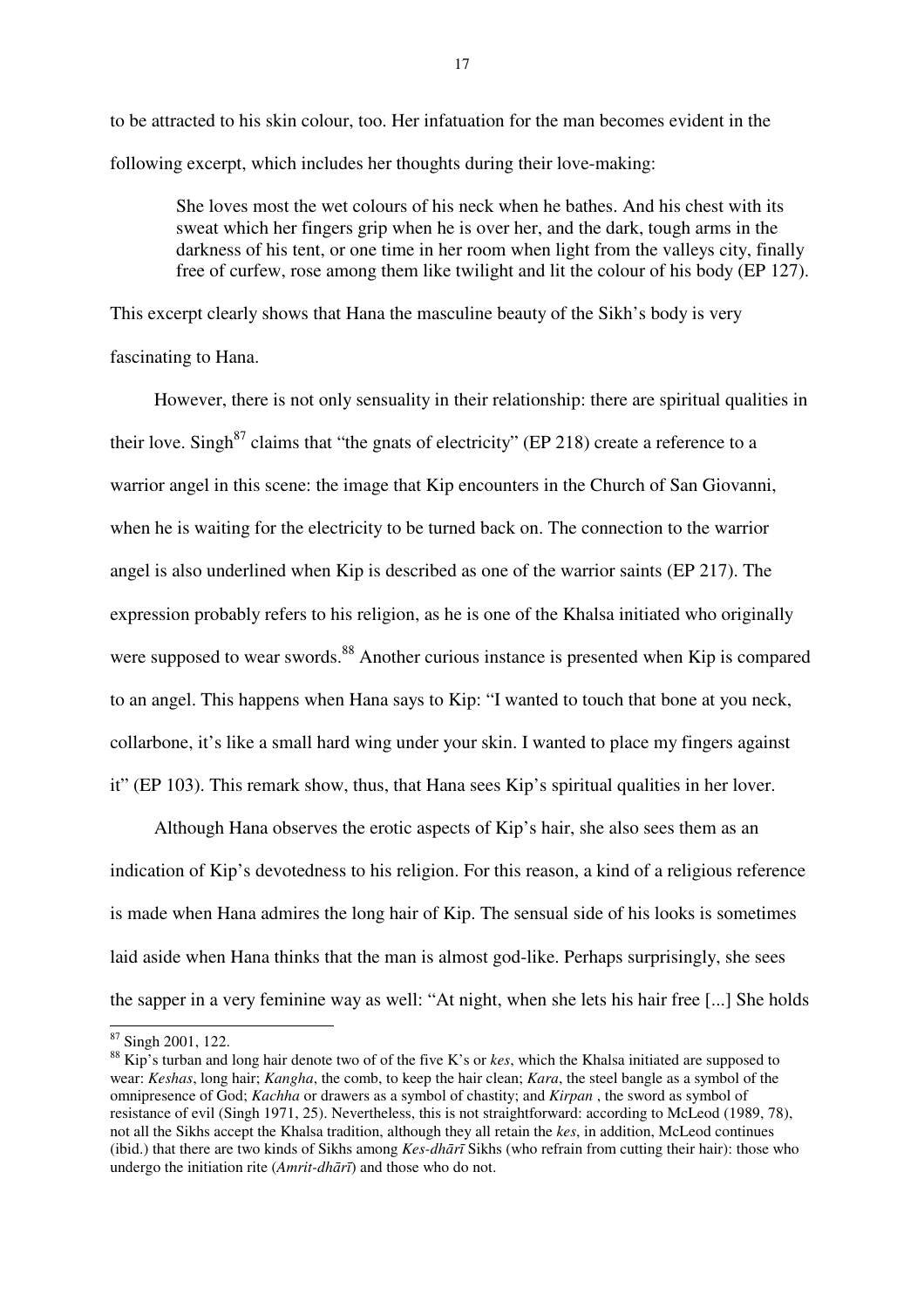to be attracted to his skin colour, too. Her infatuation for the man becomes evident in the following excerpt, which includes her thoughts during their love-making:

> She loves most the wet colours of his neck when he bathes. And his chest with its sweat which her fingers grip when he is over her, and the dark, tough arms in the darkness of his tent, or one time in her room when light from the valleys city, finally free of curfew, rose among them like twilight and lit the colour of his body (EP 127).

This excerpt clearly shows that Hana the masculine beauty of the Sikh's body is very fascinating to Hana.

However, there is not only sensuality in their relationship: there are spiritual qualities in their love. Singh[87] claims that "the gnats of electricity" (EP 218) create a reference to a warrior angel in this scene: the image that Kip encounters in the Church of San Giovanni, when he is waiting for the electricity to be turned back on. The connection to the warrior angel is also underlined when Kip is described as one of the warrior saints (EP 217). The expression probably refers to his religion, as he is one of the Khalsa initiated who originally were supposed to wear swords.[88] Another curious instance is presented when Kip is compared to an angel. This happens when Hana says to Kip: "I wanted to touch that bone at you neck, collarbone, it's like a small hard wing under your skin. I wanted to place my fingers against it" (EP 103). This remark show, thus, that Hana sees Kip's spiritual qualities in her lover.

Although Hana observes the erotic aspects of Kip's hair, she also sees them as an indication of Kip's devotedness to his religion. For this reason, a kind of a religious reference is made when Hana admires the long hair of Kip. The sensual side of his looks is sometimes laid aside when Hana thinks that the man is almost god-like. Perhaps surprisingly, she sees the sapper in a very feminine way as well: "At night, when she lets his hair free [...] She holds

---

[87] Singh 2001, 122.

[88] Kip's turban and long hair denote two of of the five K's or *kes*, which the Khalsa initiated are supposed to wear: *Keshas*, long hair; *Kangha*, the comb, to keep the hair clean; *Kara*, the steel bangle as a symbol of the omnipresence of God; *Kachha* or drawers as a symbol of chastity; and *Kirpan* , the sword as symbol of resistance of evil (Singh 1971, 25). Nevertheless, this is not straightforward: according to McLeod (1989, 78), not all the Sikhs accept the Khalsa tradition, although they all retain the *kes*, in addition, McLeod continues (ibid.) that there are two kinds of Sikhs among *Kes-dhārī* Sikhs (who refrain from cutting their hair): those who undergo the initiation rite (*Amrit-dhārī*) and those who do not.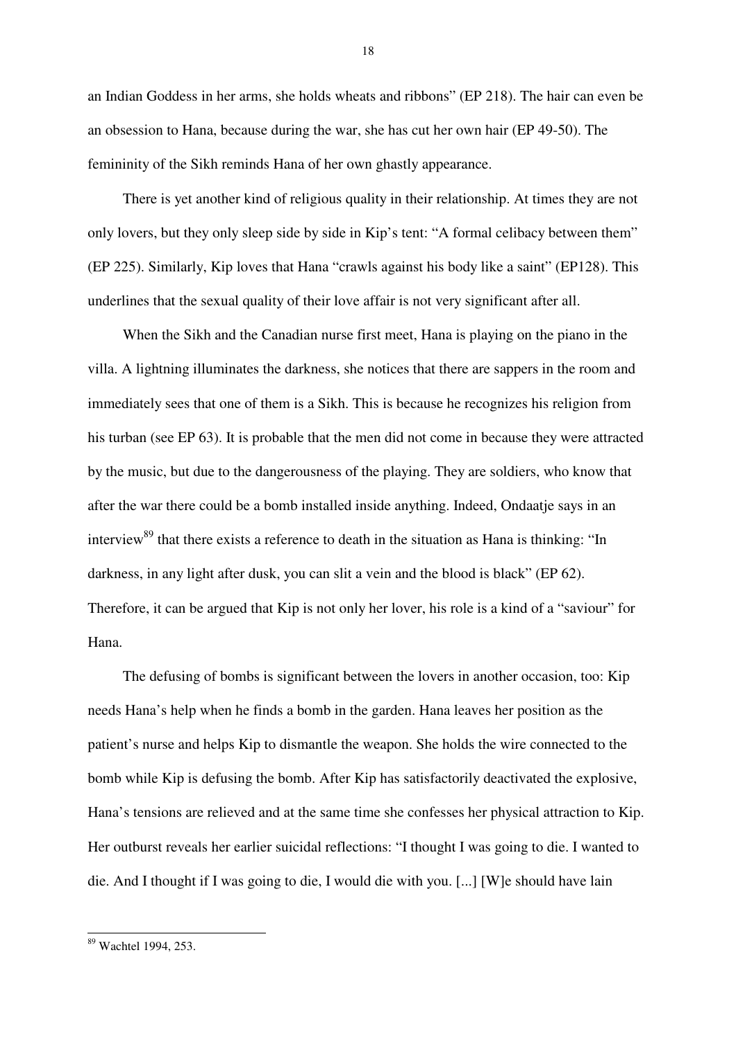an Indian Goddess in her arms, she holds wheats and ribbons" (EP 218). The hair can even be an obsession to Hana, because during the war, she has cut her own hair (EP 49-50). The femininity of the Sikh reminds Hana of her own ghastly appearance.

There is yet another kind of religious quality in their relationship. At times they are not only lovers, but they only sleep side by side in Kip's tent: "A formal celibacy between them" (EP 225). Similarly, Kip loves that Hana "crawls against his body like a saint" (EP128). This underlines that the sexual quality of their love affair is not very significant after all.

When the Sikh and the Canadian nurse first meet, Hana is playing on the piano in the villa. A lightning illuminates the darkness, she notices that there are sappers in the room and immediately sees that one of them is a Sikh. This is because he recognizes his religion from his turban (see EP 63). It is probable that the men did not come in because they were attracted by the music, but due to the dangerousness of the playing. They are soldiers, who know that after the war there could be a bomb installed inside anything. Indeed, Ondaatje says in an interview[89] that there exists a reference to death in the situation as Hana is thinking: "In darkness, in any light after dusk, you can slit a vein and the blood is black" (EP 62). Therefore, it can be argued that Kip is not only her lover, his role is a kind of a "saviour" for Hana.

The defusing of bombs is significant between the lovers in another occasion, too: Kip needs Hana's help when he finds a bomb in the garden. Hana leaves her position as the patient's nurse and helps Kip to dismantle the weapon. She holds the wire connected to the bomb while Kip is defusing the bomb. After Kip has satisfactorily deactivated the explosive, Hana's tensions are relieved and at the same time she confesses her physical attraction to Kip. Her outburst reveals her earlier suicidal reflections: "I thought I was going to die. I wanted to die. And I thought if I was going to die, I would die with you. [...] [W]e should have lain

---

[89] Wachtel 1994, 253.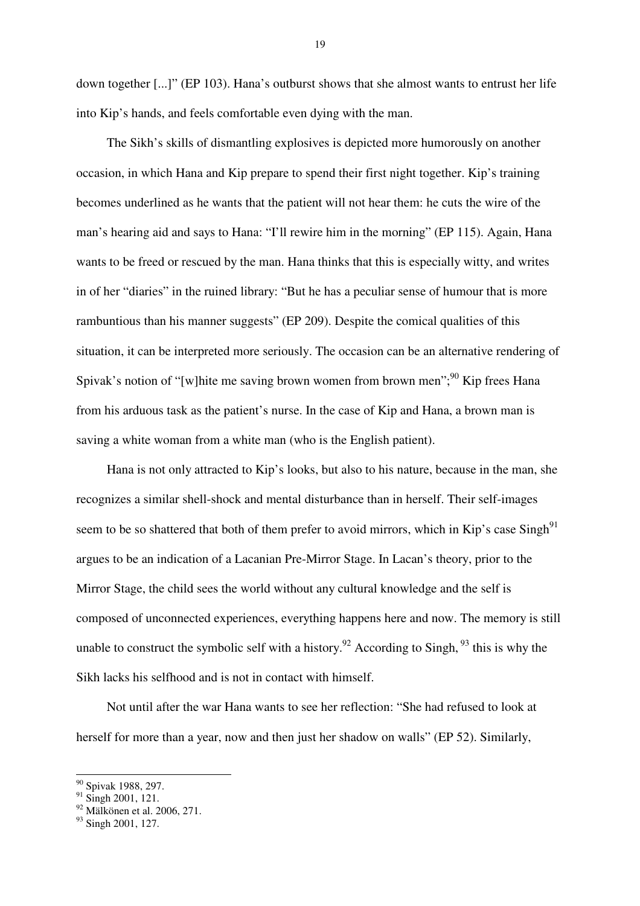down together [...]" (EP 103). Hana's outburst shows that she almost wants to entrust her life into Kip's hands, and feels comfortable even dying with the man.

The Sikh's skills of dismantling explosives is depicted more humorously on another occasion, in which Hana and Kip prepare to spend their first night together. Kip's training becomes underlined as he wants that the patient will not hear them: he cuts the wire of the man's hearing aid and says to Hana: "I'll rewire him in the morning" (EP 115). Again, Hana wants to be freed or rescued by the man. Hana thinks that this is especially witty, and writes in of her "diaries" in the ruined library: "But he has a peculiar sense of humour that is more rambuntious than his manner suggests" (EP 209). Despite the comical qualities of this situation, it can be interpreted more seriously. The occasion can be an alternative rendering of Spivak's notion of "[w]hite me saving brown women from brown men";[90] Kip frees Hana from his arduous task as the patient's nurse. In the case of Kip and Hana, a brown man is saving a white woman from a white man (who is the English patient).

Hana is not only attracted to Kip's looks, but also to his nature, because in the man, she recognizes a similar shell-shock and mental disturbance than in herself. Their self-images seem to be so shattered that both of them prefer to avoid mirrors, which in Kip's case Singh[91] argues to be an indication of a Lacanian Pre-Mirror Stage. In Lacan's theory, prior to the Mirror Stage, the child sees the world without any cultural knowledge and the self is composed of unconnected experiences, everything happens here and now. The memory is still unable to construct the symbolic self with a history.[92] According to Singh, [93] this is why the Sikh lacks his selfhood and is not in contact with himself.

Not until after the war Hana wants to see her reflection: "She had refused to look at herself for more than a year, now and then just her shadow on walls" (EP 52). Similarly,

---

[90] Spivak 1988, 297.
[91] Singh 2001, 121.
[92] Mälkönen et al. 2006, 271.
[93] Singh 2001, 127.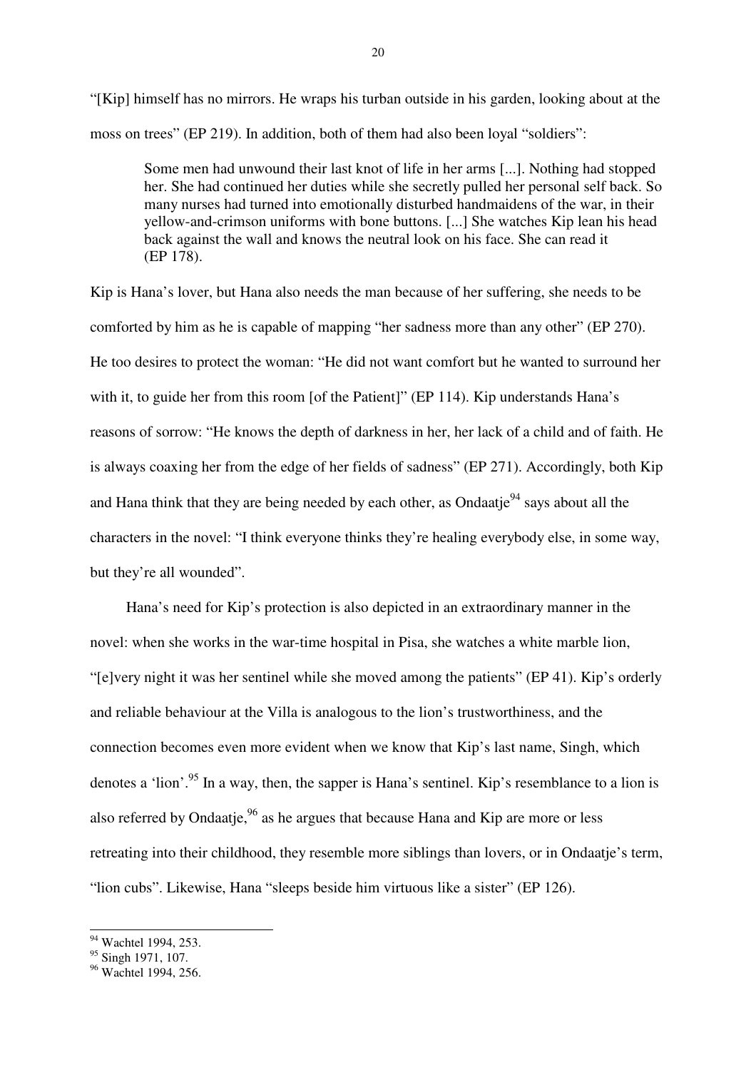"[Kip] himself has no mirrors. He wraps his turban outside in his garden, looking about at the moss on trees" (EP 219). In addition, both of them had also been loyal "soldiers":

> Some men had unwound their last knot of life in her arms [...]. Nothing had stopped her. She had continued her duties while she secretly pulled her personal self back. So many nurses had turned into emotionally disturbed handmaidens of the war, in their yellow-and-crimson uniforms with bone buttons. [...] She watches Kip lean his head back against the wall and knows the neutral look on his face. She can read it (EP 178).

Kip is Hana's lover, but Hana also needs the man because of her suffering, she needs to be comforted by him as he is capable of mapping "her sadness more than any other" (EP 270). He too desires to protect the woman: "He did not want comfort but he wanted to surround her with it, to guide her from this room [of the Patient]" (EP 114). Kip understands Hana's reasons of sorrow: "He knows the depth of darkness in her, her lack of a child and of faith. He is always coaxing her from the edge of her fields of sadness" (EP 271). Accordingly, both Kip and Hana think that they are being needed by each other, as Ondaatje[94] says about all the characters in the novel: "I think everyone thinks they're healing everybody else, in some way, but they're all wounded".

Hana's need for Kip's protection is also depicted in an extraordinary manner in the novel: when she works in the war-time hospital in Pisa, she watches a white marble lion, "[e]very night it was her sentinel while she moved among the patients" (EP 41). Kip's orderly and reliable behaviour at the Villa is analogous to the lion's trustworthiness, and the connection becomes even more evident when we know that Kip's last name, Singh, which denotes a 'lion'.[95] In a way, then, the sapper is Hana's sentinel. Kip's resemblance to a lion is also referred by Ondaatje,[96] as he argues that because Hana and Kip are more or less retreating into their childhood, they resemble more siblings than lovers, or in Ondaatje's term, "lion cubs". Likewise, Hana "sleeps beside him virtuous like a sister" (EP 126).

---

[94] Wachtel 1994, 253.
[95] Singh 1971, 107.
[96] Wachtel 1994, 256.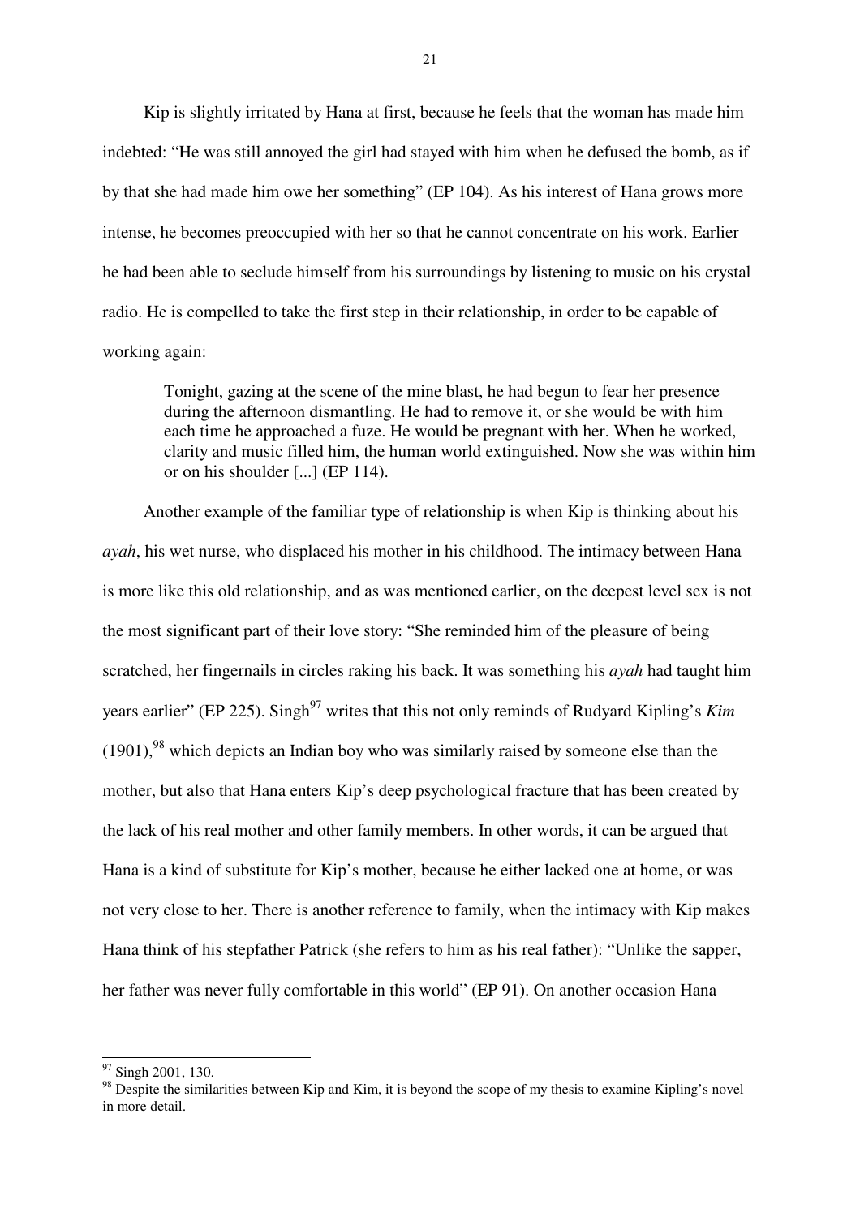Kip is slightly irritated by Hana at first, because he feels that the woman has made him indebted: "He was still annoyed the girl had stayed with him when he defused the bomb, as if by that she had made him owe her something" (EP 104). As his interest of Hana grows more intense, he becomes preoccupied with her so that he cannot concentrate on his work. Earlier he had been able to seclude himself from his surroundings by listening to music on his crystal radio. He is compelled to take the first step in their relationship, in order to be capable of working again:

> Tonight, gazing at the scene of the mine blast, he had begun to fear her presence during the afternoon dismantling. He had to remove it, or she would be with him each time he approached a fuze. He would be pregnant with her. When he worked, clarity and music filled him, the human world extinguished. Now she was within him or on his shoulder [...] (EP 114).

Another example of the familiar type of relationship is when Kip is thinking about his *ayah*, his wet nurse, who displaced his mother in his childhood. The intimacy between Hana is more like this old relationship, and as was mentioned earlier, on the deepest level sex is not the most significant part of their love story: "She reminded him of the pleasure of being scratched, her fingernails in circles raking his back. It was something his *ayah* had taught him years earlier" (EP 225). Singh[97] writes that this not only reminds of Rudyard Kipling's *Kim* (1901),[98] which depicts an Indian boy who was similarly raised by someone else than the mother, but also that Hana enters Kip's deep psychological fracture that has been created by the lack of his real mother and other family members. In other words, it can be argued that Hana is a kind of substitute for Kip's mother, because he either lacked one at home, or was not very close to her. There is another reference to family, when the intimacy with Kip makes Hana think of his stepfather Patrick (she refers to him as his real father): "Unlike the sapper, her father was never fully comfortable in this world" (EP 91). On another occasion Hana

---

[97] Singh 2001, 130.

[98] Despite the similarities between Kip and Kim, it is beyond the scope of my thesis to examine Kipling's novel in more detail.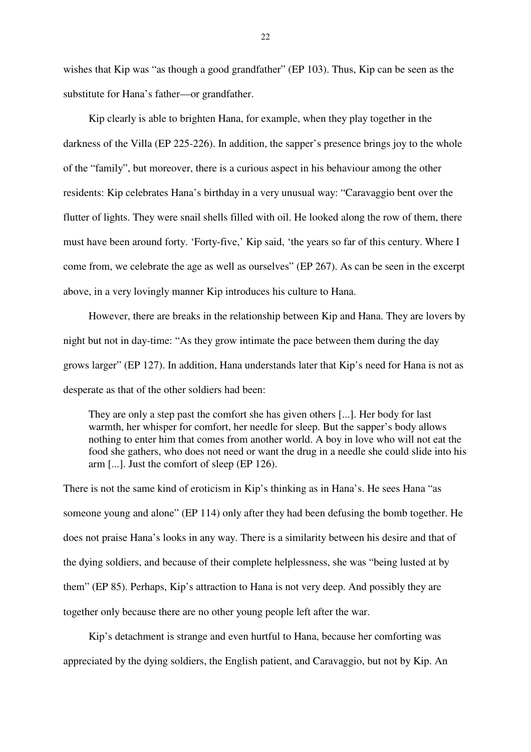wishes that Kip was “as though a good grandfather” (EP 103). Thus, Kip can be seen as the substitute for Hana’s father—or grandfather.

Kip clearly is able to brighten Hana, for example, when they play together in the darkness of the Villa (EP 225-226). In addition, the sapper’s presence brings joy to the whole of the “family”, but moreover, there is a curious aspect in his behaviour among the other residents: Kip celebrates Hana’s birthday in a very unusual way: “Caravaggio bent over the flutter of lights. They were snail shells filled with oil. He looked along the row of them, there must have been around forty. ‘Forty-five,’ Kip said, ‘the years so far of this century. Where I come from, we celebrate the age as well as ourselves” (EP 267). As can be seen in the excerpt above, in a very lovingly manner Kip introduces his culture to Hana.

However, there are breaks in the relationship between Kip and Hana. They are lovers by night but not in day-time: “As they grow intimate the pace between them during the day grows larger” (EP 127). In addition, Hana understands later that Kip’s need for Hana is not as desperate as that of the other soldiers had been:

> They are only a step past the comfort she has given others [...]. Her body for last warmth, her whisper for comfort, her needle for sleep. But the sapper’s body allows nothing to enter him that comes from another world. A boy in love who will not eat the food she gathers, who does not need or want the drug in a needle she could slide into his arm [...]. Just the comfort of sleep (EP 126).

There is not the same kind of eroticism in Kip’s thinking as in Hana’s. He sees Hana “as someone young and alone” (EP 114) only after they had been defusing the bomb together. He does not praise Hana’s looks in any way. There is a similarity between his desire and that of the dying soldiers, and because of their complete helplessness, she was “being lusted at by them” (EP 85). Perhaps, Kip’s attraction to Hana is not very deep. And possibly they are together only because there are no other young people left after the war.

Kip’s detachment is strange and even hurtful to Hana, because her comforting was appreciated by the dying soldiers, the English patient, and Caravaggio, but not by Kip. An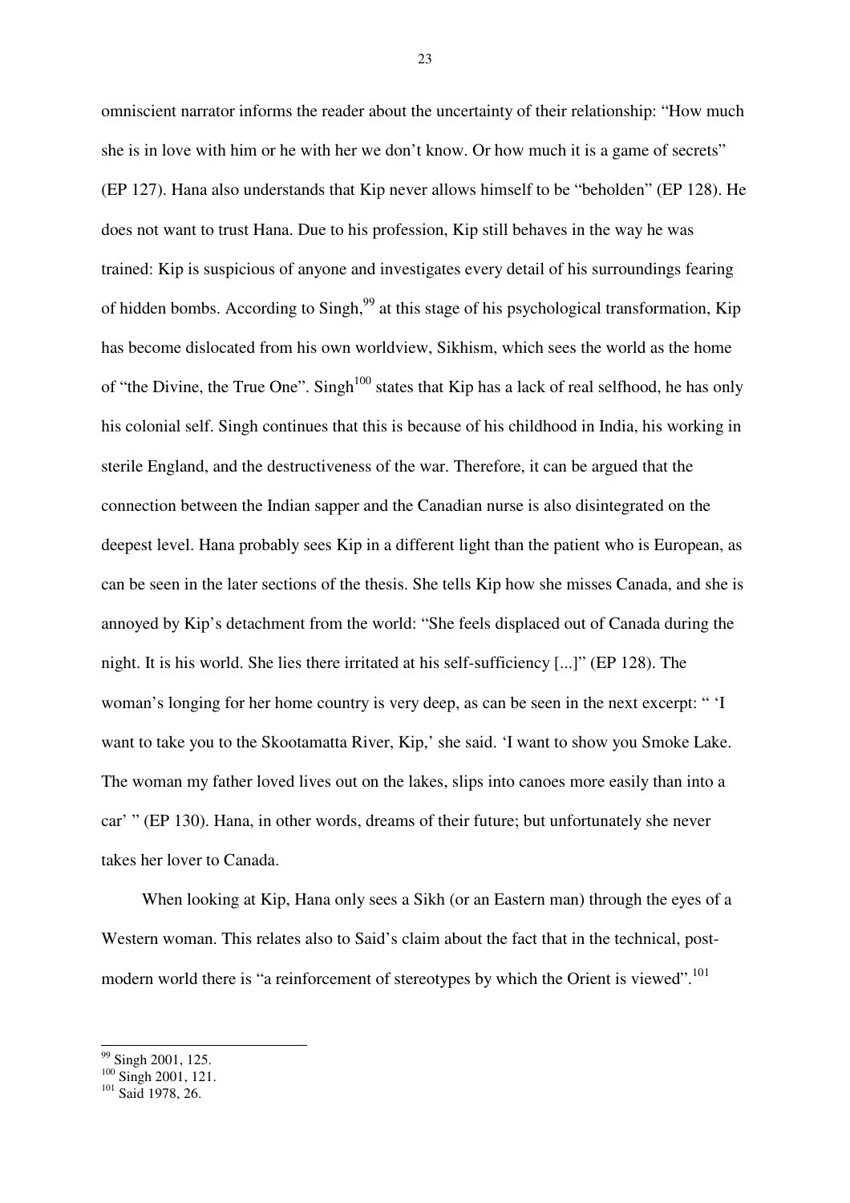omniscient narrator informs the reader about the uncertainty of their relationship: "How much she is in love with him or he with her we don't know. Or how much it is a game of secrets" (EP 127). Hana also understands that Kip never allows himself to be "beholden" (EP 128). He does not want to trust Hana. Due to his profession, Kip still behaves in the way he was trained: Kip is suspicious of anyone and investigates every detail of his surroundings fearing of hidden bombs. According to Singh,[99] at this stage of his psychological transformation, Kip has become dislocated from his own worldview, Sikhism, which sees the world as the home of "the Divine, the True One". Singh[100] states that Kip has a lack of real selfhood, he has only his colonial self. Singh continues that this is because of his childhood in India, his working in sterile England, and the destructiveness of the war. Therefore, it can be argued that the connection between the Indian sapper and the Canadian nurse is also disintegrated on the deepest level. Hana probably sees Kip in a different light than the patient who is European, as can be seen in the later sections of the thesis. She tells Kip how she misses Canada, and she is annoyed by Kip's detachment from the world: "She feels displaced out of Canada during the night. It is his world. She lies there irritated at his self-sufficiency [...]" (EP 128). The woman's longing for her home country is very deep, as can be seen in the next excerpt: " 'I want to take you to the Skootamatta River, Kip,' she said. 'I want to show you Smoke Lake. The woman my father loved lives out on the lakes, slips into canoes more easily than into a car' " (EP 130). Hana, in other words, dreams of their future; but unfortunately she never takes her lover to Canada.

When looking at Kip, Hana only sees a Sikh (or an Eastern man) through the eyes of a Western woman. This relates also to Said's claim about the fact that in the technical, post-modern world there is "a reinforcement of stereotypes by which the Orient is viewed".[101]

---

[99] Singh 2001, 125.
[100] Singh 2001, 121.
[101] Said 1978, 26.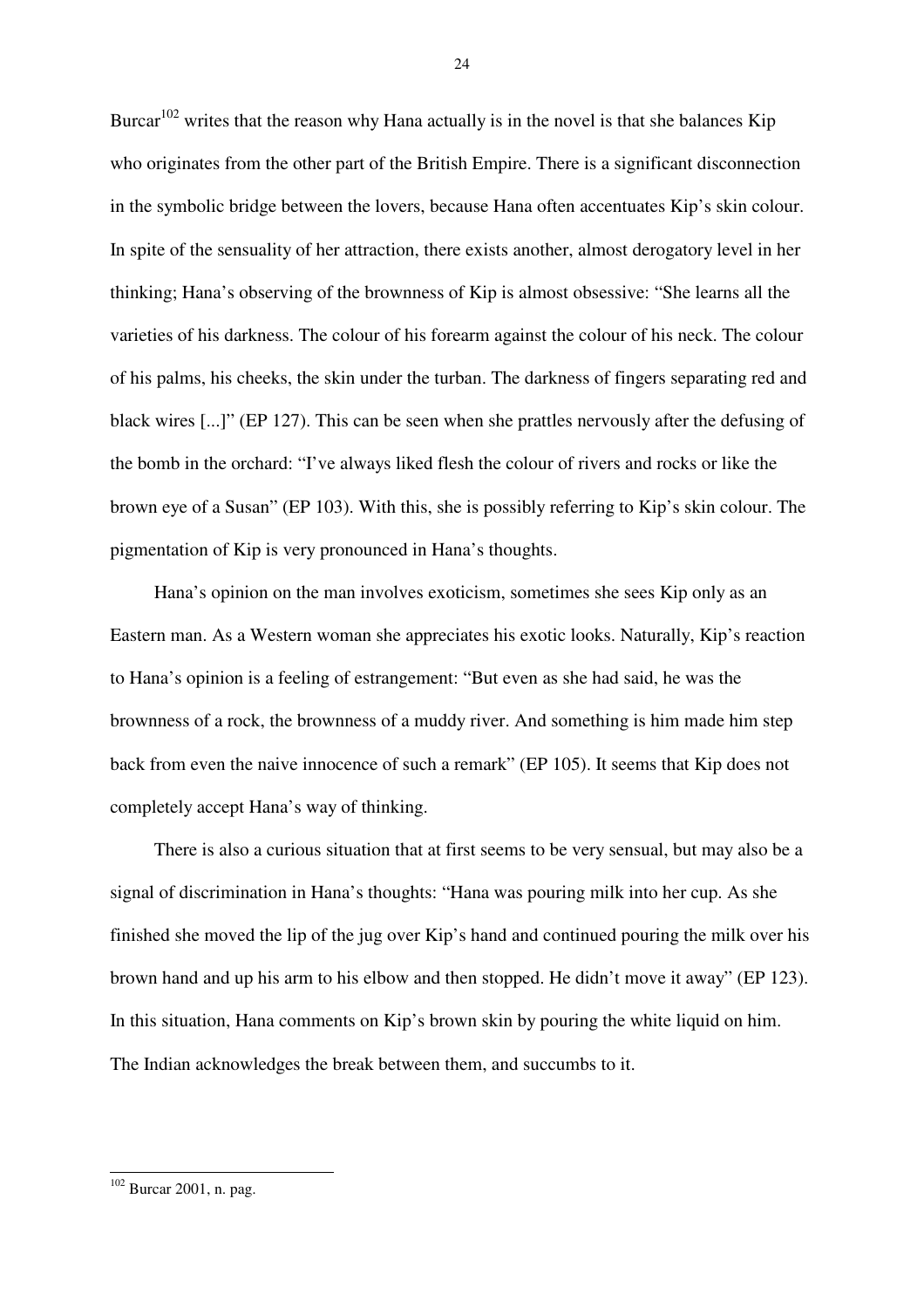Burcar[102] writes that the reason why Hana actually is in the novel is that she balances Kip who originates from the other part of the British Empire. There is a significant disconnection in the symbolic bridge between the lovers, because Hana often accentuates Kip's skin colour. In spite of the sensuality of her attraction, there exists another, almost derogatory level in her thinking; Hana's observing of the brownness of Kip is almost obsessive: "She learns all the varieties of his darkness. The colour of his forearm against the colour of his neck. The colour of his palms, his cheeks, the skin under the turban. The darkness of fingers separating red and black wires [...]" (EP 127). This can be seen when she prattles nervously after the defusing of the bomb in the orchard: "I've always liked flesh the colour of rivers and rocks or like the brown eye of a Susan" (EP 103). With this, she is possibly referring to Kip's skin colour. The pigmentation of Kip is very pronounced in Hana's thoughts.

Hana's opinion on the man involves exoticism, sometimes she sees Kip only as an Eastern man. As a Western woman she appreciates his exotic looks. Naturally, Kip's reaction to Hana's opinion is a feeling of estrangement: "But even as she had said, he was the brownness of a rock, the brownness of a muddy river. And something is him made him step back from even the naive innocence of such a remark" (EP 105). It seems that Kip does not completely accept Hana's way of thinking.

There is also a curious situation that at first seems to be very sensual, but may also be a signal of discrimination in Hana's thoughts: "Hana was pouring milk into her cup. As she finished she moved the lip of the jug over Kip's hand and continued pouring the milk over his brown hand and up his arm to his elbow and then stopped. He didn't move it away" (EP 123). In this situation, Hana comments on Kip's brown skin by pouring the white liquid on him. The Indian acknowledges the break between them, and succumbs to it.

[102] Burcar 2001, n. pag.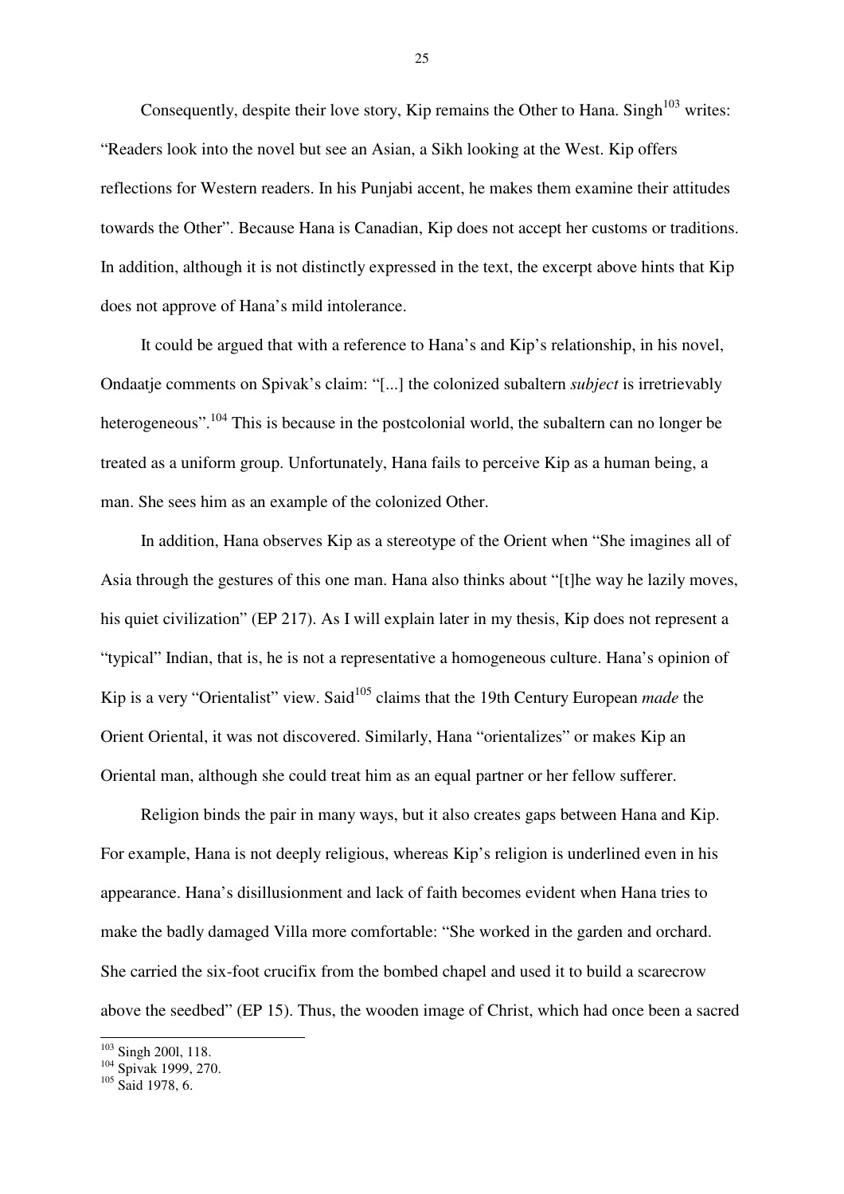Consequently, despite their love story, Kip remains the Other to Hana. Singh[103] writes: "Readers look into the novel but see an Asian, a Sikh looking at the West. Kip offers reflections for Western readers. In his Punjabi accent, he makes them examine their attitudes towards the Other". Because Hana is Canadian, Kip does not accept her customs or traditions. In addition, although it is not distinctly expressed in the text, the excerpt above hints that Kip does not approve of Hana's mild intolerance.

It could be argued that with a reference to Hana's and Kip's relationship, in his novel, Ondaatje comments on Spivak's claim: "[...] the colonized subaltern *subject* is irretrievably heterogeneous".[104] This is because in the postcolonial world, the subaltern can no longer be treated as a uniform group. Unfortunately, Hana fails to perceive Kip as a human being, a man. She sees him as an example of the colonized Other.

In addition, Hana observes Kip as a stereotype of the Orient when "She imagines all of Asia through the gestures of this one man. Hana also thinks about "[t]he way he lazily moves, his quiet civilization" (EP 217). As I will explain later in my thesis, Kip does not represent a "typical" Indian, that is, he is not a representative a homogeneous culture. Hana's opinion of Kip is a very "Orientalist" view. Said[105] claims that the 19th Century European *made* the Orient Oriental, it was not discovered. Similarly, Hana "orientalizes" or makes Kip an Oriental man, although she could treat him as an equal partner or her fellow sufferer.

Religion binds the pair in many ways, but it also creates gaps between Hana and Kip. For example, Hana is not deeply religious, whereas Kip's religion is underlined even in his appearance. Hana's disillusionment and lack of faith becomes evident when Hana tries to make the badly damaged Villa more comfortable: "She worked in the garden and orchard. She carried the six-foot crucifix from the bombed chapel and used it to build a scarecrow above the seedbed" (EP 15). Thus, the wooden image of Christ, which had once been a sacred

---

[103] Singh 200l, 118.
[104] Spivak 1999, 270.
[105] Said 1978, 6.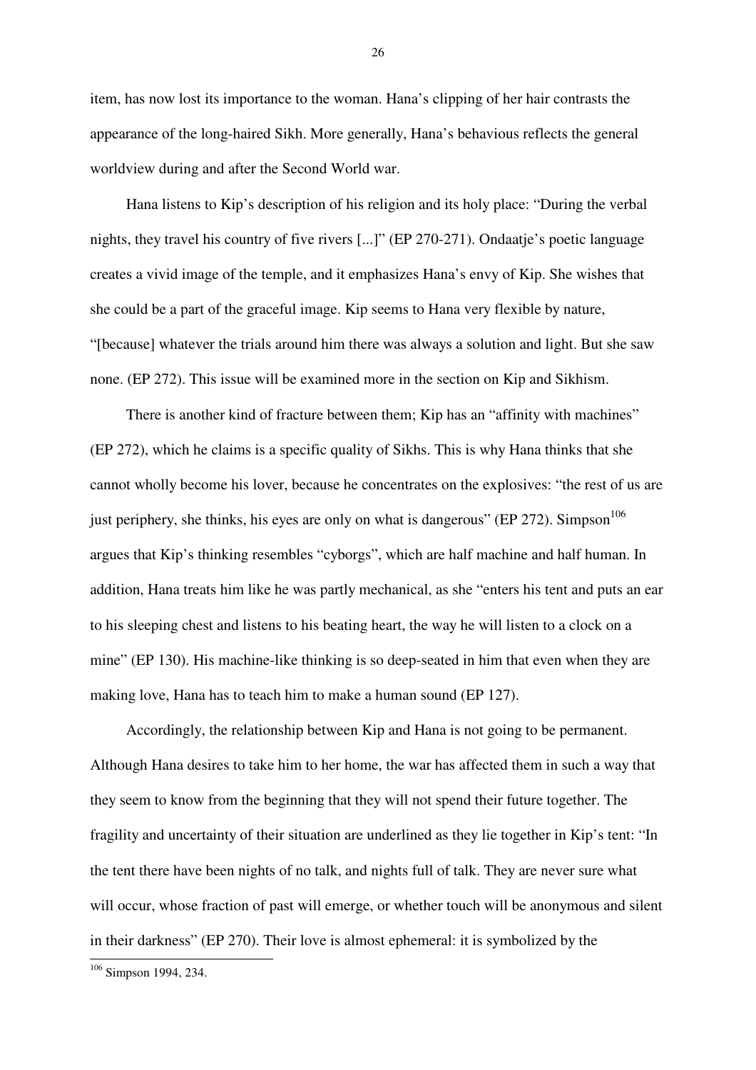item, has now lost its importance to the woman. Hana's clipping of her hair contrasts the appearance of the long-haired Sikh. More generally, Hana's behavious reflects the general worldview during and after the Second World war.

Hana listens to Kip's description of his religion and its holy place: "During the verbal nights, they travel his country of five rivers [...]" (EP 270-271). Ondaatje's poetic language creates a vivid image of the temple, and it emphasizes Hana's envy of Kip. She wishes that she could be a part of the graceful image. Kip seems to Hana very flexible by nature, "[because] whatever the trials around him there was always a solution and light. But she saw none. (EP 272). This issue will be examined more in the section on Kip and Sikhism.

There is another kind of fracture between them; Kip has an "affinity with machines" (EP 272), which he claims is a specific quality of Sikhs. This is why Hana thinks that she cannot wholly become his lover, because he concentrates on the explosives: "the rest of us are just periphery, she thinks, his eyes are only on what is dangerous" (EP 272). Simpson[106] argues that Kip's thinking resembles "cyborgs", which are half machine and half human. In addition, Hana treats him like he was partly mechanical, as she "enters his tent and puts an ear to his sleeping chest and listens to his beating heart, the way he will listen to a clock on a mine" (EP 130). His machine-like thinking is so deep-seated in him that even when they are making love, Hana has to teach him to make a human sound (EP 127).

Accordingly, the relationship between Kip and Hana is not going to be permanent. Although Hana desires to take him to her home, the war has affected them in such a way that they seem to know from the beginning that they will not spend their future together. The fragility and uncertainty of their situation are underlined as they lie together in Kip's tent: "In the tent there have been nights of no talk, and nights full of talk. They are never sure what will occur, whose fraction of past will emerge, or whether touch will be anonymous and silent in their darkness" (EP 270). Their love is almost ephemeral: it is symbolized by the

[106] Simpson 1994, 234.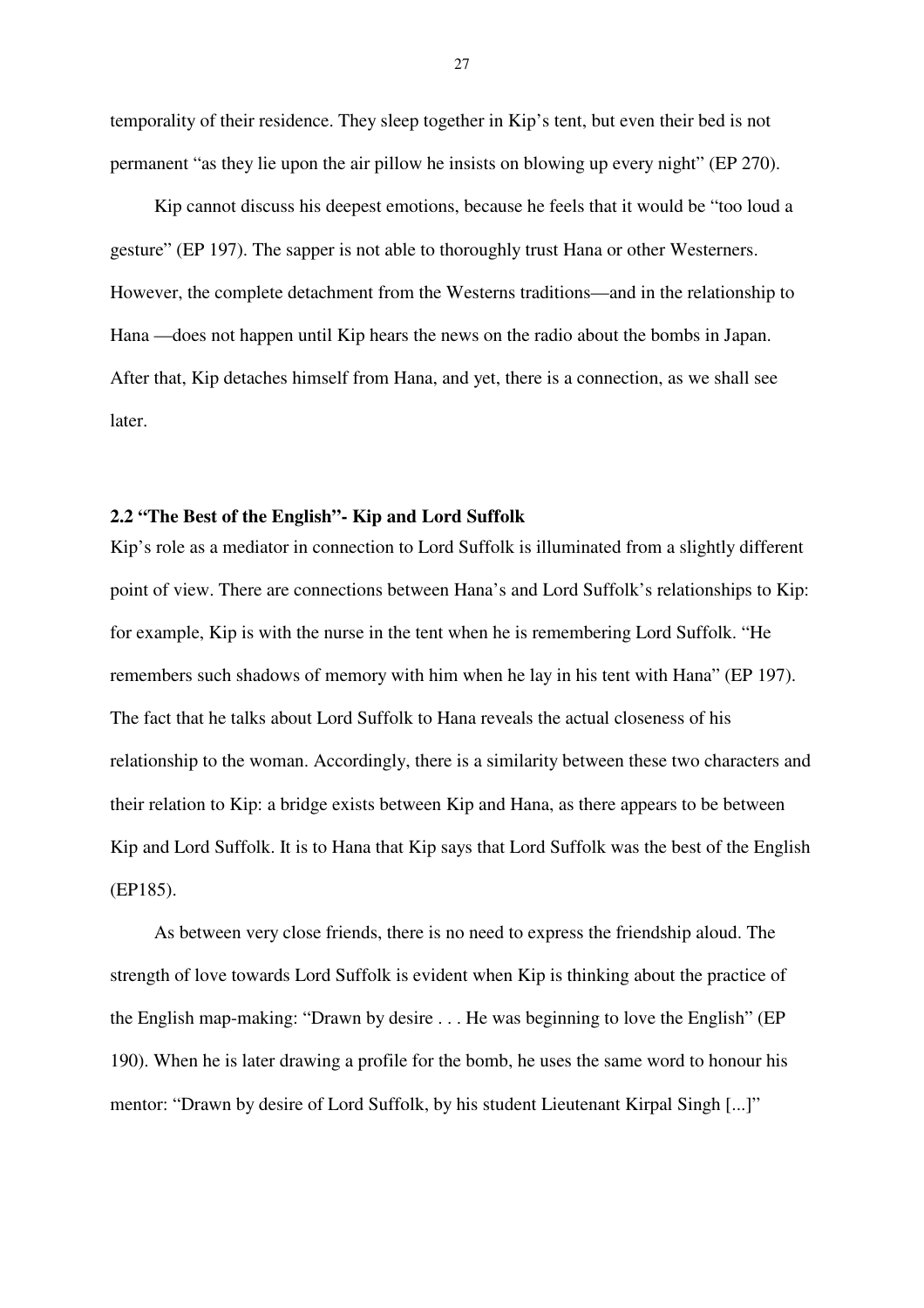temporality of their residence. They sleep together in Kip's tent, but even their bed is not permanent "as they lie upon the air pillow he insists on blowing up every night" (EP 270).

Kip cannot discuss his deepest emotions, because he feels that it would be "too loud a gesture" (EP 197). The sapper is not able to thoroughly trust Hana or other Westerners. However, the complete detachment from the Westerns traditions—and in the relationship to Hana —does not happen until Kip hears the news on the radio about the bombs in Japan. After that, Kip detaches himself from Hana, and yet, there is a connection, as we shall see later.

### 2.2 "The Best of the English"- Kip and Lord Suffolk

Kip's role as a mediator in connection to Lord Suffolk is illuminated from a slightly different point of view. There are connections between Hana's and Lord Suffolk's relationships to Kip: for example, Kip is with the nurse in the tent when he is remembering Lord Suffolk. "He remembers such shadows of memory with him when he lay in his tent with Hana" (EP 197). The fact that he talks about Lord Suffolk to Hana reveals the actual closeness of his relationship to the woman. Accordingly, there is a similarity between these two characters and their relation to Kip: a bridge exists between Kip and Hana, as there appears to be between Kip and Lord Suffolk. It is to Hana that Kip says that Lord Suffolk was the best of the English (EP185).

As between very close friends, there is no need to express the friendship aloud. The strength of love towards Lord Suffolk is evident when Kip is thinking about the practice of the English map-making: "Drawn by desire . . . He was beginning to love the English" (EP 190). When he is later drawing a profile for the bomb, he uses the same word to honour his mentor: "Drawn by desire of Lord Suffolk, by his student Lieutenant Kirpal Singh [...]"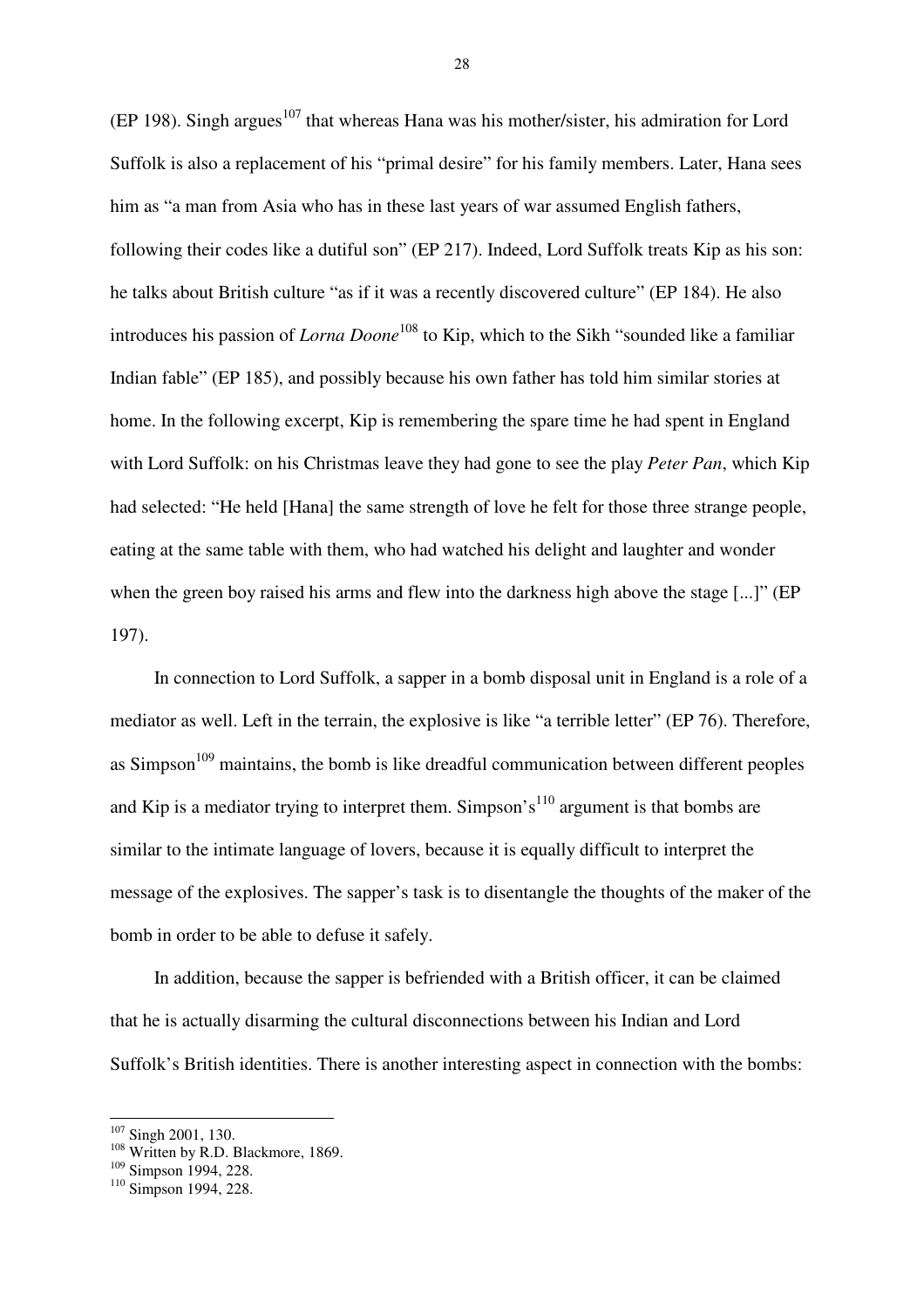(EP 198). Singh argues[107] that whereas Hana was his mother/sister, his admiration for Lord Suffolk is also a replacement of his "primal desire" for his family members. Later, Hana sees him as "a man from Asia who has in these last years of war assumed English fathers, following their codes like a dutiful son" (EP 217). Indeed, Lord Suffolk treats Kip as his son: he talks about British culture "as if it was a recently discovered culture" (EP 184). He also introduces his passion of *Lorna Doone*[108] to Kip, which to the Sikh "sounded like a familiar Indian fable" (EP 185), and possibly because his own father has told him similar stories at home. In the following excerpt, Kip is remembering the spare time he had spent in England with Lord Suffolk: on his Christmas leave they had gone to see the play *Peter Pan*, which Kip had selected: "He held [Hana] the same strength of love he felt for those three strange people, eating at the same table with them, who had watched his delight and laughter and wonder when the green boy raised his arms and flew into the darkness high above the stage [...]" (EP 197).

In connection to Lord Suffolk, a sapper in a bomb disposal unit in England is a role of a mediator as well. Left in the terrain, the explosive is like "a terrible letter" (EP 76). Therefore, as Simpson[109] maintains, the bomb is like dreadful communication between different peoples and Kip is a mediator trying to interpret them. Simpson's[110] argument is that bombs are similar to the intimate language of lovers, because it is equally difficult to interpret the message of the explosives. The sapper's task is to disentangle the thoughts of the maker of the bomb in order to be able to defuse it safely.

In addition, because the sapper is befriended with a British officer, it can be claimed that he is actually disarming the cultural disconnections between his Indian and Lord Suffolk's British identities. There is another interesting aspect in connection with the bombs:

---

[107] Singh 2001, 130.
[108] Written by R.D. Blackmore, 1869.
[109] Simpson 1994, 228.
[110] Simpson 1994, 228.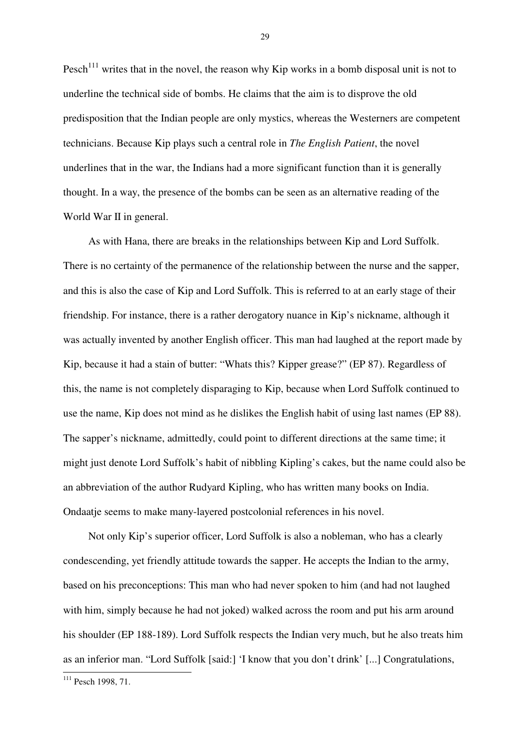Pesch[111] writes that in the novel, the reason why Kip works in a bomb disposal unit is not to underline the technical side of bombs. He claims that the aim is to disprove the old predisposition that the Indian people are only mystics, whereas the Westerners are competent technicians. Because Kip plays such a central role in *The English Patient*, the novel underlines that in the war, the Indians had a more significant function than it is generally thought. In a way, the presence of the bombs can be seen as an alternative reading of the World War II in general.

As with Hana, there are breaks in the relationships between Kip and Lord Suffolk. There is no certainty of the permanence of the relationship between the nurse and the sapper, and this is also the case of Kip and Lord Suffolk. This is referred to at an early stage of their friendship. For instance, there is a rather derogatory nuance in Kip's nickname, although it was actually invented by another English officer. This man had laughed at the report made by Kip, because it had a stain of butter: "Whats this? Kipper grease?" (EP 87). Regardless of this, the name is not completely disparaging to Kip, because when Lord Suffolk continued to use the name, Kip does not mind as he dislikes the English habit of using last names (EP 88). The sapper's nickname, admittedly, could point to different directions at the same time; it might just denote Lord Suffolk's habit of nibbling Kipling's cakes, but the name could also be an abbreviation of the author Rudyard Kipling, who has written many books on India. Ondaatje seems to make many-layered postcolonial references in his novel.

Not only Kip's superior officer, Lord Suffolk is also a nobleman, who has a clearly condescending, yet friendly attitude towards the sapper. He accepts the Indian to the army, based on his preconceptions: This man who had never spoken to him (and had not laughed with him, simply because he had not joked) walked across the room and put his arm around his shoulder (EP 188-189). Lord Suffolk respects the Indian very much, but he also treats him as an inferior man. "Lord Suffolk [said:] 'I know that you don't drink' [...] Congratulations,

[111] Pesch 1998, 71.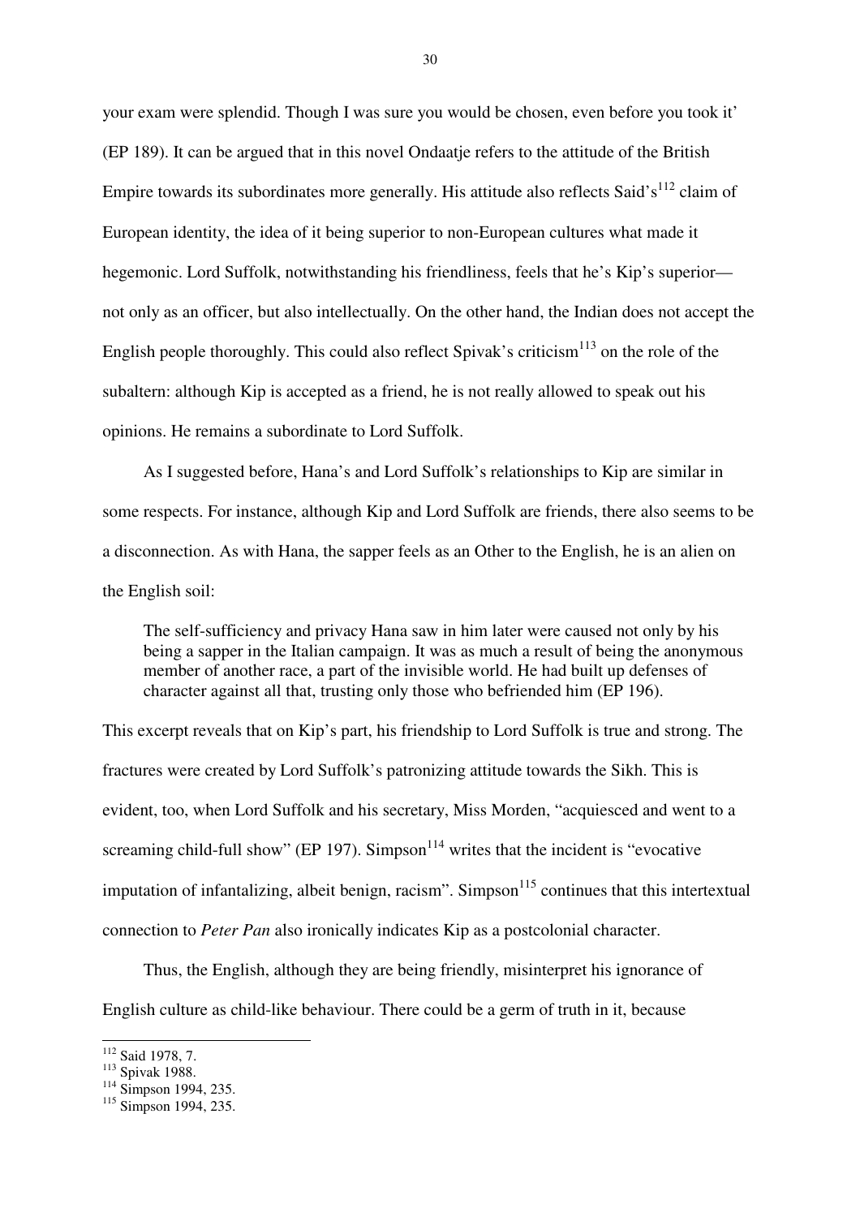your exam were splendid. Though I was sure you would be chosen, even before you took it' (EP 189). It can be argued that in this novel Ondaatje refers to the attitude of the British Empire towards its subordinates more generally. His attitude also reflects Said's[112] claim of European identity, the idea of it being superior to non-European cultures what made it hegemonic. Lord Suffolk, notwithstanding his friendliness, feels that he's Kip's superior—not only as an officer, but also intellectually. On the other hand, the Indian does not accept the English people thoroughly. This could also reflect Spivak's criticism[113] on the role of the subaltern: although Kip is accepted as a friend, he is not really allowed to speak out his opinions. He remains a subordinate to Lord Suffolk.

As I suggested before, Hana's and Lord Suffolk's relationships to Kip are similar in some respects. For instance, although Kip and Lord Suffolk are friends, there also seems to be a disconnection. As with Hana, the sapper feels as an Other to the English, he is an alien on the English soil:

> The self-sufficiency and privacy Hana saw in him later were caused not only by his being a sapper in the Italian campaign. It was as much a result of being the anonymous member of another race, a part of the invisible world. He had built up defenses of character against all that, trusting only those who befriended him (EP 196).

This excerpt reveals that on Kip's part, his friendship to Lord Suffolk is true and strong. The fractures were created by Lord Suffolk's patronizing attitude towards the Sikh. This is evident, too, when Lord Suffolk and his secretary, Miss Morden, "acquiesced and went to a screaming child-full show" (EP 197). Simpson[114] writes that the incident is "evocative imputation of infantalizing, albeit benign, racism". Simpson[115] continues that this intertextual connection to *Peter Pan* also ironically indicates Kip as a postcolonial character.

Thus, the English, although they are being friendly, misinterpret his ignorance of English culture as child-like behaviour. There could be a germ of truth in it, because

---

[112] Said 1978, 7.
[113] Spivak 1988.
[114] Simpson 1994, 235.
[115] Simpson 1994, 235.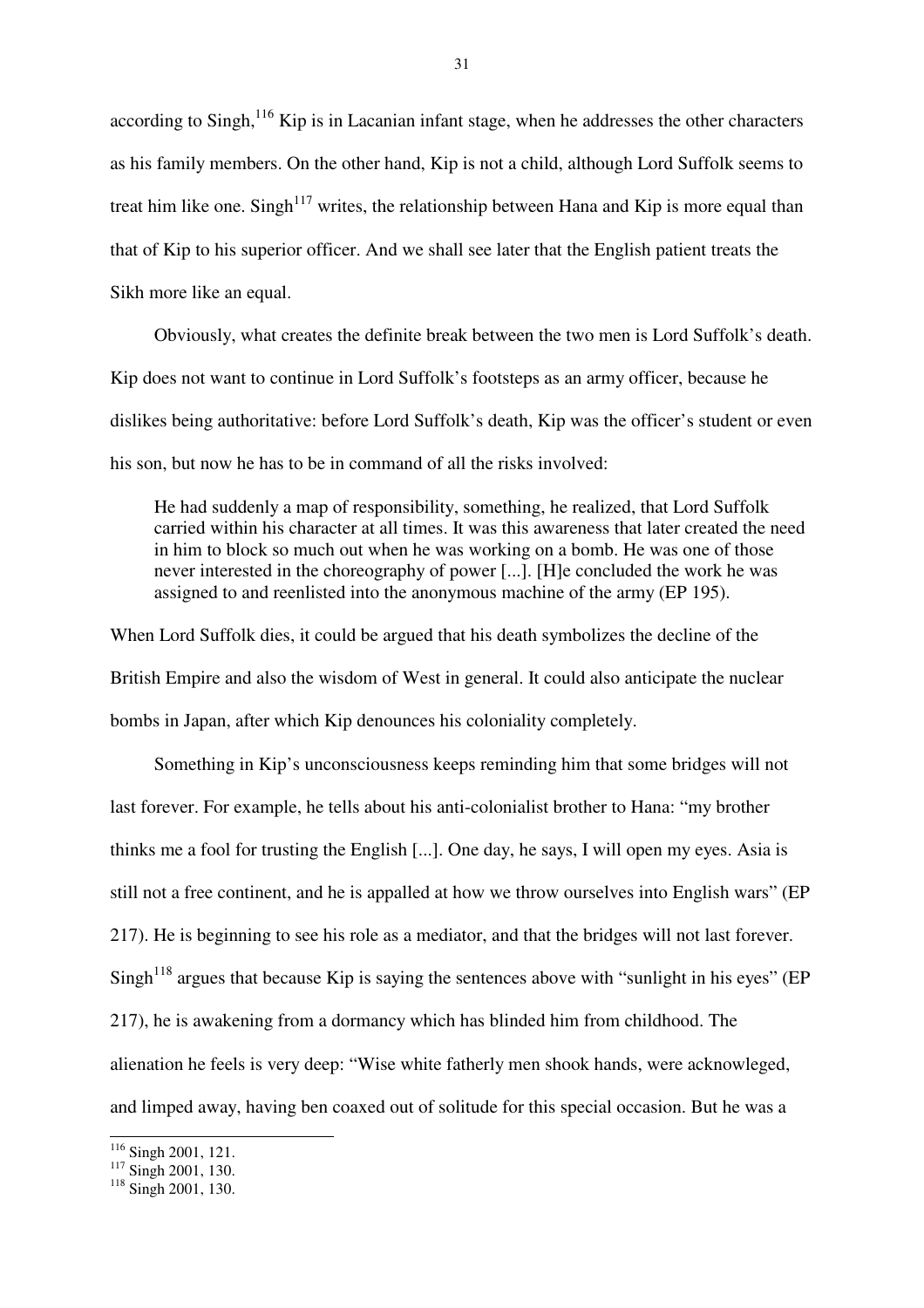according to Singh,[116] Kip is in Lacanian infant stage, when he addresses the other characters as his family members. On the other hand, Kip is not a child, although Lord Suffolk seems to treat him like one. Singh[117] writes, the relationship between Hana and Kip is more equal than that of Kip to his superior officer. And we shall see later that the English patient treats the Sikh more like an equal.

Obviously, what creates the definite break between the two men is Lord Suffolk's death. Kip does not want to continue in Lord Suffolk's footsteps as an army officer, because he dislikes being authoritative: before Lord Suffolk's death, Kip was the officer's student or even his son, but now he has to be in command of all the risks involved:

> He had suddenly a map of responsibility, something, he realized, that Lord Suffolk carried within his character at all times. It was this awareness that later created the need in him to block so much out when he was working on a bomb. He was one of those never interested in the choreography of power [...]. [H]e concluded the work he was assigned to and reenlisted into the anonymous machine of the army (EP 195).

When Lord Suffolk dies, it could be argued that his death symbolizes the decline of the British Empire and also the wisdom of West in general. It could also anticipate the nuclear bombs in Japan, after which Kip denounces his coloniality completely.

Something in Kip's unconsciousness keeps reminding him that some bridges will not last forever. For example, he tells about his anti-colonialist brother to Hana: "my brother thinks me a fool for trusting the English [...]. One day, he says, I will open my eyes. Asia is still not a free continent, and he is appalled at how we throw ourselves into English wars" (EP 217). He is beginning to see his role as a mediator, and that the bridges will not last forever. Singh[118] argues that because Kip is saying the sentences above with "sunlight in his eyes" (EP 217), he is awakening from a dormancy which has blinded him from childhood. The alienation he feels is very deep: "Wise white fatherly men shook hands, were acknowleged, and limped away, having ben coaxed out of solitude for this special occasion. But he was a

---

[116] Singh 2001, 121.
[117] Singh 2001, 130.
[118] Singh 2001, 130.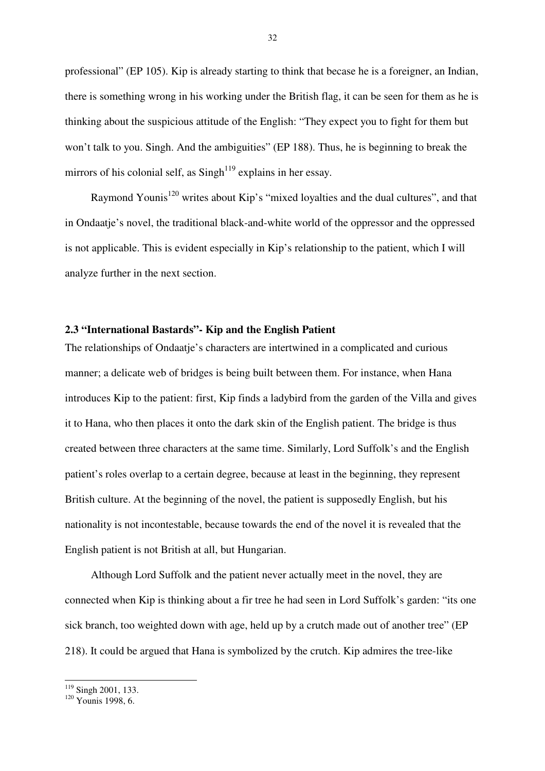professional" (EP 105). Kip is already starting to think that becase he is a foreigner, an Indian, there is something wrong in his working under the British flag, it can be seen for them as he is thinking about the suspicious attitude of the English: "They expect you to fight for them but won't talk to you. Singh. And the ambiguities" (EP 188). Thus, he is beginning to break the mirrors of his colonial self, as Singh[119] explains in her essay.

Raymond Younis[120] writes about Kip's "mixed loyalties and the dual cultures", and that in Ondaatje's novel, the traditional black-and-white world of the oppressor and the oppressed is not applicable. This is evident especially in Kip's relationship to the patient, which I will analyze further in the next section.

### 2.3 "International Bastards"- Kip and the English Patient

The relationships of Ondaatje's characters are intertwined in a complicated and curious manner; a delicate web of bridges is being built between them. For instance, when Hana introduces Kip to the patient: first, Kip finds a ladybird from the garden of the Villa and gives it to Hana, who then places it onto the dark skin of the English patient. The bridge is thus created between three characters at the same time. Similarly, Lord Suffolk's and the English patient's roles overlap to a certain degree, because at least in the beginning, they represent British culture. At the beginning of the novel, the patient is supposedly English, but his nationality is not incontestable, because towards the end of the novel it is revealed that the English patient is not British at all, but Hungarian.

Although Lord Suffolk and the patient never actually meet in the novel, they are connected when Kip is thinking about a fir tree he had seen in Lord Suffolk's garden: "its one sick branch, too weighted down with age, held up by a crutch made out of another tree" (EP 218). It could be argued that Hana is symbolized by the crutch. Kip admires the tree-like

[119] Singh 2001, 133.
[120] Younis 1998, 6.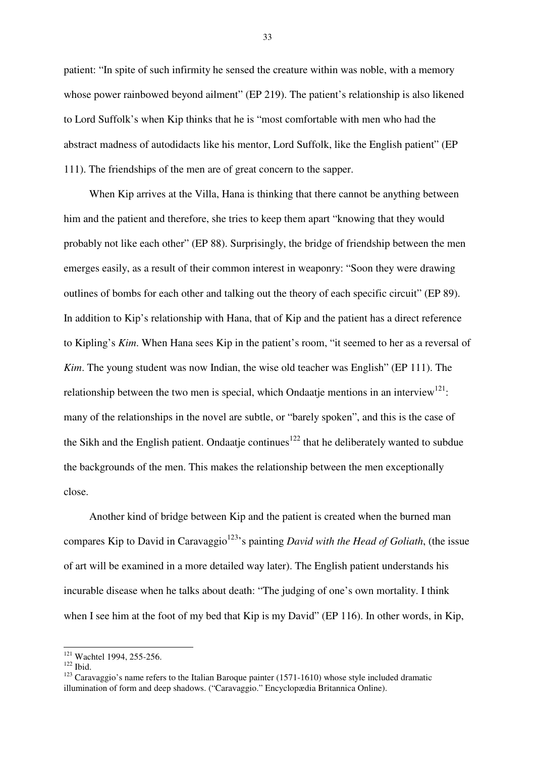patient: "In spite of such infirmity he sensed the creature within was noble, with a memory whose power rainbowed beyond ailment" (EP 219). The patient's relationship is also likened to Lord Suffolk's when Kip thinks that he is "most comfortable with men who had the abstract madness of autodidacts like his mentor, Lord Suffolk, like the English patient" (EP 111). The friendships of the men are of great concern to the sapper.

When Kip arrives at the Villa, Hana is thinking that there cannot be anything between him and the patient and therefore, she tries to keep them apart "knowing that they would probably not like each other" (EP 88). Surprisingly, the bridge of friendship between the men emerges easily, as a result of their common interest in weaponry: "Soon they were drawing outlines of bombs for each other and talking out the theory of each specific circuit" (EP 89). In addition to Kip's relationship with Hana, that of Kip and the patient has a direct reference to Kipling's *Kim*. When Hana sees Kip in the patient's room, "it seemed to her as a reversal of *Kim*. The young student was now Indian, the wise old teacher was English" (EP 111). The relationship between the two men is special, which Ondaatje mentions in an interview[121]: many of the relationships in the novel are subtle, or "barely spoken", and this is the case of the Sikh and the English patient. Ondaatje continues[122] that he deliberately wanted to subdue the backgrounds of the men. This makes the relationship between the men exceptionally close.

Another kind of bridge between Kip and the patient is created when the burned man compares Kip to David in Caravaggio[123]'s painting *David with the Head of Goliath*, (the issue of art will be examined in a more detailed way later). The English patient understands his incurable disease when he talks about death: "The judging of one's own mortality. I think when I see him at the foot of my bed that Kip is my David" (EP 116). In other words, in Kip,

---

[121] Wachtel 1994, 255-256.

[122] Ibid.

[123] Caravaggio's name refers to the Italian Baroque painter (1571-1610) whose style included dramatic illumination of form and deep shadows. ("Caravaggio." Encyclopædia Britannica Online).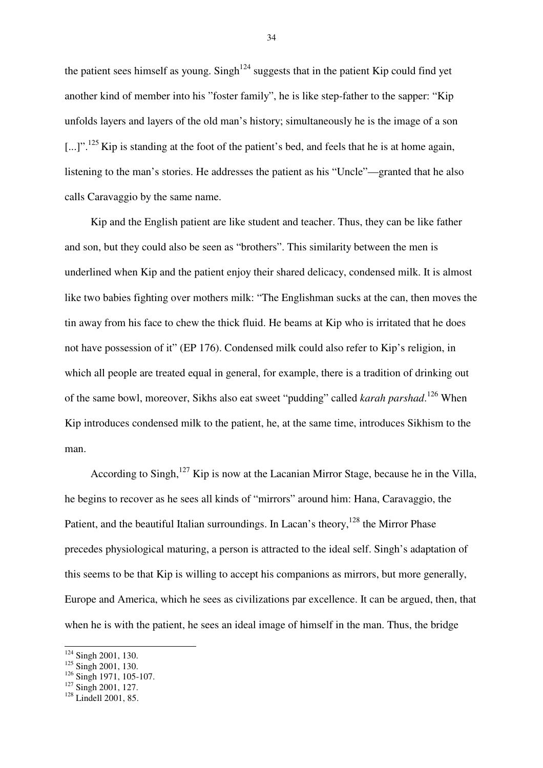the patient sees himself as young. Singh[124] suggests that in the patient Kip could find yet another kind of member into his "foster family", he is like step-father to the sapper: "Kip unfolds layers and layers of the old man's history; simultaneously he is the image of a son [...]".[125] Kip is standing at the foot of the patient's bed, and feels that he is at home again, listening to the man's stories. He addresses the patient as his "Uncle"—granted that he also calls Caravaggio by the same name.

Kip and the English patient are like student and teacher. Thus, they can be like father and son, but they could also be seen as "brothers". This similarity between the men is underlined when Kip and the patient enjoy their shared delicacy, condensed milk. It is almost like two babies fighting over mothers milk: "The Englishman sucks at the can, then moves the tin away from his face to chew the thick fluid. He beams at Kip who is irritated that he does not have possession of it" (EP 176). Condensed milk could also refer to Kip's religion, in which all people are treated equal in general, for example, there is a tradition of drinking out of the same bowl, moreover, Sikhs also eat sweet "pudding" called *karah parshad*.[126] When Kip introduces condensed milk to the patient, he, at the same time, introduces Sikhism to the man.

According to Singh,[127] Kip is now at the Lacanian Mirror Stage, because he in the Villa, he begins to recover as he sees all kinds of "mirrors" around him: Hana, Caravaggio, the Patient, and the beautiful Italian surroundings. In Lacan's theory,[128] the Mirror Phase precedes physiological maturing, a person is attracted to the ideal self. Singh's adaptation of this seems to be that Kip is willing to accept his companions as mirrors, but more generally, Europe and America, which he sees as civilizations par excellence. It can be argued, then, that when he is with the patient, he sees an ideal image of himself in the man. Thus, the bridge

---

[124] Singh 2001, 130.
[125] Singh 2001, 130.
[126] Singh 1971, 105-107.
[127] Singh 2001, 127.
[128] Lindell 2001, 85.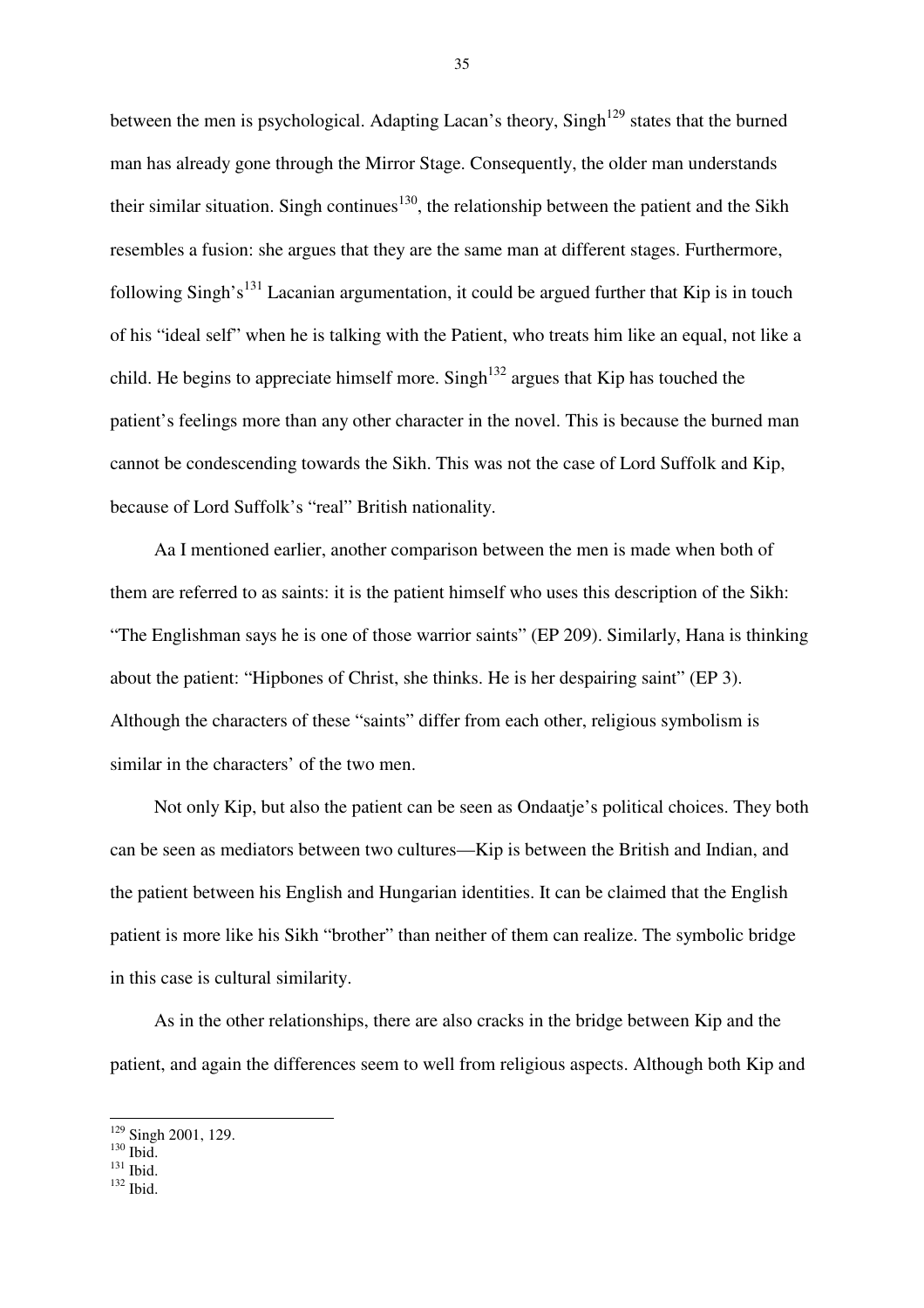between the men is psychological. Adapting Lacan's theory, Singh[129] states that the burned man has already gone through the Mirror Stage. Consequently, the older man understands their similar situation. Singh continues[130], the relationship between the patient and the Sikh resembles a fusion: she argues that they are the same man at different stages. Furthermore, following Singh's[131] Lacanian argumentation, it could be argued further that Kip is in touch of his "ideal self" when he is talking with the Patient, who treats him like an equal, not like a child. He begins to appreciate himself more. Singh[132] argues that Kip has touched the patient's feelings more than any other character in the novel. This is because the burned man cannot be condescending towards the Sikh. This was not the case of Lord Suffolk and Kip, because of Lord Suffolk's "real" British nationality.

Aa I mentioned earlier, another comparison between the men is made when both of them are referred to as saints: it is the patient himself who uses this description of the Sikh: "The Englishman says he is one of those warrior saints" (EP 209). Similarly, Hana is thinking about the patient: "Hipbones of Christ, she thinks. He is her despairing saint" (EP 3). Although the characters of these "saints" differ from each other, religious symbolism is similar in the characters' of the two men.

Not only Kip, but also the patient can be seen as Ondaatje's political choices. They both can be seen as mediators between two cultures—Kip is between the British and Indian, and the patient between his English and Hungarian identities. It can be claimed that the English patient is more like his Sikh "brother" than neither of them can realize. The symbolic bridge in this case is cultural similarity.

As in the other relationships, there are also cracks in the bridge between Kip and the patient, and again the differences seem to well from religious aspects. Although both Kip and

---

[129] Singh 2001, 129.
[130] Ibid.
[131] Ibid.
[132] Ibid.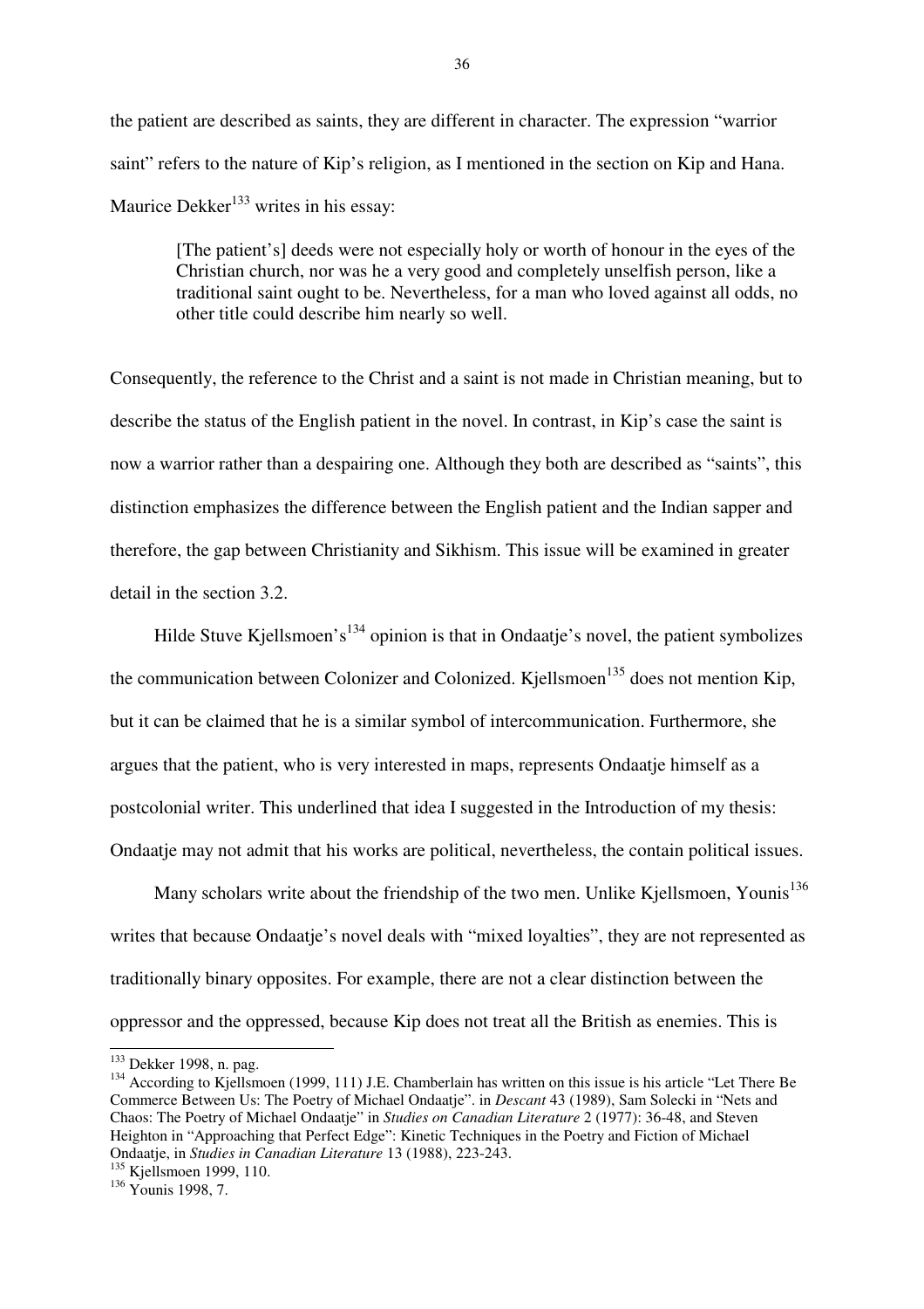the patient are described as saints, they are different in character. The expression "warrior saint" refers to the nature of Kip's religion, as I mentioned in the section on Kip and Hana. Maurice Dekker[133] writes in his essay:

> [The patient's] deeds were not especially holy or worth of honour in the eyes of the Christian church, nor was he a very good and completely unselfish person, like a traditional saint ought to be. Nevertheless, for a man who loved against all odds, no other title could describe him nearly so well.

Consequently, the reference to the Christ and a saint is not made in Christian meaning, but to describe the status of the English patient in the novel. In contrast, in Kip's case the saint is now a warrior rather than a despairing one. Although they both are described as "saints", this distinction emphasizes the difference between the English patient and the Indian sapper and therefore, the gap between Christianity and Sikhism. This issue will be examined in greater detail in the section 3.2.

Hilde Stuve Kjellsmoen's[134] opinion is that in Ondaatje's novel, the patient symbolizes the communication between Colonizer and Colonized. Kjellsmoen[135] does not mention Kip, but it can be claimed that he is a similar symbol of intercommunication. Furthermore, she argues that the patient, who is very interested in maps, represents Ondaatje himself as a postcolonial writer. This underlined that idea I suggested in the Introduction of my thesis: Ondaatje may not admit that his works are political, nevertheless, the contain political issues.

Many scholars write about the friendship of the two men. Unlike Kjellsmoen, Younis[136] writes that because Ondaatje's novel deals with "mixed loyalties", they are not represented as traditionally binary opposites. For example, there are not a clear distinction between the oppressor and the oppressed, because Kip does not treat all the British as enemies. This is

---

[133] Dekker 1998, n. pag.

[134] According to Kjellsmoen (1999, 111) J.E. Chamberlain has written on this issue is his article "Let There Be Commerce Between Us: The Poetry of Michael Ondaatje". in *Descant* 43 (1989), Sam Solecki in "Nets and Chaos: The Poetry of Michael Ondaatje" in *Studies on Canadian Literature* 2 (1977): 36-48, and Steven Heighton in "Approaching that Perfect Edge": Kinetic Techniques in the Poetry and Fiction of Michael Ondaatje, in *Studies in Canadian Literature* 13 (1988), 223-243.

[135] Kjellsmoen 1999, 110.

[136] Younis 1998, 7.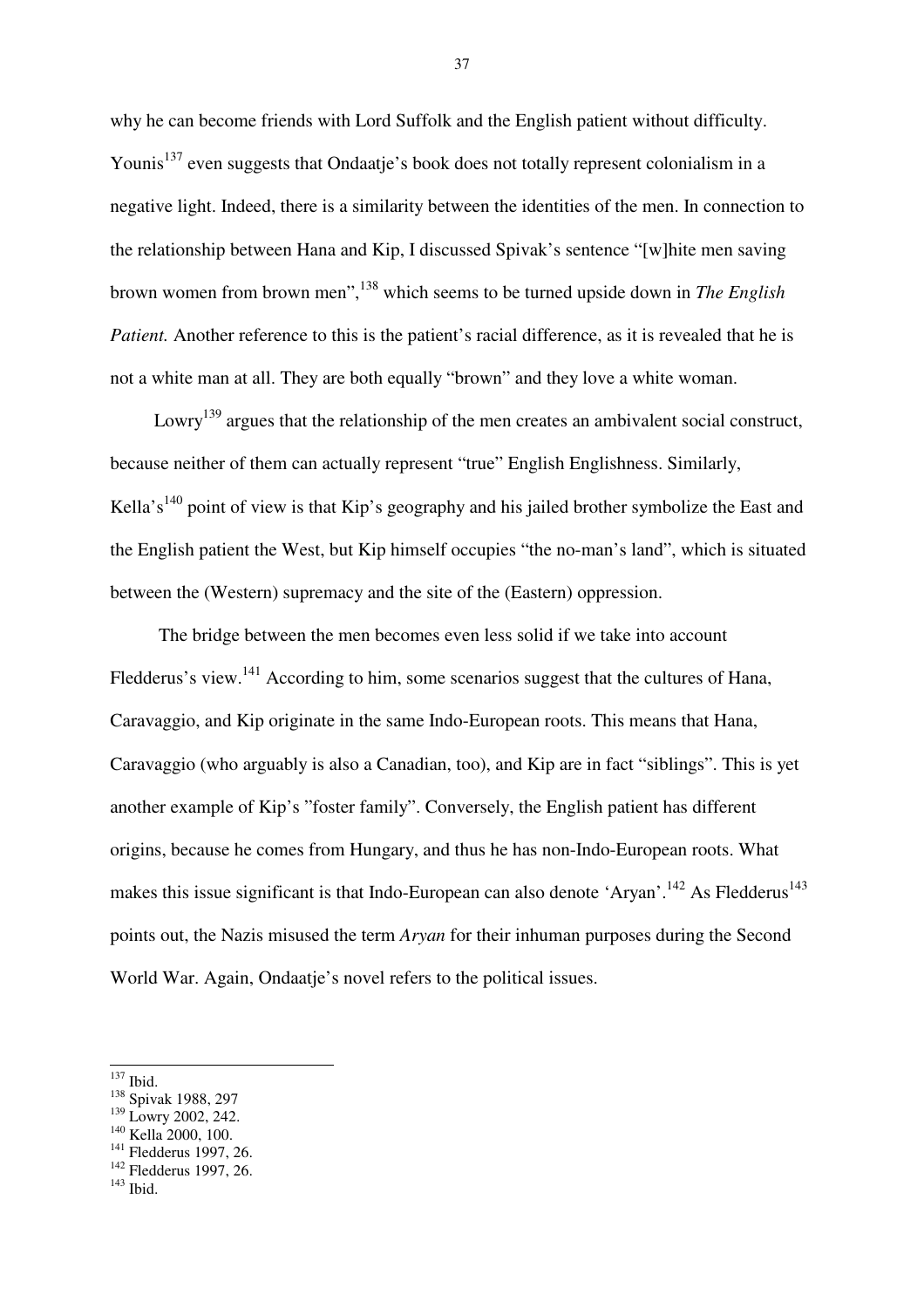why he can become friends with Lord Suffolk and the English patient without difficulty. Younis[137] even suggests that Ondaatje's book does not totally represent colonialism in a negative light. Indeed, there is a similarity between the identities of the men. In connection to the relationship between Hana and Kip, I discussed Spivak's sentence "[w]hite men saving brown women from brown men",[138] which seems to be turned upside down in *The English Patient.* Another reference to this is the patient's racial difference, as it is revealed that he is not a white man at all. They are both equally "brown" and they love a white woman.

Lowry[139] argues that the relationship of the men creates an ambivalent social construct, because neither of them can actually represent "true" English Englishness. Similarly, Kella's[140] point of view is that Kip's geography and his jailed brother symbolize the East and the English patient the West, but Kip himself occupies "the no-man's land", which is situated between the (Western) supremacy and the site of the (Eastern) oppression.

The bridge between the men becomes even less solid if we take into account Fledderus's view.[141] According to him, some scenarios suggest that the cultures of Hana, Caravaggio, and Kip originate in the same Indo-European roots. This means that Hana, Caravaggio (who arguably is also a Canadian, too), and Kip are in fact "siblings". This is yet another example of Kip's "foster family". Conversely, the English patient has different origins, because he comes from Hungary, and thus he has non-Indo-European roots. What makes this issue significant is that Indo-European can also denote 'Aryan'.[142] As Fledderus[143] points out, the Nazis misused the term *Aryan* for their inhuman purposes during the Second World War. Again, Ondaatje's novel refers to the political issues.

---

[137] Ibid.
[138] Spivak 1988, 297
[139] Lowry 2002, 242.
[140] Kella 2000, 100.
[141] Fledderus 1997, 26.
[142] Fledderus 1997, 26.
[143] Ibid.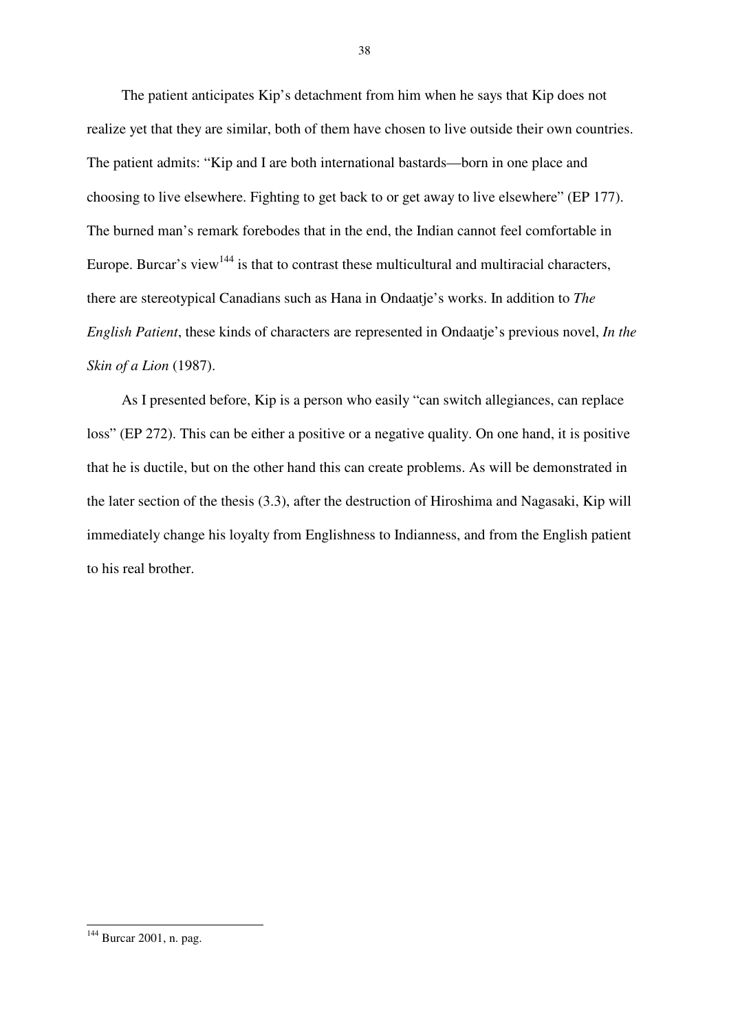The patient anticipates Kip's detachment from him when he says that Kip does not realize yet that they are similar, both of them have chosen to live outside their own countries. The patient admits: "Kip and I are both international bastards—born in one place and choosing to live elsewhere. Fighting to get back to or get away to live elsewhere" (EP 177). The burned man's remark forebodes that in the end, the Indian cannot feel comfortable in Europe. Burcar's view[144] is that to contrast these multicultural and multiracial characters, there are stereotypical Canadians such as Hana in Ondaatje's works. In addition to *The English Patient*, these kinds of characters are represented in Ondaatje's previous novel, *In the Skin of a Lion* (1987).

As I presented before, Kip is a person who easily "can switch allegiances, can replace loss" (EP 272). This can be either a positive or a negative quality. On one hand, it is positive that he is ductile, but on the other hand this can create problems. As will be demonstrated in the later section of the thesis (3.3), after the destruction of Hiroshima and Nagasaki, Kip will immediately change his loyalty from Englishness to Indianness, and from the English patient to his real brother.

---

[144] Burcar 2001, n. pag.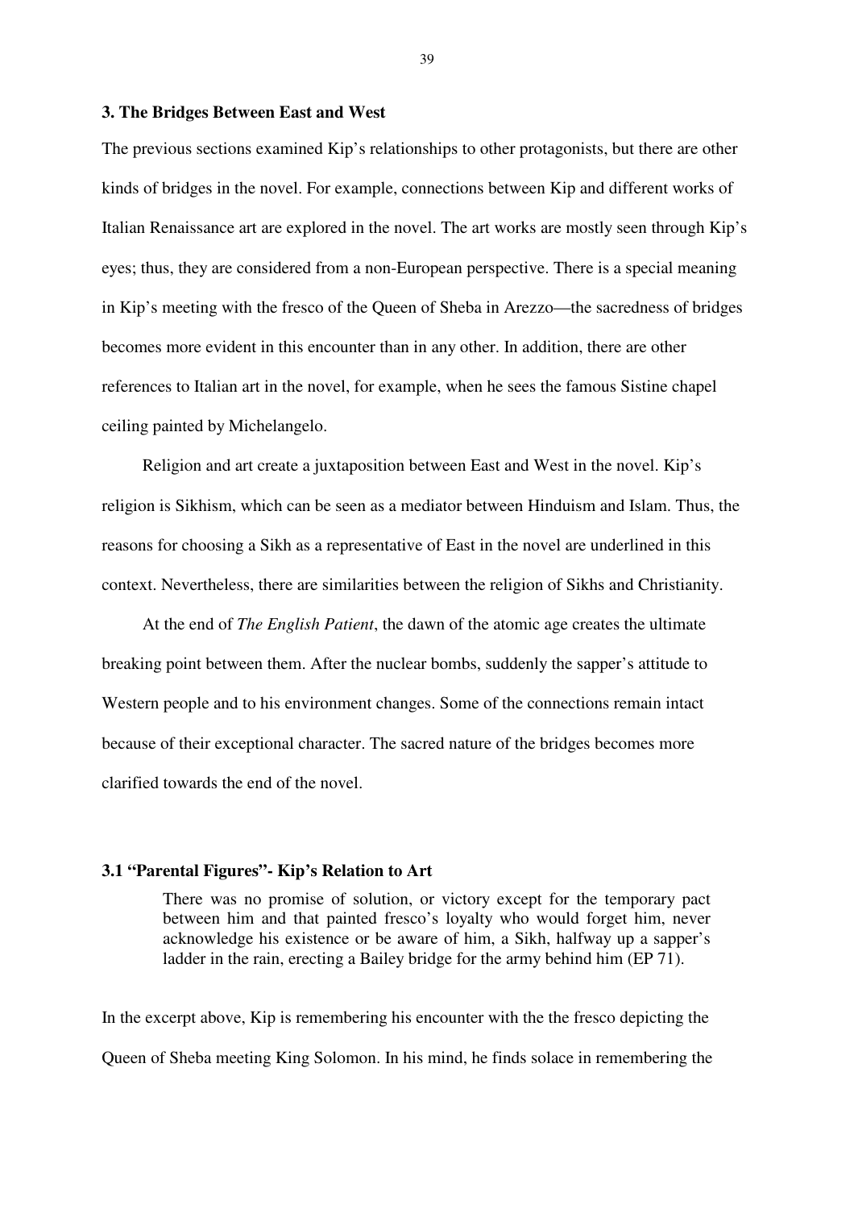## 3. The Bridges Between East and West

The previous sections examined Kip's relationships to other protagonists, but there are other kinds of bridges in the novel. For example, connections between Kip and different works of Italian Renaissance art are explored in the novel. The art works are mostly seen through Kip's eyes; thus, they are considered from a non-European perspective. There is a special meaning in Kip's meeting with the fresco of the Queen of Sheba in Arezzo—the sacredness of bridges becomes more evident in this encounter than in any other. In addition, there are other references to Italian art in the novel, for example, when he sees the famous Sistine chapel ceiling painted by Michelangelo.

Religion and art create a juxtaposition between East and West in the novel. Kip's religion is Sikhism, which can be seen as a mediator between Hinduism and Islam. Thus, the reasons for choosing a Sikh as a representative of East in the novel are underlined in this context. Nevertheless, there are similarities between the religion of Sikhs and Christianity.

At the end of *The English Patient*, the dawn of the atomic age creates the ultimate breaking point between them. After the nuclear bombs, suddenly the sapper's attitude to Western people and to his environment changes. Some of the connections remain intact because of their exceptional character. The sacred nature of the bridges becomes more clarified towards the end of the novel.

### 3.1 "Parental Figures"- Kip's Relation to Art

> There was no promise of solution, or victory except for the temporary pact between him and that painted fresco's loyalty who would forget him, never acknowledge his existence or be aware of him, a Sikh, halfway up a sapper's ladder in the rain, erecting a Bailey bridge for the army behind him (EP 71).

In the excerpt above, Kip is remembering his encounter with the the fresco depicting the Queen of Sheba meeting King Solomon. In his mind, he finds solace in remembering the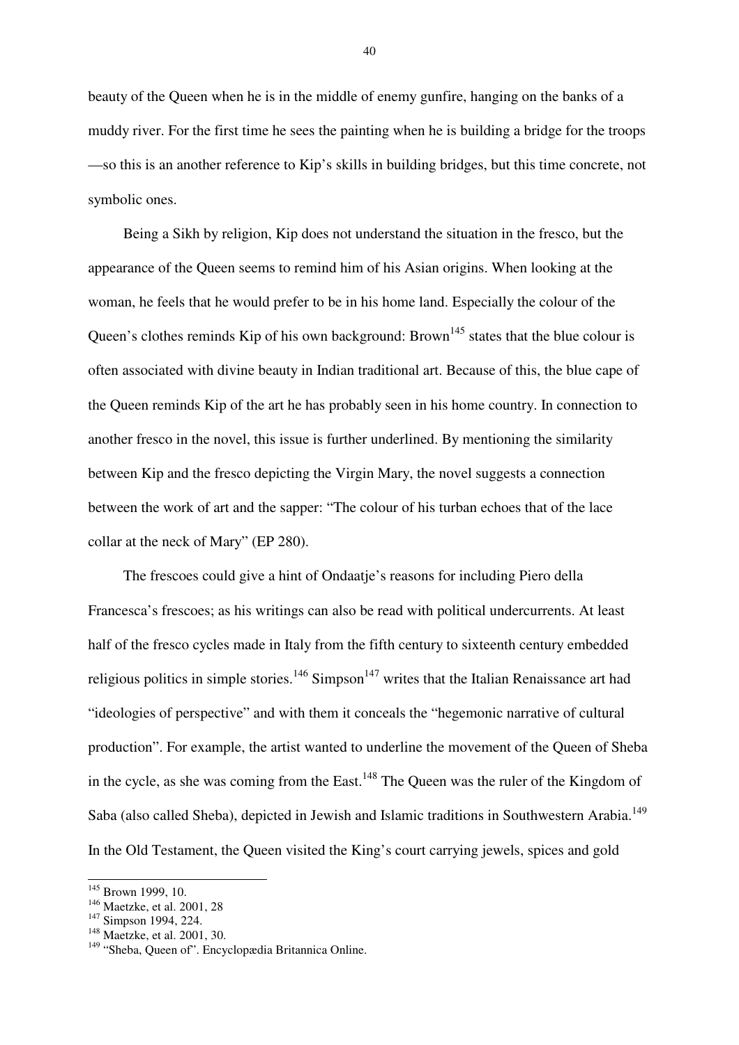beauty of the Queen when he is in the middle of enemy gunfire, hanging on the banks of a muddy river. For the first time he sees the painting when he is building a bridge for the troops —so this is an another reference to Kip's skills in building bridges, but this time concrete, not symbolic ones.

Being a Sikh by religion, Kip does not understand the situation in the fresco, but the appearance of the Queen seems to remind him of his Asian origins. When looking at the woman, he feels that he would prefer to be in his home land. Especially the colour of the Queen's clothes reminds Kip of his own background: Brown[145] states that the blue colour is often associated with divine beauty in Indian traditional art. Because of this, the blue cape of the Queen reminds Kip of the art he has probably seen in his home country. In connection to another fresco in the novel, this issue is further underlined. By mentioning the similarity between Kip and the fresco depicting the Virgin Mary, the novel suggests a connection between the work of art and the sapper: "The colour of his turban echoes that of the lace collar at the neck of Mary" (EP 280).

The frescoes could give a hint of Ondaatje's reasons for including Piero della Francesca's frescoes; as his writings can also be read with political undercurrents. At least half of the fresco cycles made in Italy from the fifth century to sixteenth century embedded religious politics in simple stories.[146] Simpson[147] writes that the Italian Renaissance art had "ideologies of perspective" and with them it conceals the "hegemonic narrative of cultural production". For example, the artist wanted to underline the movement of the Queen of Sheba in the cycle, as she was coming from the East.[148] The Queen was the ruler of the Kingdom of Saba (also called Sheba), depicted in Jewish and Islamic traditions in Southwestern Arabia.[149] In the Old Testament, the Queen visited the King's court carrying jewels, spices and gold

---

[145] Brown 1999, 10.
[146] Maetzke, et al. 2001, 28
[147] Simpson 1994, 224.
[148] Maetzke, et al. 2001, 30.
[149] "Sheba, Queen of". Encyclopædia Britannica Online.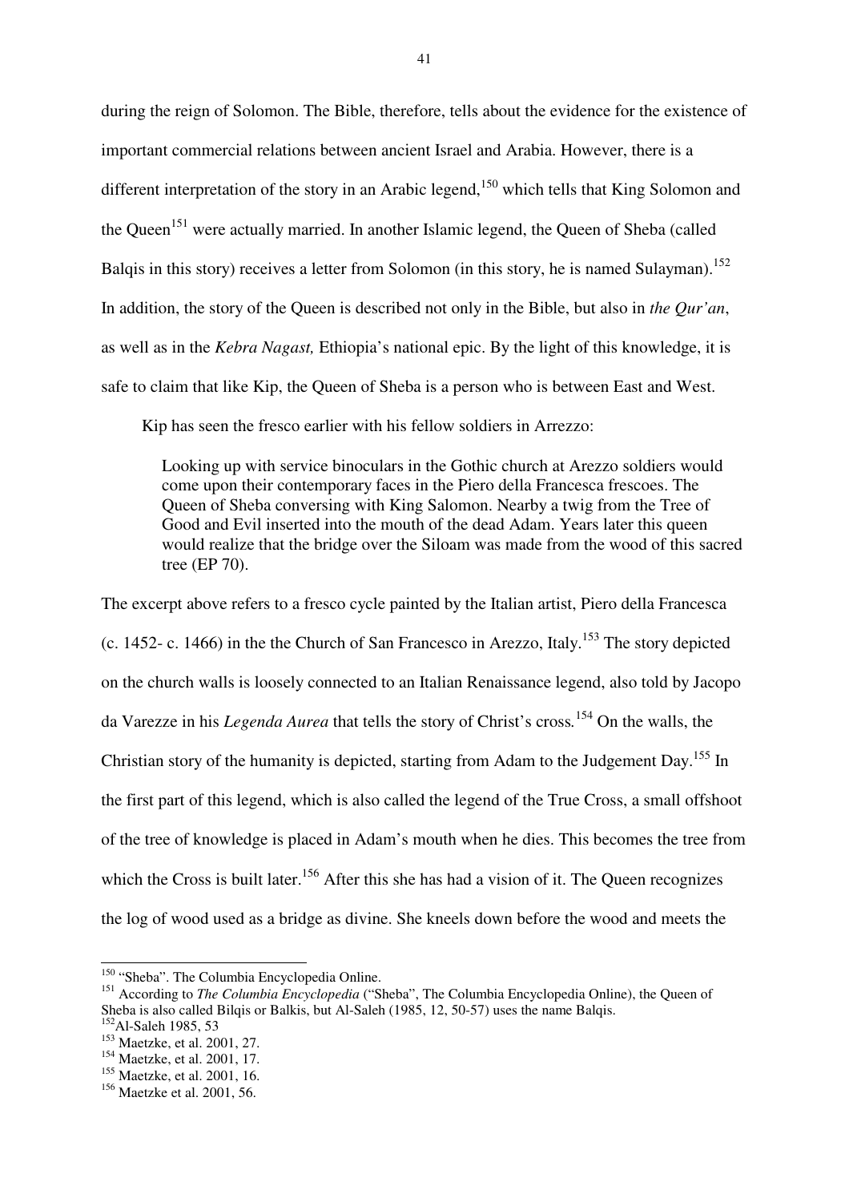during the reign of Solomon. The Bible, therefore, tells about the evidence for the existence of important commercial relations between ancient Israel and Arabia. However, there is a different interpretation of the story in an Arabic legend,[150] which tells that King Solomon and the Queen[151] were actually married. In another Islamic legend, the Queen of Sheba (called Balqis in this story) receives a letter from Solomon (in this story, he is named Sulayman).[152] In addition, the story of the Queen is described not only in the Bible, but also in *the Qur'an*, as well as in the *Kebra Nagast,* Ethiopia's national epic. By the light of this knowledge, it is safe to claim that like Kip, the Queen of Sheba is a person who is between East and West.

Kip has seen the fresco earlier with his fellow soldiers in Arrezzo:

> Looking up with service binoculars in the Gothic church at Arezzo soldiers would come upon their contemporary faces in the Piero della Francesca frescoes. The Queen of Sheba conversing with King Salomon. Nearby a twig from the Tree of Good and Evil inserted into the mouth of the dead Adam. Years later this queen would realize that the bridge over the Siloam was made from the wood of this sacred tree (EP 70).

The excerpt above refers to a fresco cycle painted by the Italian artist, Piero della Francesca (c. 1452- c. 1466) in the the Church of San Francesco in Arezzo, Italy.[153] The story depicted on the church walls is loosely connected to an Italian Renaissance legend, also told by Jacopo da Varezze in his *Legenda Aurea* that tells the story of Christ's cross.[154] On the walls, the Christian story of the humanity is depicted, starting from Adam to the Judgement Day.[155] In the first part of this legend, which is also called the legend of the True Cross, a small offshoot of the tree of knowledge is placed in Adam's mouth when he dies. This becomes the tree from which the Cross is built later.[156] After this she has had a vision of it. The Queen recognizes the log of wood used as a bridge as divine. She kneels down before the wood and meets the

---

[150] "Sheba". The Columbia Encyclopedia Online.

[151] According to *The Columbia Encyclopedia* ("Sheba", The Columbia Encyclopedia Online), the Queen of Sheba is also called Bilqis or Balkis, but Al-Saleh (1985, 12, 50-57) uses the name Balqis.

[152] Al-Saleh 1985, 53

[153] Maetzke, et al. 2001, 27.

[154] Maetzke, et al. 2001, 17.

[155] Maetzke, et al. 2001, 16.

[156] Maetzke et al. 2001, 56.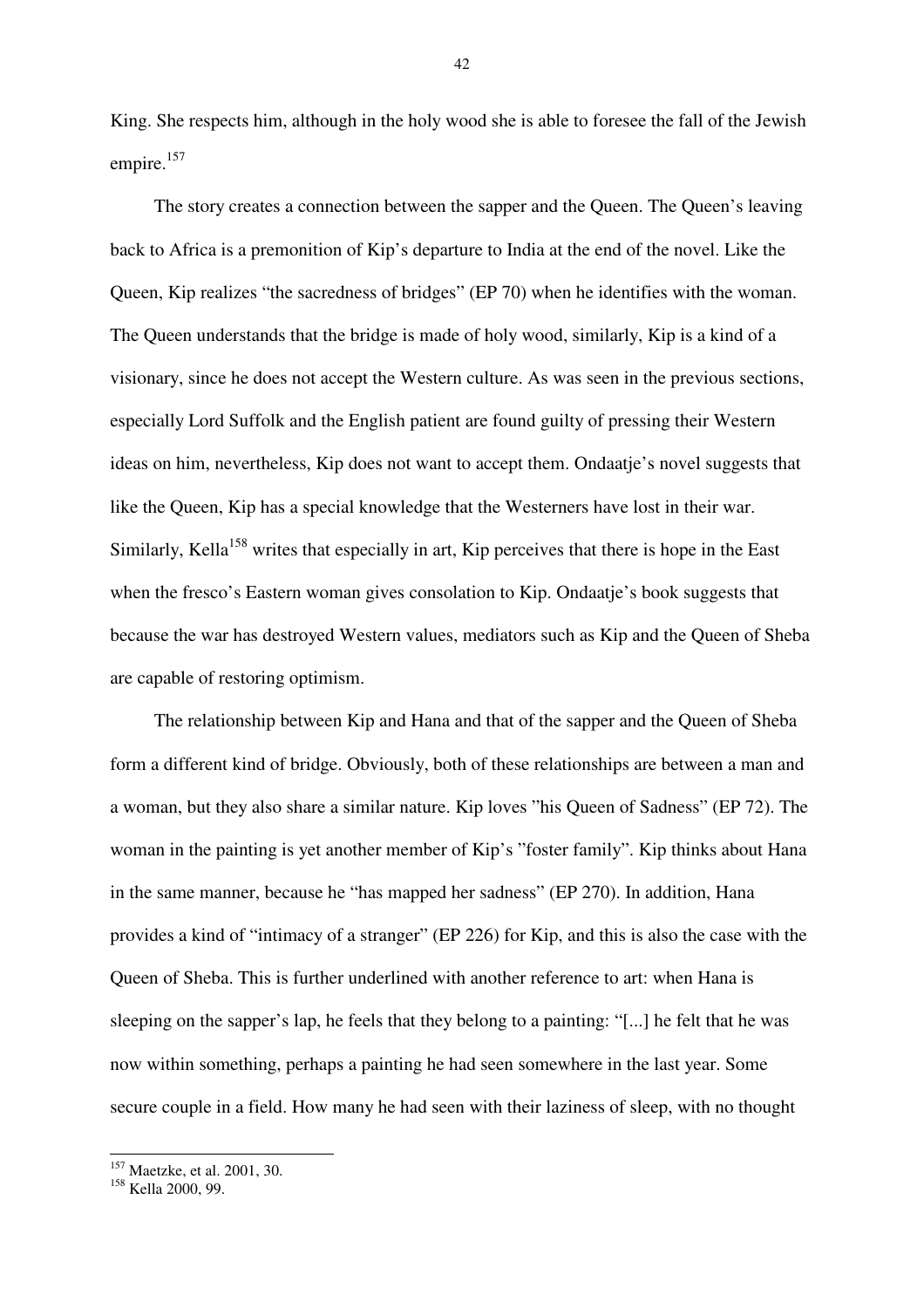King. She respects him, although in the holy wood she is able to foresee the fall of the Jewish empire.[157]

The story creates a connection between the sapper and the Queen. The Queen's leaving back to Africa is a premonition of Kip's departure to India at the end of the novel. Like the Queen, Kip realizes "the sacredness of bridges" (EP 70) when he identifies with the woman. The Queen understands that the bridge is made of holy wood, similarly, Kip is a kind of a visionary, since he does not accept the Western culture. As was seen in the previous sections, especially Lord Suffolk and the English patient are found guilty of pressing their Western ideas on him, nevertheless, Kip does not want to accept them. Ondaatje's novel suggests that like the Queen, Kip has a special knowledge that the Westerners have lost in their war. Similarly, Kella[158] writes that especially in art, Kip perceives that there is hope in the East when the fresco's Eastern woman gives consolation to Kip. Ondaatje's book suggests that because the war has destroyed Western values, mediators such as Kip and the Queen of Sheba are capable of restoring optimism.

The relationship between Kip and Hana and that of the sapper and the Queen of Sheba form a different kind of bridge. Obviously, both of these relationships are between a man and a woman, but they also share a similar nature. Kip loves "his Queen of Sadness" (EP 72). The woman in the painting is yet another member of Kip's "foster family". Kip thinks about Hana in the same manner, because he "has mapped her sadness" (EP 270). In addition, Hana provides a kind of "intimacy of a stranger" (EP 226) for Kip, and this is also the case with the Queen of Sheba. This is further underlined with another reference to art: when Hana is sleeping on the sapper's lap, he feels that they belong to a painting: "[...] he felt that he was now within something, perhaps a painting he had seen somewhere in the last year. Some secure couple in a field. How many he had seen with their laziness of sleep, with no thought

---

[157] Maetzke, et al. 2001, 30.
[158] Kella 2000, 99.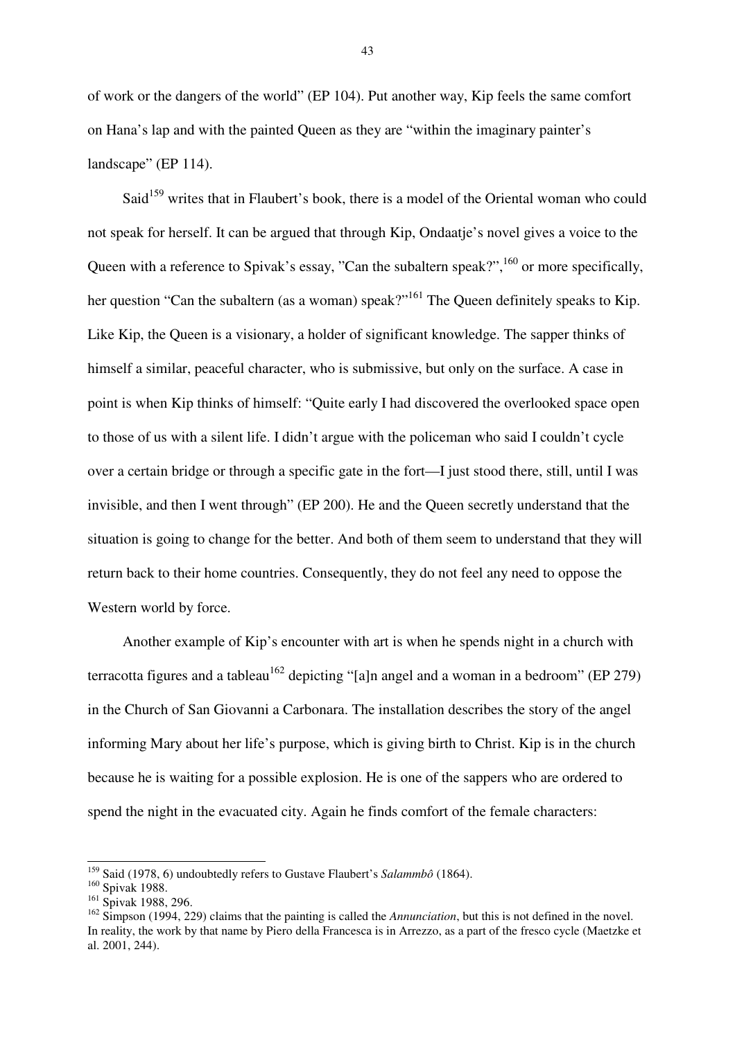of work or the dangers of the world" (EP 104). Put another way, Kip feels the same comfort on Hana's lap and with the painted Queen as they are "within the imaginary painter's landscape" (EP 114).

Said[159] writes that in Flaubert's book, there is a model of the Oriental woman who could not speak for herself. It can be argued that through Kip, Ondaatje's novel gives a voice to the Queen with a reference to Spivak's essay, "Can the subaltern speak?",[160] or more specifically, her question "Can the subaltern (as a woman) speak?"[161] The Queen definitely speaks to Kip. Like Kip, the Queen is a visionary, a holder of significant knowledge. The sapper thinks of himself a similar, peaceful character, who is submissive, but only on the surface. A case in point is when Kip thinks of himself: "Quite early I had discovered the overlooked space open to those of us with a silent life. I didn't argue with the policeman who said I couldn't cycle over a certain bridge or through a specific gate in the fort—I just stood there, still, until I was invisible, and then I went through" (EP 200). He and the Queen secretly understand that the situation is going to change for the better. And both of them seem to understand that they will return back to their home countries. Consequently, they do not feel any need to oppose the Western world by force.

Another example of Kip's encounter with art is when he spends night in a church with terracotta figures and a tableau[162] depicting "[a]n angel and a woman in a bedroom" (EP 279) in the Church of San Giovanni a Carbonara. The installation describes the story of the angel informing Mary about her life's purpose, which is giving birth to Christ. Kip is in the church because he is waiting for a possible explosion. He is one of the sappers who are ordered to spend the night in the evacuated city. Again he finds comfort of the female characters:

---

[159] Said (1978, 6) undoubtedly refers to Gustave Flaubert's *Salammbô* (1864).

[160] Spivak 1988.

[161] Spivak 1988, 296.

[162] Simpson (1994, 229) claims that the painting is called the *Annunciation*, but this is not defined in the novel. In reality, the work by that name by Piero della Francesca is in Arrezzo, as a part of the fresco cycle (Maetzke et al. 2001, 244).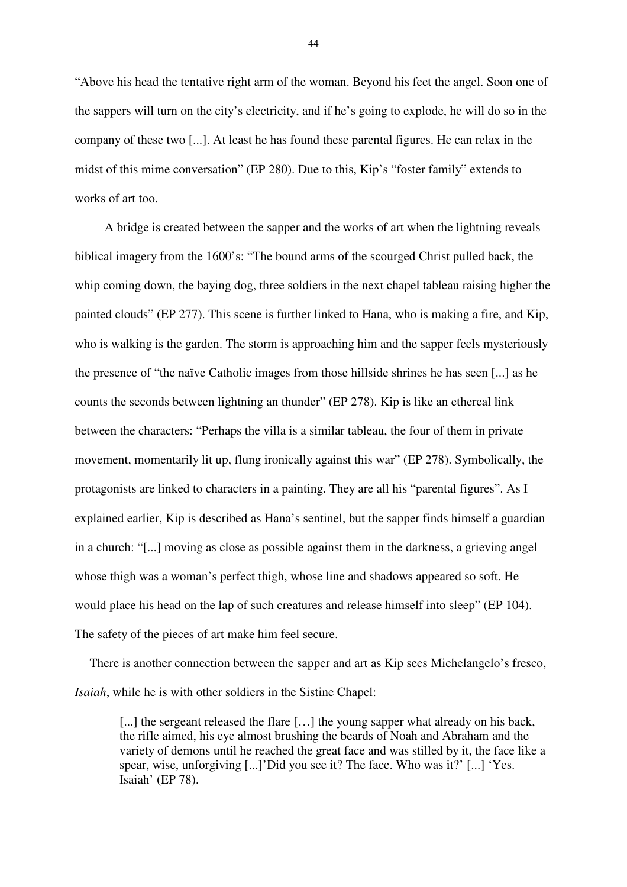"Above his head the tentative right arm of the woman. Beyond his feet the angel. Soon one of the sappers will turn on the city's electricity, and if he's going to explode, he will do so in the company of these two [...]. At least he has found these parental figures. He can relax in the midst of this mime conversation" (EP 280). Due to this, Kip's "foster family" extends to works of art too.

A bridge is created between the sapper and the works of art when the lightning reveals biblical imagery from the 1600's: "The bound arms of the scourged Christ pulled back, the whip coming down, the baying dog, three soldiers in the next chapel tableau raising higher the painted clouds" (EP 277). This scene is further linked to Hana, who is making a fire, and Kip, who is walking is the garden. The storm is approaching him and the sapper feels mysteriously the presence of "the naïve Catholic images from those hillside shrines he has seen [...] as he counts the seconds between lightning an thunder" (EP 278). Kip is like an ethereal link between the characters: "Perhaps the villa is a similar tableau, the four of them in private movement, momentarily lit up, flung ironically against this war" (EP 278). Symbolically, the protagonists are linked to characters in a painting. They are all his "parental figures". As I explained earlier, Kip is described as Hana's sentinel, but the sapper finds himself a guardian in a church: "[...] moving as close as possible against them in the darkness, a grieving angel whose thigh was a woman's perfect thigh, whose line and shadows appeared so soft. He would place his head on the lap of such creatures and release himself into sleep" (EP 104). The safety of the pieces of art make him feel secure.

There is another connection between the sapper and art as Kip sees Michelangelo's fresco, *Isaiah*, while he is with other soldiers in the Sistine Chapel:

> [...] the sergeant released the flare […] the young sapper what already on his back, the rifle aimed, his eye almost brushing the beards of Noah and Abraham and the variety of demons until he reached the great face and was stilled by it, the face like a spear, wise, unforgiving [...]'Did you see it? The face. Who was it?' [...] 'Yes. Isaiah' (EP 78).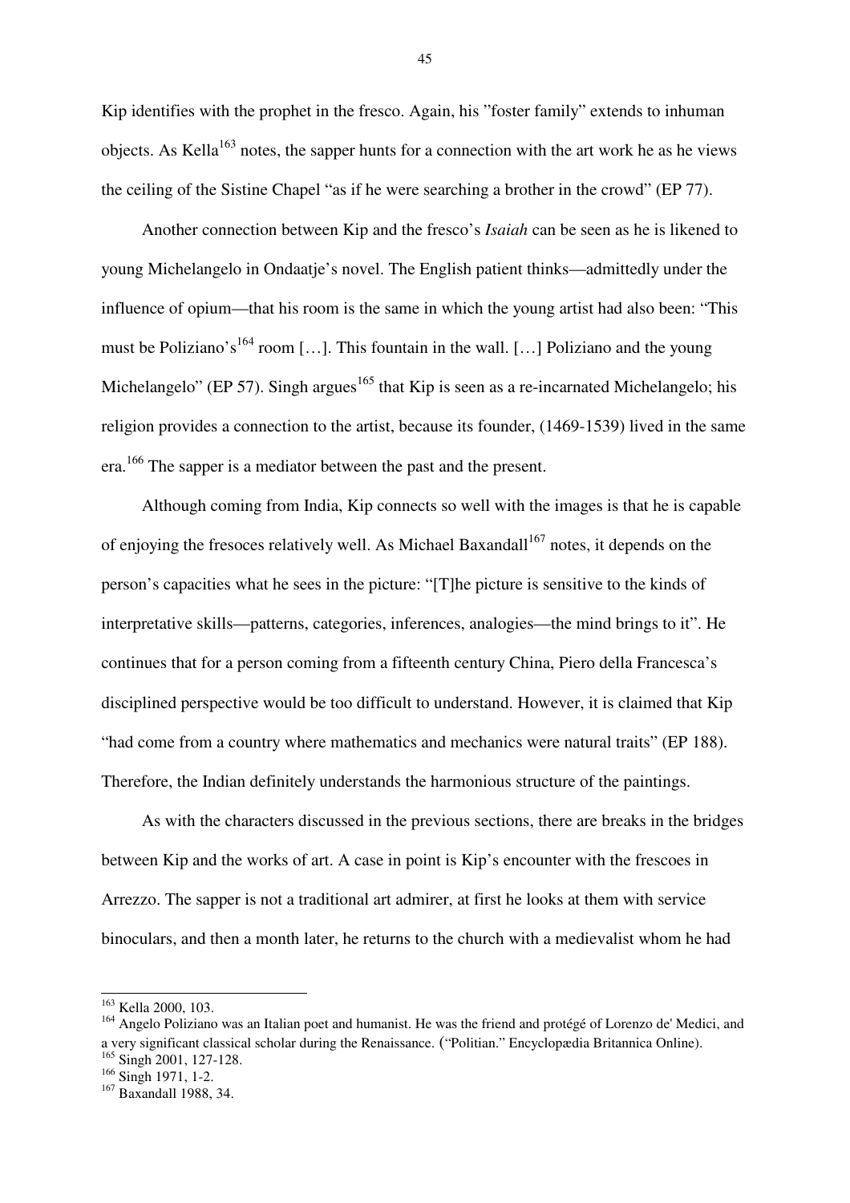Kip identifies with the prophet in the fresco. Again, his ”foster family” extends to inhuman objects. As Kella[163] notes, the sapper hunts for a connection with the art work he as he views the ceiling of the Sistine Chapel “as if he were searching a brother in the crowd” (EP 77).

Another connection between Kip and the fresco's *Isaiah* can be seen as he is likened to young Michelangelo in Ondaatje's novel. The English patient thinks—admittedly under the influence of opium—that his room is the same in which the young artist had also been: “This must be Poliziano's[164] room […]. This fountain in the wall. […] Poliziano and the young Michelangelo” (EP 57). Singh argues[165] that Kip is seen as a re-incarnated Michelangelo; his religion provides a connection to the artist, because its founder, (1469-1539) lived in the same era.[166] The sapper is a mediator between the past and the present.

Although coming from India, Kip connects so well with the images is that he is capable of enjoying the fresoces relatively well. As Michael Baxandall[167] notes, it depends on the person's capacities what he sees in the picture: “[T]he picture is sensitive to the kinds of interpretative skills—patterns, categories, inferences, analogies—the mind brings to it”. He continues that for a person coming from a fifteenth century China, Piero della Francesca's disciplined perspective would be too difficult to understand. However, it is claimed that Kip “had come from a country where mathematics and mechanics were natural traits” (EP 188). Therefore, the Indian definitely understands the harmonious structure of the paintings.

As with the characters discussed in the previous sections, there are breaks in the bridges between Kip and the works of art. A case in point is Kip's encounter with the frescoes in Arrezzo. The sapper is not a traditional art admirer, at first he looks at them with service binoculars, and then a month later, he returns to the church with a medievalist whom he had

---

[163] Kella 2000, 103.

[164] Angelo Poliziano was an Italian poet and humanist. He was the friend and protégé of Lorenzo de' Medici, and a very significant classical scholar during the Renaissance. (“Politian.” Encyclopædia Britannica Online).

[165] Singh 2001, 127-128.

[166] Singh 1971, 1-2.

[167] Baxandall 1988, 34.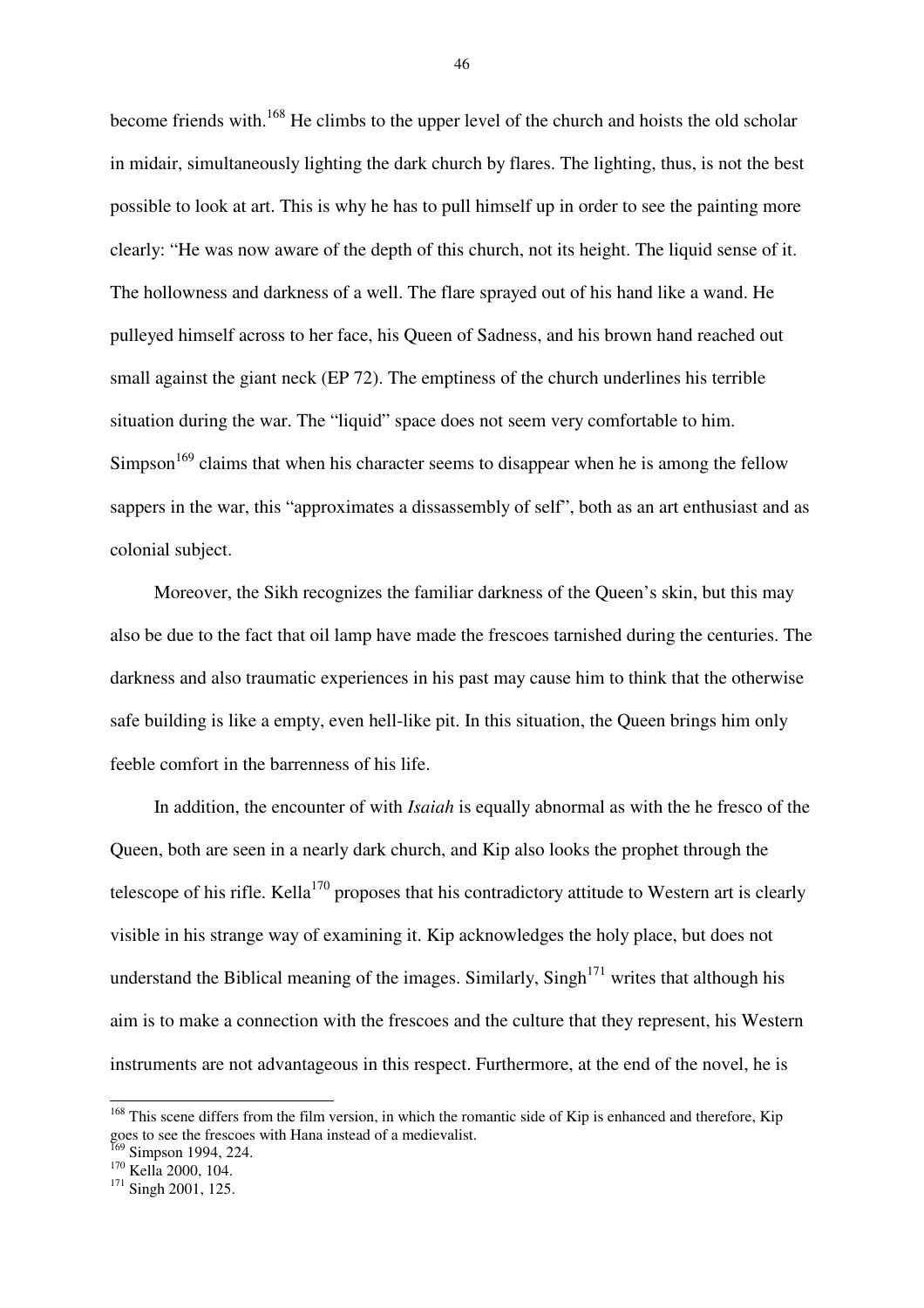become friends with.[168] He climbs to the upper level of the church and hoists the old scholar in midair, simultaneously lighting the dark church by flares. The lighting, thus, is not the best possible to look at art. This is why he has to pull himself up in order to see the painting more clearly: "He was now aware of the depth of this church, not its height. The liquid sense of it. The hollowness and darkness of a well. The flare sprayed out of his hand like a wand. He pulleyed himself across to her face, his Queen of Sadness, and his brown hand reached out small against the giant neck (EP 72). The emptiness of the church underlines his terrible situation during the war. The "liquid" space does not seem very comfortable to him. Simpson[169] claims that when his character seems to disappear when he is among the fellow sappers in the war, this "approximates a dissassembly of self", both as an art enthusiast and as colonial subject.

Moreover, the Sikh recognizes the familiar darkness of the Queen's skin, but this may also be due to the fact that oil lamp have made the frescoes tarnished during the centuries. The darkness and also traumatic experiences in his past may cause him to think that the otherwise safe building is like a empty, even hell-like pit. In this situation, the Queen brings him only feeble comfort in the barrenness of his life.

In addition, the encounter of with *Isaiah* is equally abnormal as with the he fresco of the Queen, both are seen in a nearly dark church, and Kip also looks the prophet through the telescope of his rifle. Kella[170] proposes that his contradictory attitude to Western art is clearly visible in his strange way of examining it. Kip acknowledges the holy place, but does not understand the Biblical meaning of the images. Similarly, Singh[171] writes that although his aim is to make a connection with the frescoes and the culture that they represent, his Western instruments are not advantageous in this respect. Furthermore, at the end of the novel, he is

---

[168] This scene differs from the film version, in which the romantic side of Kip is enhanced and therefore, Kip goes to see the frescoes with Hana instead of a medievalist.

[169] Simpson 1994, 224.

[170] Kella 2000, 104.

[171] Singh 2001, 125.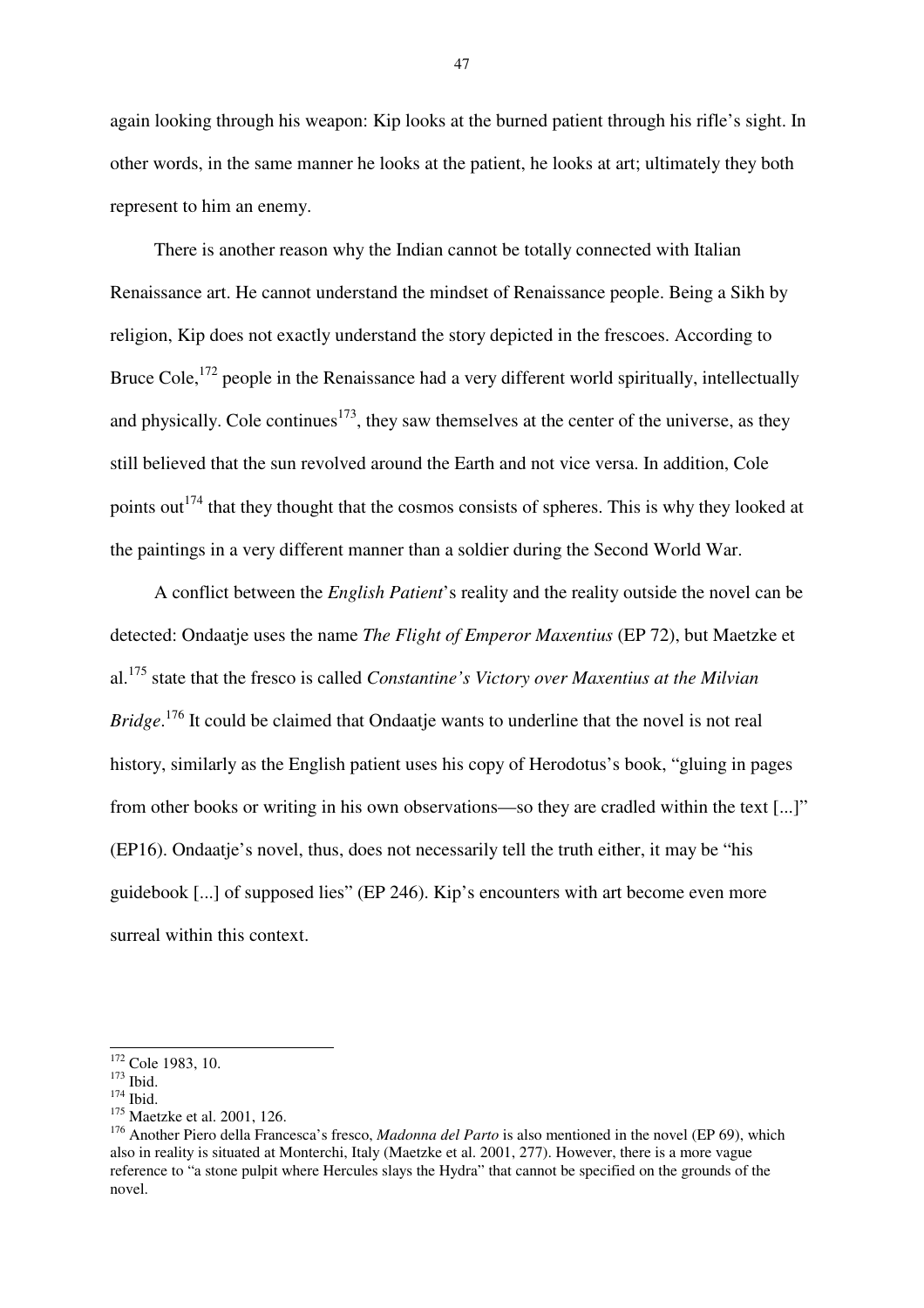again looking through his weapon: Kip looks at the burned patient through his rifle's sight. In other words, in the same manner he looks at the patient, he looks at art; ultimately they both represent to him an enemy.

There is another reason why the Indian cannot be totally connected with Italian Renaissance art. He cannot understand the mindset of Renaissance people. Being a Sikh by religion, Kip does not exactly understand the story depicted in the frescoes. According to Bruce Cole,[172] people in the Renaissance had a very different world spiritually, intellectually and physically. Cole continues[173], they saw themselves at the center of the universe, as they still believed that the sun revolved around the Earth and not vice versa. In addition, Cole points out[174] that they thought that the cosmos consists of spheres. This is why they looked at the paintings in a very different manner than a soldier during the Second World War.

A conflict between the *English Patient*'s reality and the reality outside the novel can be detected: Ondaatje uses the name *The Flight of Emperor Maxentius* (EP 72), but Maetzke et al.[175] state that the fresco is called *Constantine's Victory over Maxentius at the Milvian Bridge*.[176] It could be claimed that Ondaatje wants to underline that the novel is not real history, similarly as the English patient uses his copy of Herodotus's book, "gluing in pages from other books or writing in his own observations—so they are cradled within the text [...]" (EP16). Ondaatje's novel, thus, does not necessarily tell the truth either, it may be "his guidebook [...] of supposed lies" (EP 246). Kip's encounters with art become even more surreal within this context.

---

[172] Cole 1983, 10.
[173] Ibid.
[174] Ibid.
[175] Maetzke et al. 2001, 126.
[176] Another Piero della Francesca's fresco, *Madonna del Parto* is also mentioned in the novel (EP 69), which also in reality is situated at Monterchi, Italy (Maetzke et al. 2001, 277). However, there is a more vague reference to "a stone pulpit where Hercules slays the Hydra" that cannot be specified on the grounds of the novel.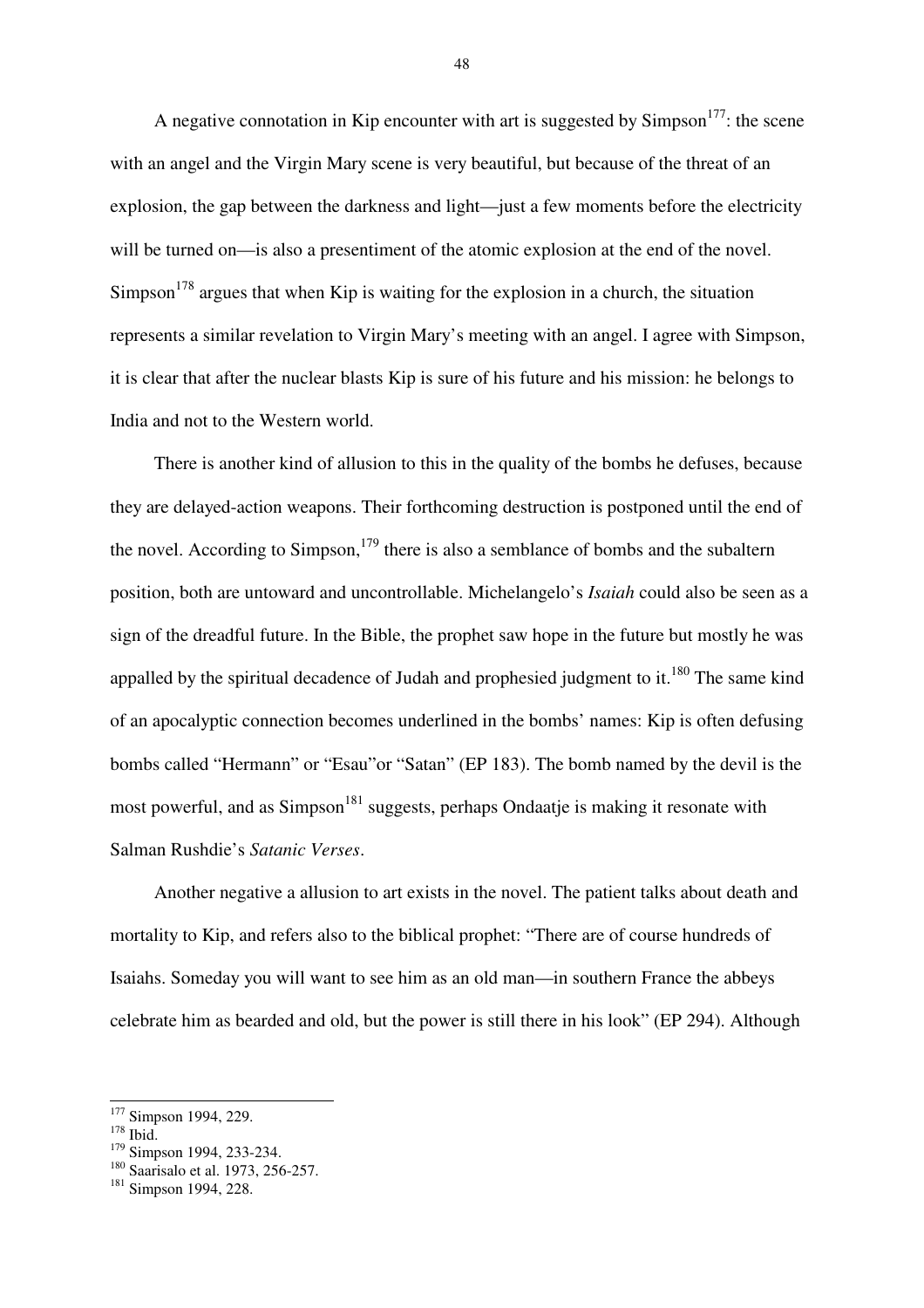A negative connotation in Kip encounter with art is suggested by Simpson[177]: the scene with an angel and the Virgin Mary scene is very beautiful, but because of the threat of an explosion, the gap between the darkness and light—just a few moments before the electricity will be turned on—is also a presentiment of the atomic explosion at the end of the novel. Simpson[178] argues that when Kip is waiting for the explosion in a church, the situation represents a similar revelation to Virgin Mary's meeting with an angel. I agree with Simpson, it is clear that after the nuclear blasts Kip is sure of his future and his mission: he belongs to India and not to the Western world.

There is another kind of allusion to this in the quality of the bombs he defuses, because they are delayed-action weapons. Their forthcoming destruction is postponed until the end of the novel. According to Simpson,[179] there is also a semblance of bombs and the subaltern position, both are untoward and uncontrollable. Michelangelo's *Isaiah* could also be seen as a sign of the dreadful future. In the Bible, the prophet saw hope in the future but mostly he was appalled by the spiritual decadence of Judah and prophesied judgment to it.[180] The same kind of an apocalyptic connection becomes underlined in the bombs' names: Kip is often defusing bombs called "Hermann" or "Esau"or "Satan" (EP 183). The bomb named by the devil is the most powerful, and as Simpson[181] suggests, perhaps Ondaatje is making it resonate with Salman Rushdie's *Satanic Verses*.

Another negative a allusion to art exists in the novel. The patient talks about death and mortality to Kip, and refers also to the biblical prophet: "There are of course hundreds of Isaiahs. Someday you will want to see him as an old man—in southern France the abbeys celebrate him as bearded and old, but the power is still there in his look" (EP 294). Although

---

[177] Simpson 1994, 229.
[178] Ibid.
[179] Simpson 1994, 233-234.
[180] Saarisalo et al. 1973, 256-257.
[181] Simpson 1994, 228.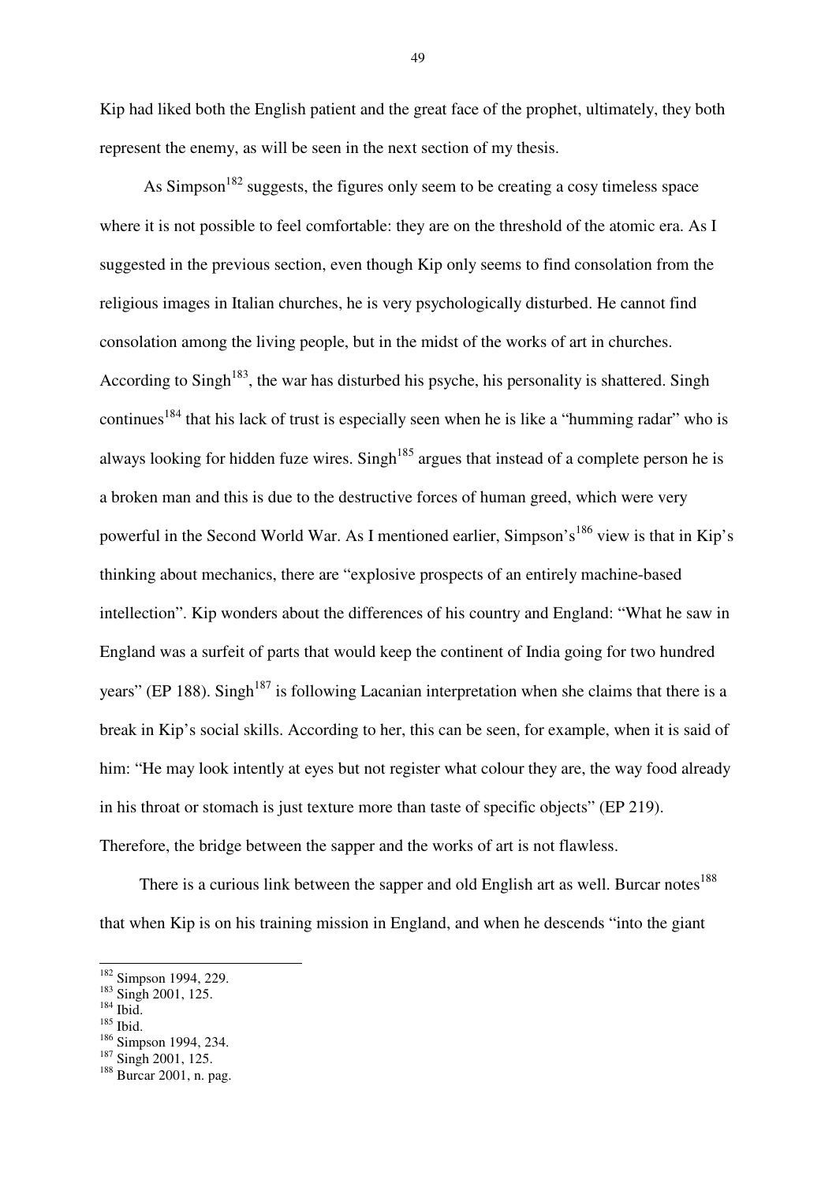Kip had liked both the English patient and the great face of the prophet, ultimately, they both represent the enemy, as will be seen in the next section of my thesis.

As Simpson[182] suggests, the figures only seem to be creating a cosy timeless space where it is not possible to feel comfortable: they are on the threshold of the atomic era. As I suggested in the previous section, even though Kip only seems to find consolation from the religious images in Italian churches, he is very psychologically disturbed. He cannot find consolation among the living people, but in the midst of the works of art in churches. According to Singh[183], the war has disturbed his psyche, his personality is shattered. Singh continues[184] that his lack of trust is especially seen when he is like a "humming radar" who is always looking for hidden fuze wires. Singh[185] argues that instead of a complete person he is a broken man and this is due to the destructive forces of human greed, which were very powerful in the Second World War. As I mentioned earlier, Simpson's[186] view is that in Kip's thinking about mechanics, there are "explosive prospects of an entirely machine-based intellection". Kip wonders about the differences of his country and England: "What he saw in England was a surfeit of parts that would keep the continent of India going for two hundred years" (EP 188). Singh[187] is following Lacanian interpretation when she claims that there is a break in Kip's social skills. According to her, this can be seen, for example, when it is said of him: "He may look intently at eyes but not register what colour they are, the way food already in his throat or stomach is just texture more than taste of specific objects" (EP 219). Therefore, the bridge between the sapper and the works of art is not flawless.

There is a curious link between the sapper and old English art as well. Burcar notes[188] that when Kip is on his training mission in England, and when he descends "into the giant

---

[182] Simpson 1994, 229.
[183] Singh 2001, 125.
[184] Ibid.
[185] Ibid.
[186] Simpson 1994, 234.
[187] Singh 2001, 125.
[188] Burcar 2001, n. pag.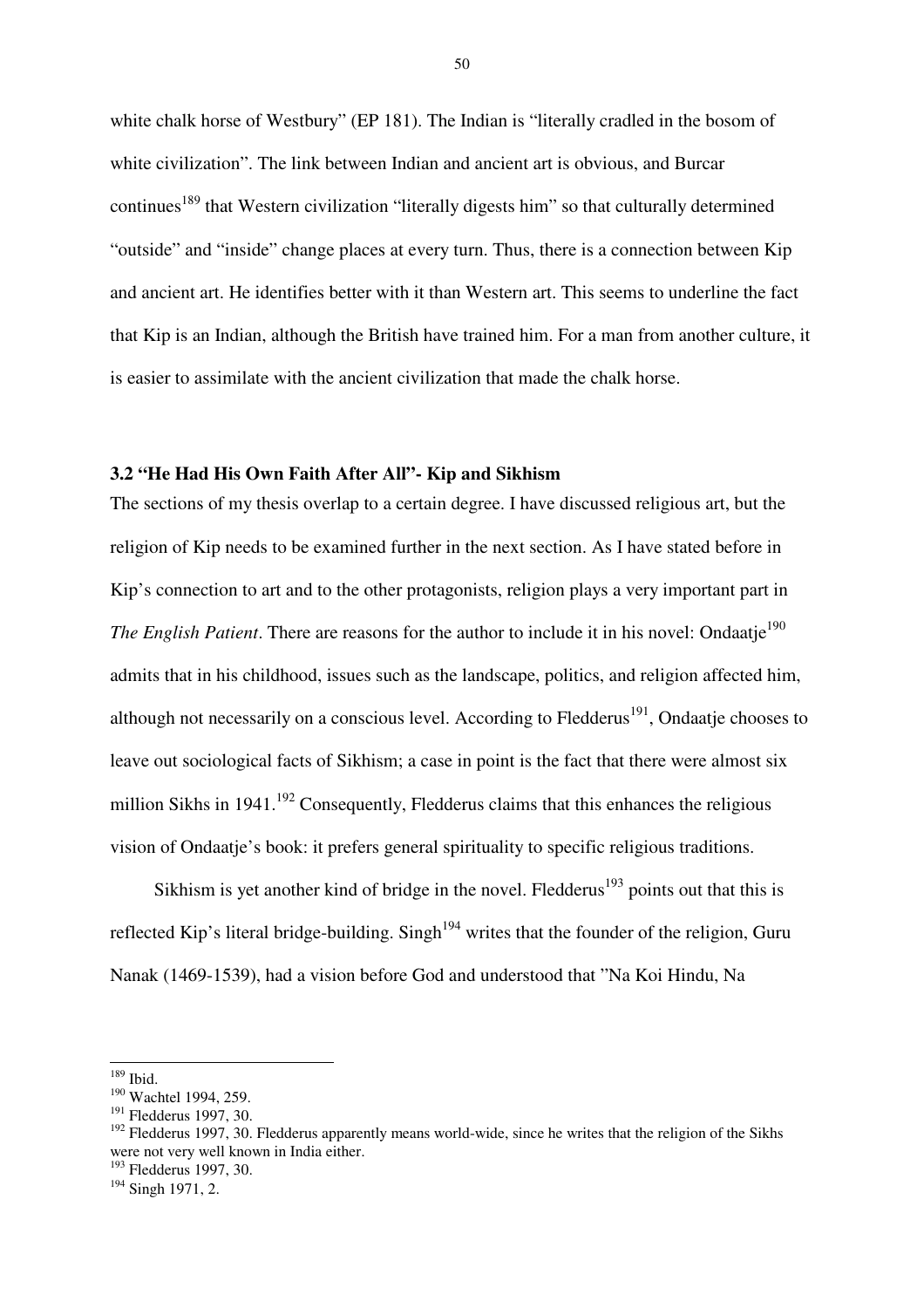white chalk horse of Westbury" (EP 181). The Indian is "literally cradled in the bosom of white civilization". The link between Indian and ancient art is obvious, and Burcar continues[189] that Western civilization "literally digests him" so that culturally determined "outside" and "inside" change places at every turn. Thus, there is a connection between Kip and ancient art. He identifies better with it than Western art. This seems to underline the fact that Kip is an Indian, although the British have trained him. For a man from another culture, it is easier to assimilate with the ancient civilization that made the chalk horse.

### 3.2 "He Had His Own Faith After All"- Kip and Sikhism

The sections of my thesis overlap to a certain degree. I have discussed religious art, but the religion of Kip needs to be examined further in the next section. As I have stated before in Kip's connection to art and to the other protagonists, religion plays a very important part in *The English Patient*. There are reasons for the author to include it in his novel: Ondaatje[190] admits that in his childhood, issues such as the landscape, politics, and religion affected him, although not necessarily on a conscious level. According to Fledderus[191], Ondaatje chooses to leave out sociological facts of Sikhism; a case in point is the fact that there were almost six million Sikhs in 1941.[192] Consequently, Fledderus claims that this enhances the religious vision of Ondaatje's book: it prefers general spirituality to specific religious traditions.

Sikhism is yet another kind of bridge in the novel. Fledderus[193] points out that this is reflected Kip's literal bridge-building. Singh[194] writes that the founder of the religion, Guru Nanak (1469-1539), had a vision before God and understood that "Na Koi Hindu, Na

---

[189] Ibid.

[190] Wachtel 1994, 259.

[191] Fledderus 1997, 30.

[192] Fledderus 1997, 30. Fledderus apparently means world-wide, since he writes that the religion of the Sikhs were not very well known in India either.

[193] Fledderus 1997, 30.

[194] Singh 1971, 2.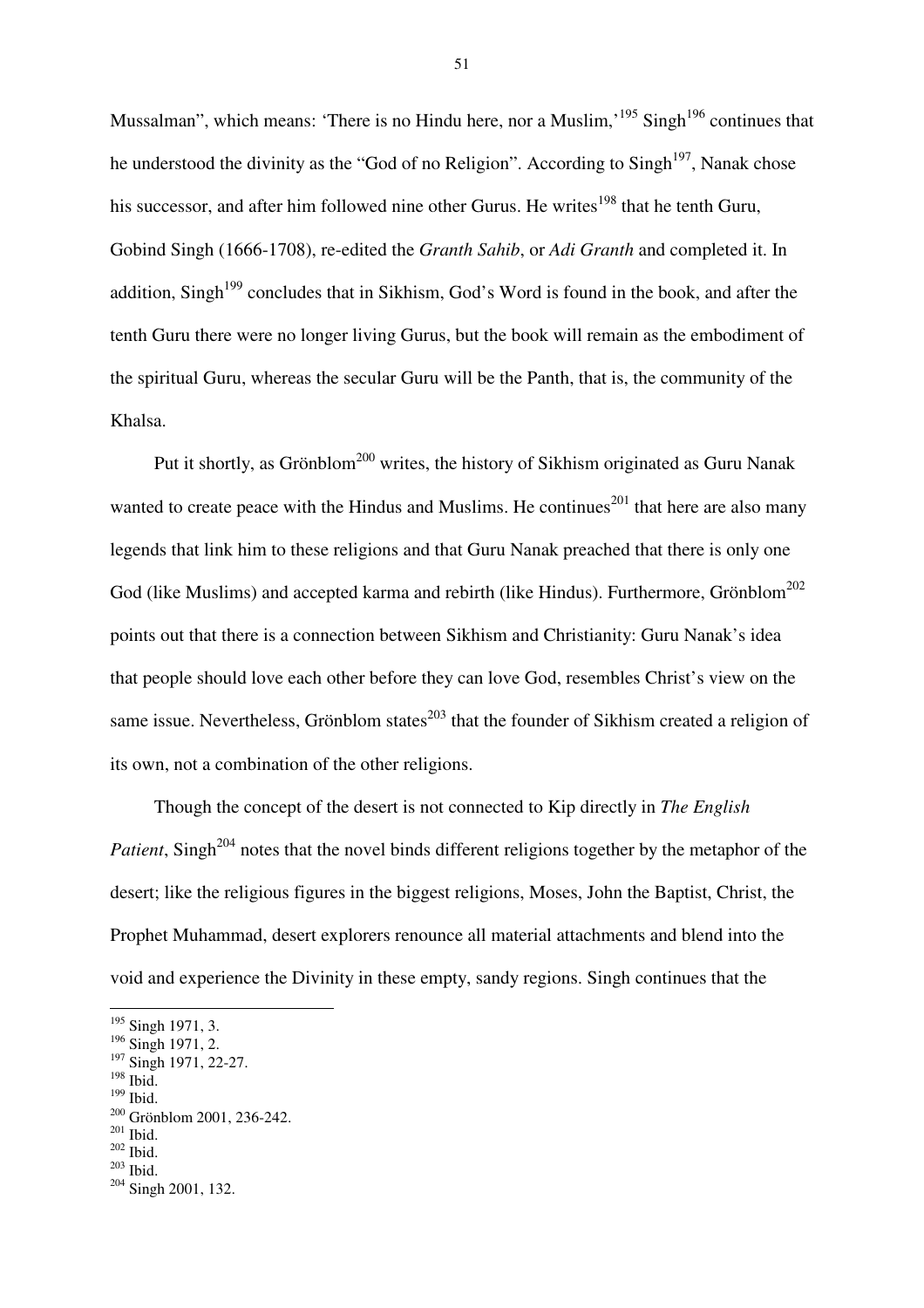Mussalman", which means: 'There is no Hindu here, nor a Muslim,'[195] Singh[196] continues that he understood the divinity as the "God of no Religion". According to Singh[197], Nanak chose his successor, and after him followed nine other Gurus. He writes[198] that he tenth Guru, Gobind Singh (1666-1708), re-edited the *Granth Sahib*, or *Adi Granth* and completed it. In addition, Singh[199] concludes that in Sikhism, God's Word is found in the book, and after the tenth Guru there were no longer living Gurus, but the book will remain as the embodiment of the spiritual Guru, whereas the secular Guru will be the Panth, that is, the community of the Khalsa.

Put it shortly, as Grönblom[200] writes, the history of Sikhism originated as Guru Nanak wanted to create peace with the Hindus and Muslims. He continues[201] that here are also many legends that link him to these religions and that Guru Nanak preached that there is only one God (like Muslims) and accepted karma and rebirth (like Hindus). Furthermore, Grönblom[202] points out that there is a connection between Sikhism and Christianity: Guru Nanak's idea that people should love each other before they can love God, resembles Christ's view on the same issue. Nevertheless, Grönblom states[203] that the founder of Sikhism created a religion of its own, not a combination of the other religions.

Though the concept of the desert is not connected to Kip directly in *The English Patient*, Singh[204] notes that the novel binds different religions together by the metaphor of the desert; like the religious figures in the biggest religions, Moses, John the Baptist, Christ, the Prophet Muhammad, desert explorers renounce all material attachments and blend into the void and experience the Divinity in these empty, sandy regions. Singh continues that the

---

[195] Singh 1971, 3.
[196] Singh 1971, 2.
[197] Singh 1971, 22-27.
[198] Ibid.
[199] Ibid.
[200] Grönblom 2001, 236-242.
[201] Ibid.
[202] Ibid.
[203] Ibid.
[204] Singh 2001, 132.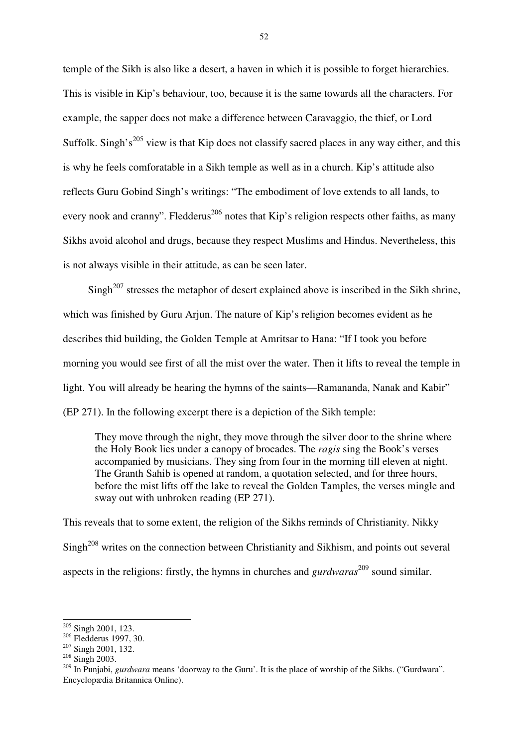temple of the Sikh is also like a desert, a haven in which it is possible to forget hierarchies. This is visible in Kip's behaviour, too, because it is the same towards all the characters. For example, the sapper does not make a difference between Caravaggio, the thief, or Lord Suffolk. Singh's[205] view is that Kip does not classify sacred places in any way either, and this is why he feels comforatable in a Sikh temple as well as in a church. Kip's attitude also reflects Guru Gobind Singh's writings: "The embodiment of love extends to all lands, to every nook and cranny". Fledderus[206] notes that Kip's religion respects other faiths, as many Sikhs avoid alcohol and drugs, because they respect Muslims and Hindus. Nevertheless, this is not always visible in their attitude, as can be seen later.

Singh[207] stresses the metaphor of desert explained above is inscribed in the Sikh shrine, which was finished by Guru Arjun. The nature of Kip's religion becomes evident as he describes thid building, the Golden Temple at Amritsar to Hana: "If I took you before morning you would see first of all the mist over the water. Then it lifts to reveal the temple in light. You will already be hearing the hymns of the saints—Ramananda, Nanak and Kabir" (EP 271). In the following excerpt there is a depiction of the Sikh temple:

> They move through the night, they move through the silver door to the shrine where the Holy Book lies under a canopy of brocades. The *ragis* sing the Book's verses accompanied by musicians. They sing from four in the morning till eleven at night. The Granth Sahib is opened at random, a quotation selected, and for three hours, before the mist lifts off the lake to reveal the Golden Tamples, the verses mingle and sway out with unbroken reading (EP 271).

This reveals that to some extent, the religion of the Sikhs reminds of Christianity. Nikky Singh[208] writes on the connection between Christianity and Sikhism, and points out several aspects in the religions: firstly, the hymns in churches and *gurdwaras*[209] sound similar.

---

[205] Singh 2001, 123.
[206] Fledderus 1997, 30.
[207] Singh 2001, 132.
[208] Singh 2003.
[209] In Punjabi, *gurdwara* means 'doorway to the Guru'. It is the place of worship of the Sikhs. ("Gurdwara". Encyclopædia Britannica Online).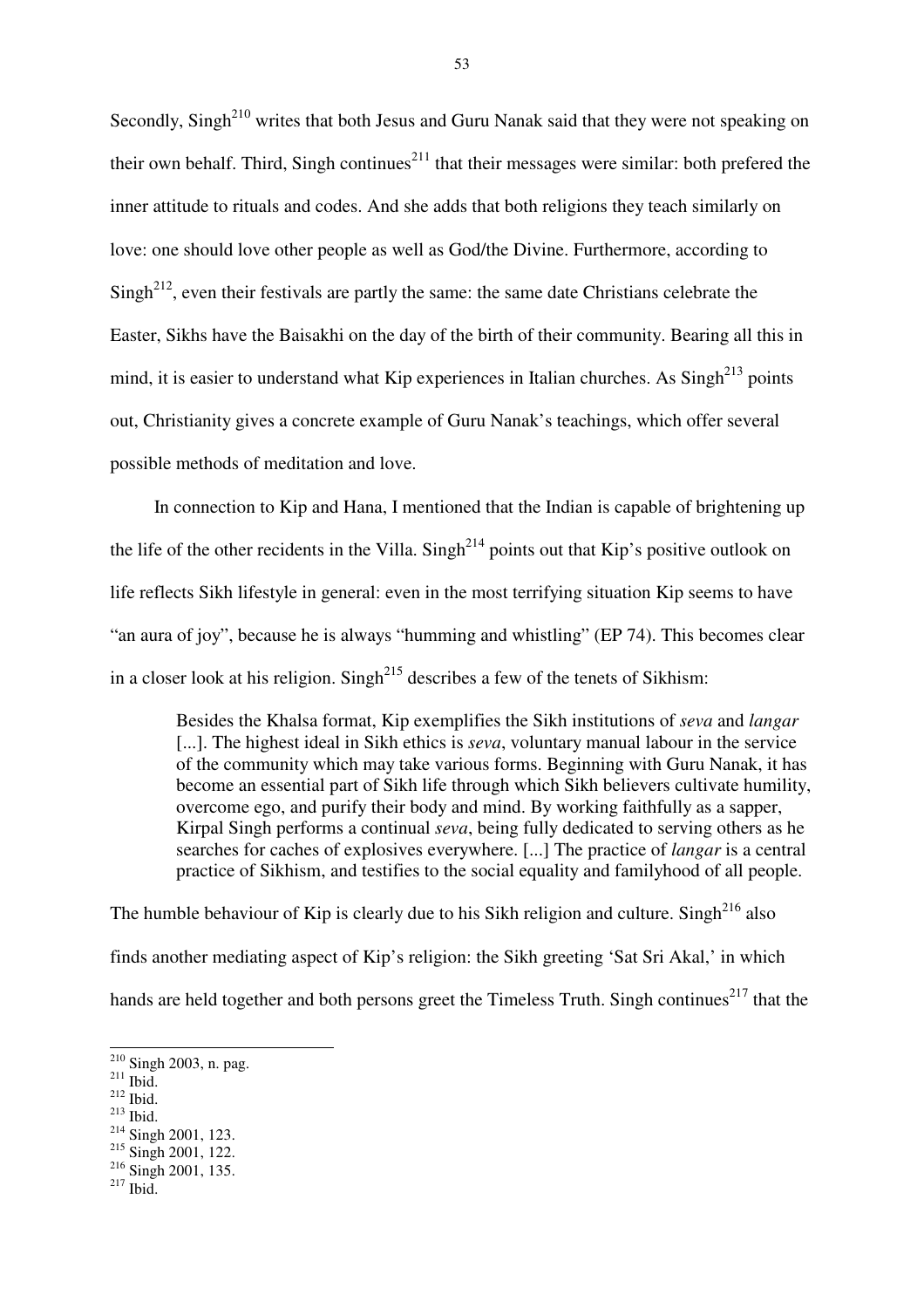Secondly, Singh[210] writes that both Jesus and Guru Nanak said that they were not speaking on their own behalf. Third, Singh continues[211] that their messages were similar: both prefered the inner attitude to rituals and codes. And she adds that both religions they teach similarly on love: one should love other people as well as God/the Divine. Furthermore, according to Singh[212], even their festivals are partly the same: the same date Christians celebrate the Easter, Sikhs have the Baisakhi on the day of the birth of their community. Bearing all this in mind, it is easier to understand what Kip experiences in Italian churches. As Singh[213] points out, Christianity gives a concrete example of Guru Nanak's teachings, which offer several possible methods of meditation and love.

In connection to Kip and Hana, I mentioned that the Indian is capable of brightening up the life of the other recidents in the Villa. Singh[214] points out that Kip's positive outlook on life reflects Sikh lifestyle in general: even in the most terrifying situation Kip seems to have "an aura of joy", because he is always "humming and whistling" (EP 74). This becomes clear in a closer look at his religion. Singh[215] describes a few of the tenets of Sikhism:

> Besides the Khalsa format, Kip exemplifies the Sikh institutions of *seva* and *langar* [...]. The highest ideal in Sikh ethics is *seva*, voluntary manual labour in the service of the community which may take various forms. Beginning with Guru Nanak, it has become an essential part of Sikh life through which Sikh believers cultivate humility, overcome ego, and purify their body and mind. By working faithfully as a sapper, Kirpal Singh performs a continual *seva*, being fully dedicated to serving others as he searches for caches of explosives everywhere. [...] The practice of *langar* is a central practice of Sikhism, and testifies to the social equality and familyhood of all people.

The humble behaviour of Kip is clearly due to his Sikh religion and culture. Singh[216] also finds another mediating aspect of Kip's religion: the Sikh greeting 'Sat Sri Akal,' in which hands are held together and both persons greet the Timeless Truth. Singh continues[217] that the

---

[210] Singh 2003, n. pag.
[211] Ibid.
[212] Ibid.
[213] Ibid.
[214] Singh 2001, 123.
[215] Singh 2001, 122.
[216] Singh 2001, 135.
[217] Ibid.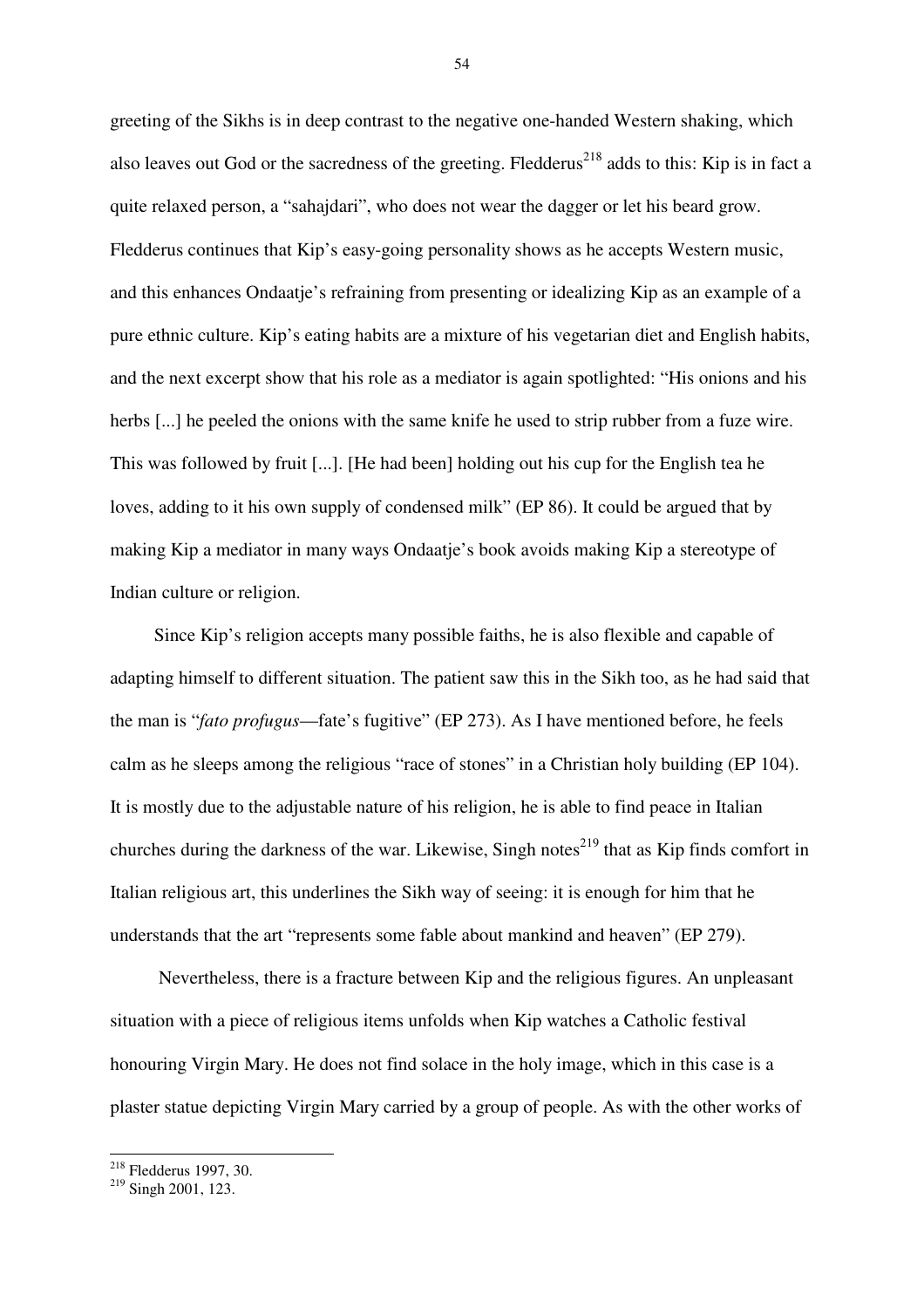greeting of the Sikhs is in deep contrast to the negative one-handed Western shaking, which also leaves out God or the sacredness of the greeting. Fledderus[218] adds to this: Kip is in fact a quite relaxed person, a "sahajdari", who does not wear the dagger or let his beard grow. Fledderus continues that Kip's easy-going personality shows as he accepts Western music, and this enhances Ondaatje's refraining from presenting or idealizing Kip as an example of a pure ethnic culture. Kip's eating habits are a mixture of his vegetarian diet and English habits, and the next excerpt show that his role as a mediator is again spotlighted: "His onions and his herbs [...] he peeled the onions with the same knife he used to strip rubber from a fuze wire. This was followed by fruit [...]. [He had been] holding out his cup for the English tea he loves, adding to it his own supply of condensed milk" (EP 86). It could be argued that by making Kip a mediator in many ways Ondaatje's book avoids making Kip a stereotype of Indian culture or religion.

Since Kip's religion accepts many possible faiths, he is also flexible and capable of adapting himself to different situation. The patient saw this in the Sikh too, as he had said that the man is "*fato profugus*—fate's fugitive" (EP 273). As I have mentioned before, he feels calm as he sleeps among the religious "race of stones" in a Christian holy building (EP 104). It is mostly due to the adjustable nature of his religion, he is able to find peace in Italian churches during the darkness of the war. Likewise, Singh notes[219] that as Kip finds comfort in Italian religious art, this underlines the Sikh way of seeing: it is enough for him that he understands that the art "represents some fable about mankind and heaven" (EP 279).

Nevertheless, there is a fracture between Kip and the religious figures. An unpleasant situation with a piece of religious items unfolds when Kip watches a Catholic festival honouring Virgin Mary. He does not find solace in the holy image, which in this case is a plaster statue depicting Virgin Mary carried by a group of people. As with the other works of

---

[218] Fledderus 1997, 30.

[219] Singh 2001, 123.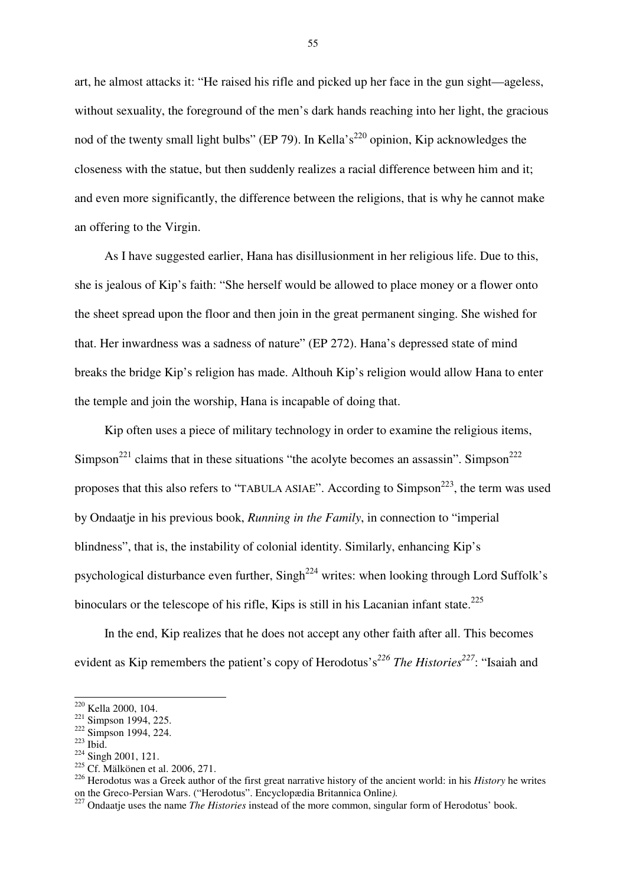art, he almost attacks it: "He raised his rifle and picked up her face in the gun sight—ageless, without sexuality, the foreground of the men's dark hands reaching into her light, the gracious nod of the twenty small light bulbs" (EP 79). In Kella's[220] opinion, Kip acknowledges the closeness with the statue, but then suddenly realizes a racial difference between him and it; and even more significantly, the difference between the religions, that is why he cannot make an offering to the Virgin.

As I have suggested earlier, Hana has disillusionment in her religious life. Due to this, she is jealous of Kip's faith: "She herself would be allowed to place money or a flower onto the sheet spread upon the floor and then join in the great permanent singing. She wished for that. Her inwardness was a sadness of nature" (EP 272). Hana's depressed state of mind breaks the bridge Kip's religion has made. Althouh Kip's religion would allow Hana to enter the temple and join the worship, Hana is incapable of doing that.

Kip often uses a piece of military technology in order to examine the religious items, Simpson[221] claims that in these situations "the acolyte becomes an assassin". Simpson[222] proposes that this also refers to "TABULA ASIAE". According to Simpson[223], the term was used by Ondaatje in his previous book, *Running in the Family*, in connection to "imperial blindness", that is, the instability of colonial identity. Similarly, enhancing Kip's psychological disturbance even further, Singh[224] writes: when looking through Lord Suffolk's binoculars or the telescope of his rifle, Kips is still in his Lacanian infant state.[225]

In the end, Kip realizes that he does not accept any other faith after all. This becomes evident as Kip remembers the patient's copy of Herodotus's[226] *The Histories*[227]: "Isaiah and

---

[220] Kella 2000, 104.
[221] Simpson 1994, 225.
[222] Simpson 1994, 224.
[223] Ibid.
[224] Singh 2001, 121.
[225] Cf. Mälkönen et al. 2006, 271.
[226] Herodotus was a Greek author of the first great narrative history of the ancient world: in his *History* he writes on the Greco-Persian Wars. ("Herodotus". Encyclopædia Britannica Online*).*
[227] Ondaatje uses the name *The Histories* instead of the more common, singular form of Herodotus' book.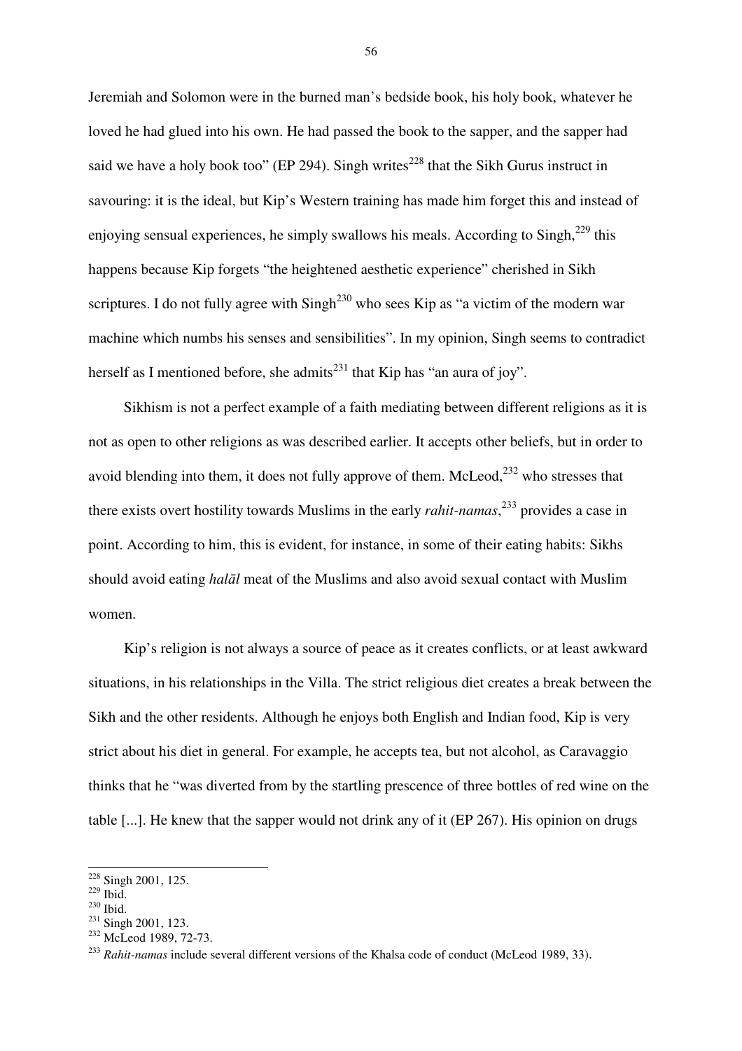Jeremiah and Solomon were in the burned man's bedside book, his holy book, whatever he loved he had glued into his own. He had passed the book to the sapper, and the sapper had said we have a holy book too" (EP 294). Singh writes[228] that the Sikh Gurus instruct in savouring: it is the ideal, but Kip's Western training has made him forget this and instead of enjoying sensual experiences, he simply swallows his meals. According to Singh,[229] this happens because Kip forgets "the heightened aesthetic experience" cherished in Sikh scriptures. I do not fully agree with Singh[230] who sees Kip as "a victim of the modern war machine which numbs his senses and sensibilities". In my opinion, Singh seems to contradict herself as I mentioned before, she admits[231] that Kip has "an aura of joy".

Sikhism is not a perfect example of a faith mediating between different religions as it is not as open to other religions as was described earlier. It accepts other beliefs, but in order to avoid blending into them, it does not fully approve of them. McLeod,[232] who stresses that there exists overt hostility towards Muslims in the early *rahit-namas*,[233] provides a case in point. According to him, this is evident, for instance, in some of their eating habits: Sikhs should avoid eating *halāl* meat of the Muslims and also avoid sexual contact with Muslim women.

Kip's religion is not always a source of peace as it creates conflicts, or at least awkward situations, in his relationships in the Villa. The strict religious diet creates a break between the Sikh and the other residents. Although he enjoys both English and Indian food, Kip is very strict about his diet in general. For example, he accepts tea, but not alcohol, as Caravaggio thinks that he "was diverted from by the startling prescence of three bottles of red wine on the table [...]. He knew that the sapper would not drink any of it (EP 267). His opinion on drugs

---

[228] Singh 2001, 125.
[229] Ibid.
[230] Ibid.
[231] Singh 2001, 123.
[232] McLeod 1989, 72-73.
[233] *Rahit-namas* include several different versions of the Khalsa code of conduct (McLeod 1989, 33).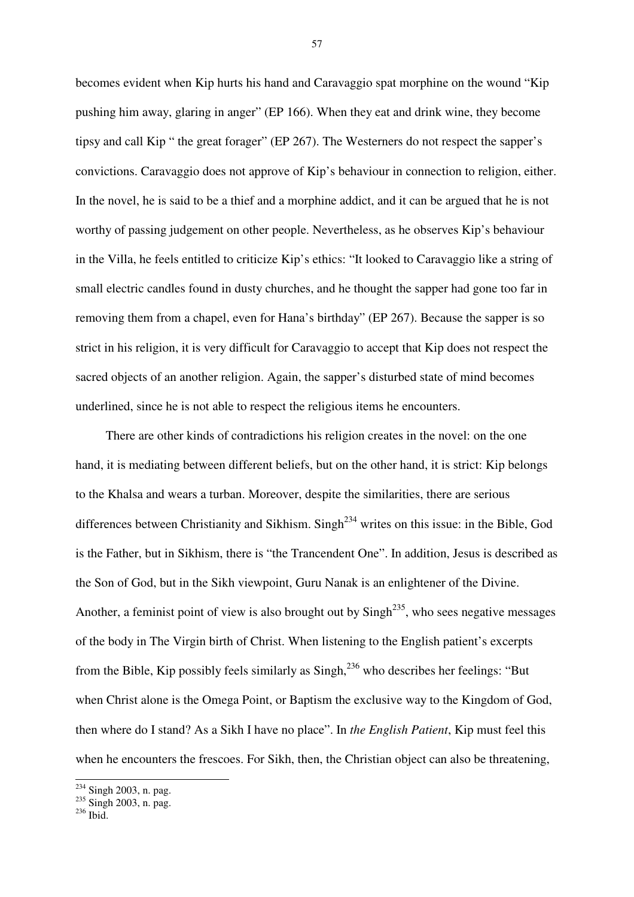becomes evident when Kip hurts his hand and Caravaggio spat morphine on the wound "Kip pushing him away, glaring in anger" (EP 166). When they eat and drink wine, they become tipsy and call Kip " the great forager" (EP 267). The Westerners do not respect the sapper's convictions. Caravaggio does not approve of Kip's behaviour in connection to religion, either. In the novel, he is said to be a thief and a morphine addict, and it can be argued that he is not worthy of passing judgement on other people. Nevertheless, as he observes Kip's behaviour in the Villa, he feels entitled to criticize Kip's ethics: "It looked to Caravaggio like a string of small electric candles found in dusty churches, and he thought the sapper had gone too far in removing them from a chapel, even for Hana's birthday" (EP 267). Because the sapper is so strict in his religion, it is very difficult for Caravaggio to accept that Kip does not respect the sacred objects of an another religion. Again, the sapper's disturbed state of mind becomes underlined, since he is not able to respect the religious items he encounters.

There are other kinds of contradictions his religion creates in the novel: on the one hand, it is mediating between different beliefs, but on the other hand, it is strict: Kip belongs to the Khalsa and wears a turban. Moreover, despite the similarities, there are serious differences between Christianity and Sikhism. Singh[234] writes on this issue: in the Bible, God is the Father, but in Sikhism, there is "the Trancendent One". In addition, Jesus is described as the Son of God, but in the Sikh viewpoint, Guru Nanak is an enlightener of the Divine. Another, a feminist point of view is also brought out by Singh[235], who sees negative messages of the body in The Virgin birth of Christ. When listening to the English patient's excerpts from the Bible, Kip possibly feels similarly as Singh,[236] who describes her feelings: "But when Christ alone is the Omega Point, or Baptism the exclusive way to the Kingdom of God, then where do I stand? As a Sikh I have no place". In *the English Patient*, Kip must feel this when he encounters the frescoes. For Sikh, then, the Christian object can also be threatening,

---

[234] Singh 2003, n. pag.

[235] Singh 2003, n. pag.

[236] Ibid.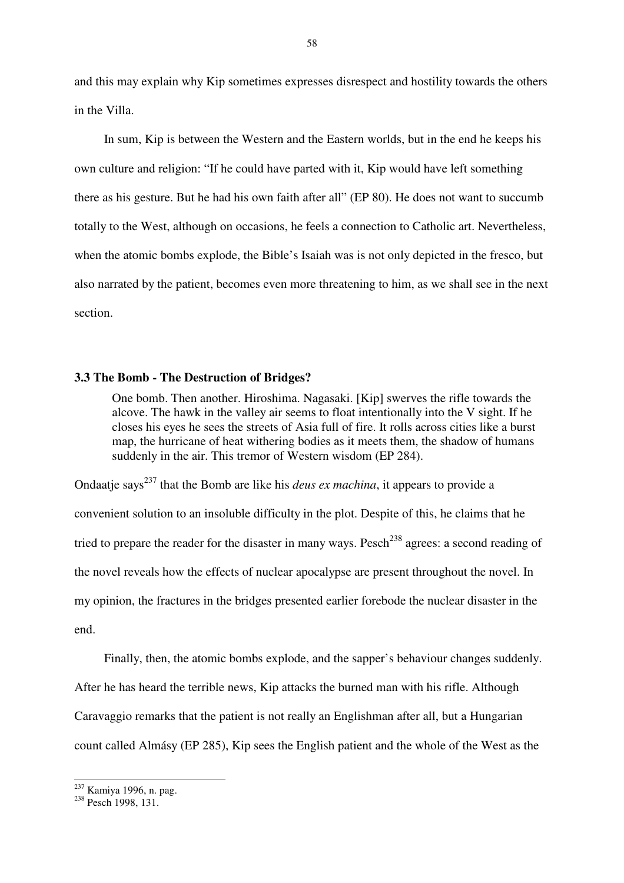and this may explain why Kip sometimes expresses disrespect and hostility towards the others in the Villa.

In sum, Kip is between the Western and the Eastern worlds, but in the end he keeps his own culture and religion: "If he could have parted with it, Kip would have left something there as his gesture. But he had his own faith after all" (EP 80). He does not want to succumb totally to the West, although on occasions, he feels a connection to Catholic art. Nevertheless, when the atomic bombs explode, the Bible's Isaiah was is not only depicted in the fresco, but also narrated by the patient, becomes even more threatening to him, as we shall see in the next section.

### 3.3 The Bomb - The Destruction of Bridges?

> One bomb. Then another. Hiroshima. Nagasaki. [Kip] swerves the rifle towards the alcove. The hawk in the valley air seems to float intentionally into the V sight. If he closes his eyes he sees the streets of Asia full of fire. It rolls across cities like a burst map, the hurricane of heat withering bodies as it meets them, the shadow of humans suddenly in the air. This tremor of Western wisdom (EP 284).

Ondaatje says[237] that the Bomb are like his *deus ex machina*, it appears to provide a convenient solution to an insoluble difficulty in the plot. Despite of this, he claims that he tried to prepare the reader for the disaster in many ways. Pesch[238] agrees: a second reading of the novel reveals how the effects of nuclear apocalypse are present throughout the novel. In my opinion, the fractures in the bridges presented earlier forebode the nuclear disaster in the end.

Finally, then, the atomic bombs explode, and the sapper's behaviour changes suddenly. After he has heard the terrible news, Kip attacks the burned man with his rifle. Although Caravaggio remarks that the patient is not really an Englishman after all, but a Hungarian count called Almásy (EP 285), Kip sees the English patient and the whole of the West as the

---

[237] Kamiya 1996, n. pag.

[238] Pesch 1998, 131.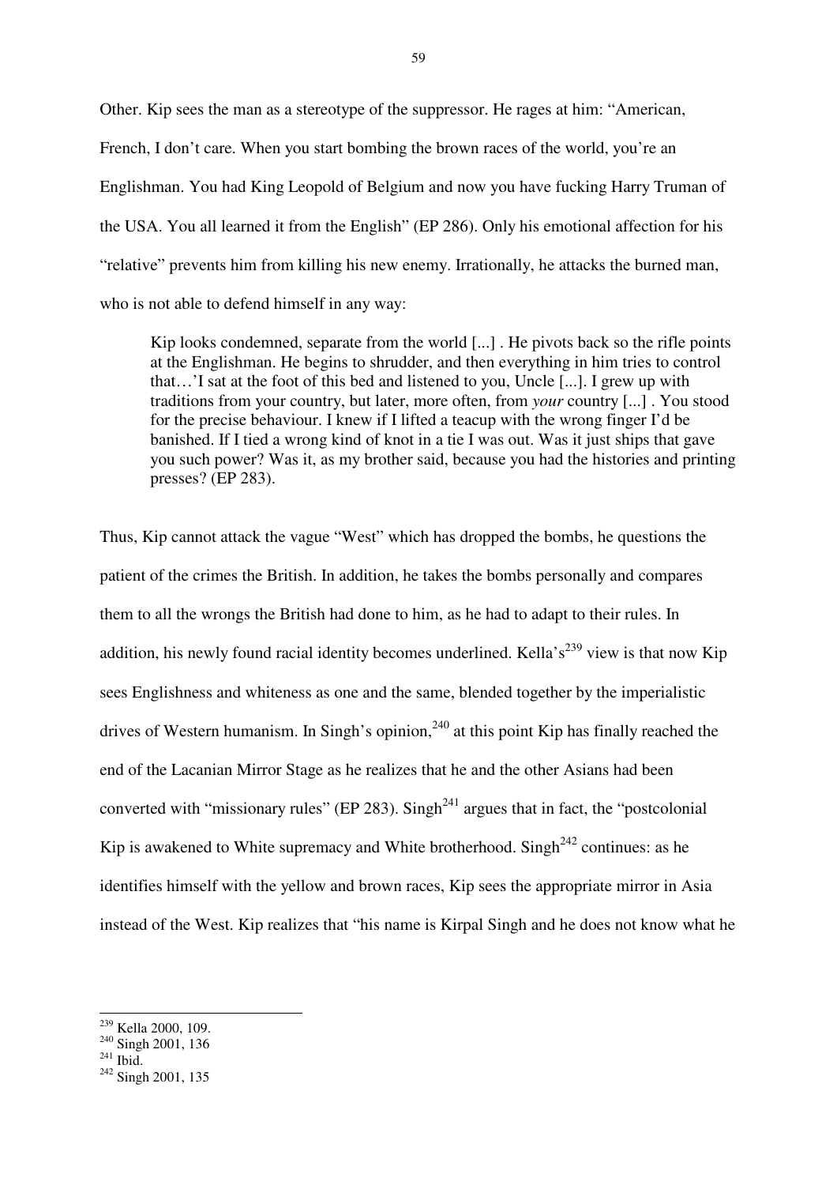Other. Kip sees the man as a stereotype of the suppressor. He rages at him: "American, French, I don't care. When you start bombing the brown races of the world, you're an Englishman. You had King Leopold of Belgium and now you have fucking Harry Truman of the USA. You all learned it from the English" (EP 286). Only his emotional affection for his "relative" prevents him from killing his new enemy. Irrationally, he attacks the burned man, who is not able to defend himself in any way:

> Kip looks condemned, separate from the world [...] . He pivots back so the rifle points at the Englishman. He begins to shrudder, and then everything in him tries to control that…'I sat at the foot of this bed and listened to you, Uncle [...]. I grew up with traditions from your country, but later, more often, from *your* country [...] . You stood for the precise behaviour. I knew if I lifted a teacup with the wrong finger I'd be banished. If I tied a wrong kind of knot in a tie I was out. Was it just ships that gave you such power? Was it, as my brother said, because you had the histories and printing presses? (EP 283).

Thus, Kip cannot attack the vague "West" which has dropped the bombs, he questions the patient of the crimes the British. In addition, he takes the bombs personally and compares them to all the wrongs the British had done to him, as he had to adapt to their rules. In addition, his newly found racial identity becomes underlined. Kella's[239] view is that now Kip sees Englishness and whiteness as one and the same, blended together by the imperialistic drives of Western humanism. In Singh's opinion,[240] at this point Kip has finally reached the end of the Lacanian Mirror Stage as he realizes that he and the other Asians had been converted with "missionary rules" (EP 283). Singh[241] argues that in fact, the "postcolonial Kip is awakened to White supremacy and White brotherhood. Singh[242] continues: as he identifies himself with the yellow and brown races, Kip sees the appropriate mirror in Asia instead of the West. Kip realizes that "his name is Kirpal Singh and he does not know what he

---

[239] Kella 2000, 109.
[240] Singh 2001, 136
[241] Ibid.
[242] Singh 2001, 135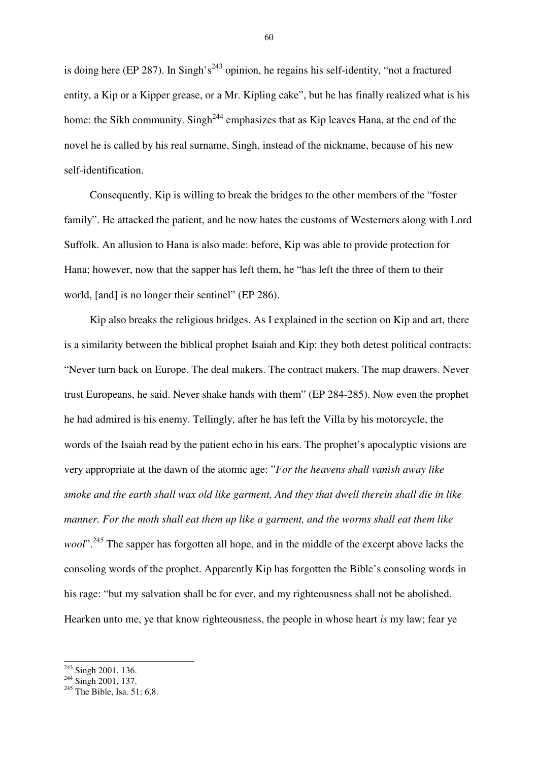is doing here (EP 287). In Singh's[243] opinion, he regains his self-identity, "not a fractured entity, a Kip or a Kipper grease, or a Mr. Kipling cake", but he has finally realized what is his home: the Sikh community. Singh[244] emphasizes that as Kip leaves Hana, at the end of the novel he is called by his real surname, Singh, instead of the nickname, because of his new self-identification.

Consequently, Kip is willing to break the bridges to the other members of the "foster family". He attacked the patient, and he now hates the customs of Westerners along with Lord Suffolk. An allusion to Hana is also made: before, Kip was able to provide protection for Hana; however, now that the sapper has left them, he "has left the three of them to their world, [and] is no longer their sentinel" (EP 286).

Kip also breaks the religious bridges. As I explained in the section on Kip and art, there is a similarity between the biblical prophet Isaiah and Kip: they both detest political contracts: "Never turn back on Europe. The deal makers. The contract makers. The map drawers. Never trust Europeans, he said. Never shake hands with them" (EP 284-285). Now even the prophet he had admired is his enemy. Tellingly, after he has left the Villa by his motorcycle, the words of the Isaiah read by the patient echo in his ears. The prophet's apocalyptic visions are very appropriate at the dawn of the atomic age: "*For the heavens shall vanish away like smoke and the earth shall wax old like garment, And they that dwell therein shall die in like manner. For the moth shall eat them up like a garment, and the worms shall eat them like wool*".[245] The sapper has forgotten all hope, and in the middle of the excerpt above lacks the consoling words of the prophet. Apparently Kip has forgotten the Bible's consoling words in his rage: "but my salvation shall be for ever, and my righteousness shall not be abolished. Hearken unto me, ye that know righteousness, the people in whose heart *is* my law; fear ye

---

[243] Singh 2001, 136.
[244] Singh 2001, 137.
[245] The Bible, Isa. 51: 6,8.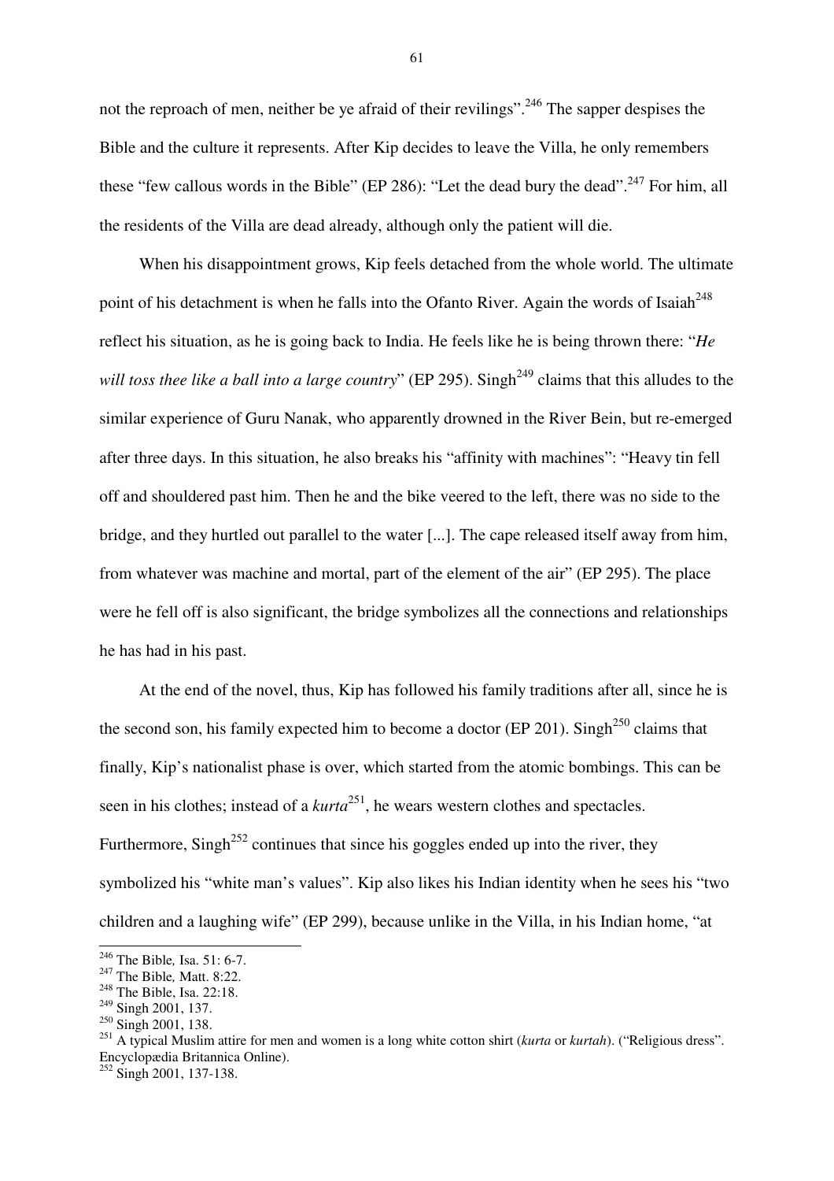not the reproach of men, neither be ye afraid of their revilings".[246] The sapper despises the Bible and the culture it represents. After Kip decides to leave the Villa, he only remembers these "few callous words in the Bible" (EP 286): "Let the dead bury the dead".[247] For him, all the residents of the Villa are dead already, although only the patient will die.

When his disappointment grows, Kip feels detached from the whole world. The ultimate point of his detachment is when he falls into the Ofanto River. Again the words of Isaiah[248] reflect his situation, as he is going back to India. He feels like he is being thrown there: "*He will toss thee like a ball into a large country*" (EP 295). Singh[249] claims that this alludes to the similar experience of Guru Nanak, who apparently drowned in the River Bein, but re-emerged after three days. In this situation, he also breaks his "affinity with machines": "Heavy tin fell off and shouldered past him. Then he and the bike veered to the left, there was no side to the bridge, and they hurtled out parallel to the water [...]. The cape released itself away from him, from whatever was machine and mortal, part of the element of the air" (EP 295). The place were he fell off is also significant, the bridge symbolizes all the connections and relationships he has had in his past.

At the end of the novel, thus, Kip has followed his family traditions after all, since he is the second son, his family expected him to become a doctor (EP 201). Singh[250] claims that finally, Kip's nationalist phase is over, which started from the atomic bombings. This can be seen in his clothes; instead of a *kurta*[251], he wears western clothes and spectacles. Furthermore, Singh[252] continues that since his goggles ended up into the river, they symbolized his "white man's values". Kip also likes his Indian identity when he sees his "two children and a laughing wife" (EP 299), because unlike in the Villa, in his Indian home, "at

---

[246] The Bible, Isa. 51: 6-7.
[247] The Bible, Matt. 8:22.
[248] The Bible, Isa. 22:18.
[249] Singh 2001, 137.
[250] Singh 2001, 138.
[251] A typical Muslim attire for men and women is a long white cotton shirt (*kurta* or *kurtah*). ("Religious dress". Encyclopædia Britannica Online).
[252] Singh 2001, 137-138.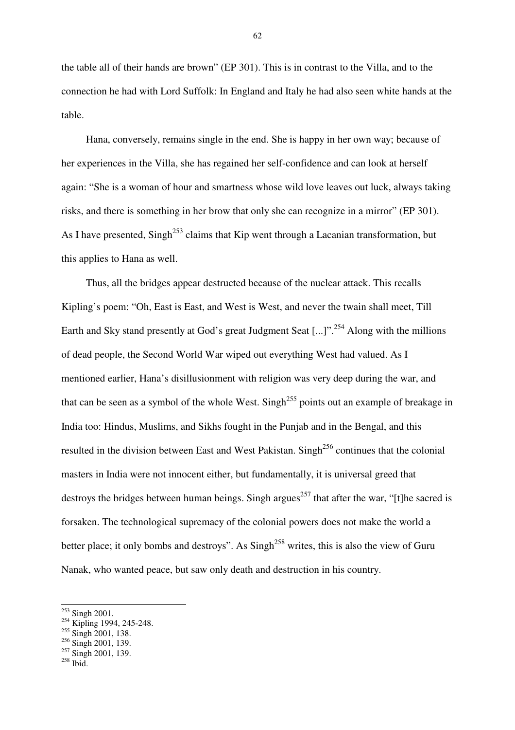the table all of their hands are brown" (EP 301). This is in contrast to the Villa, and to the connection he had with Lord Suffolk: In England and Italy he had also seen white hands at the table.

Hana, conversely, remains single in the end. She is happy in her own way; because of her experiences in the Villa, she has regained her self-confidence and can look at herself again: "She is a woman of hour and smartness whose wild love leaves out luck, always taking risks, and there is something in her brow that only she can recognize in a mirror" (EP 301). As I have presented, Singh[253] claims that Kip went through a Lacanian transformation, but this applies to Hana as well.

Thus, all the bridges appear destructed because of the nuclear attack. This recalls Kipling's poem: "Oh, East is East, and West is West, and never the twain shall meet, Till Earth and Sky stand presently at God's great Judgment Seat [...]".[254] Along with the millions of dead people, the Second World War wiped out everything West had valued. As I mentioned earlier, Hana's disillusionment with religion was very deep during the war, and that can be seen as a symbol of the whole West. Singh[255] points out an example of breakage in India too: Hindus, Muslims, and Sikhs fought in the Punjab and in the Bengal, and this resulted in the division between East and West Pakistan. Singh[256] continues that the colonial masters in India were not innocent either, but fundamentally, it is universal greed that destroys the bridges between human beings. Singh argues[257] that after the war, "[t]he sacred is forsaken. The technological supremacy of the colonial powers does not make the world a better place; it only bombs and destroys". As Singh[258] writes, this is also the view of Guru Nanak, who wanted peace, but saw only death and destruction in his country.

---

[253] Singh 2001.
[254] Kipling 1994, 245-248.
[255] Singh 2001, 138.
[256] Singh 2001, 139.
[257] Singh 2001, 139.
[258] Ibid.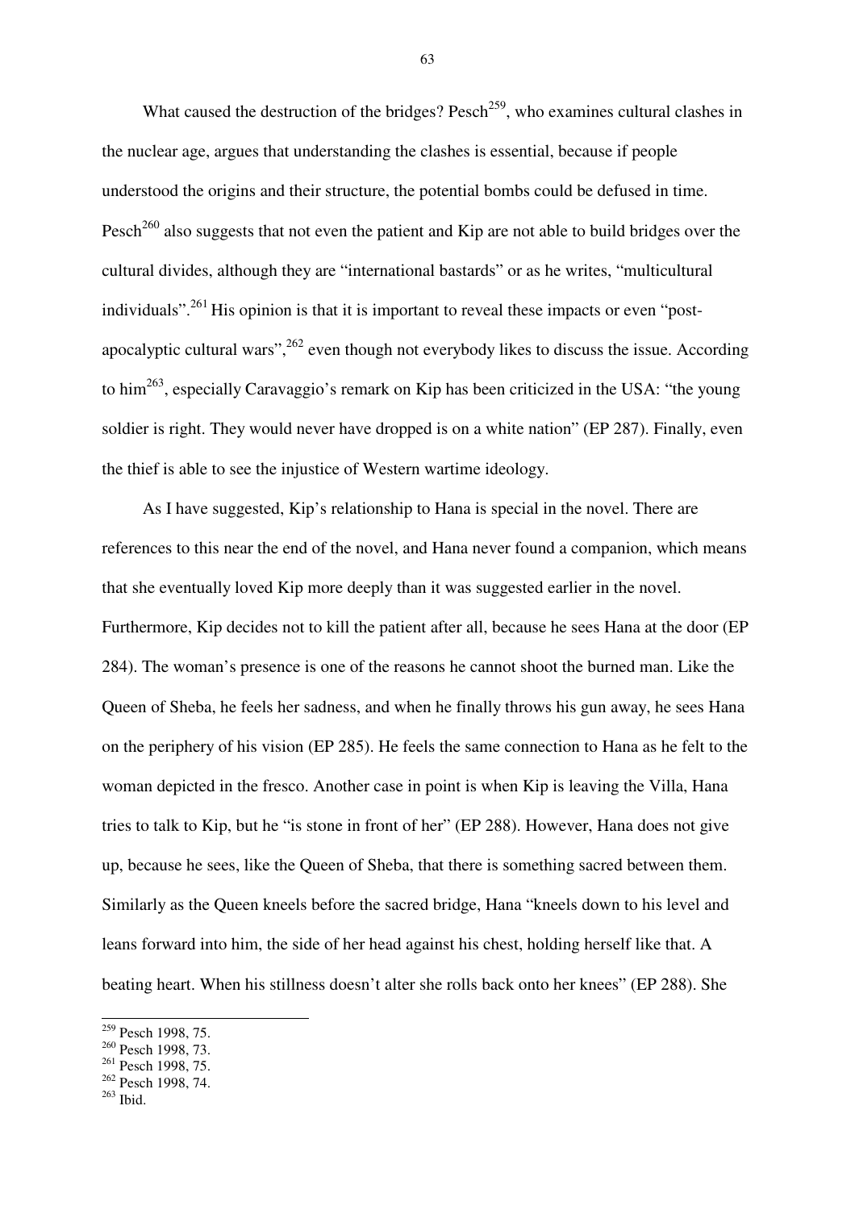What caused the destruction of the bridges? Pesch[259], who examines cultural clashes in the nuclear age, argues that understanding the clashes is essential, because if people understood the origins and their structure, the potential bombs could be defused in time. Pesch[260] also suggests that not even the patient and Kip are not able to build bridges over the cultural divides, although they are "international bastards" or as he writes, "multicultural individuals".[261] His opinion is that it is important to reveal these impacts or even "post-apocalyptic cultural wars",[262] even though not everybody likes to discuss the issue. According to him[263], especially Caravaggio's remark on Kip has been criticized in the USA: "the young soldier is right. They would never have dropped is on a white nation" (EP 287). Finally, even the thief is able to see the injustice of Western wartime ideology.

As I have suggested, Kip's relationship to Hana is special in the novel. There are references to this near the end of the novel, and Hana never found a companion, which means that she eventually loved Kip more deeply than it was suggested earlier in the novel. Furthermore, Kip decides not to kill the patient after all, because he sees Hana at the door (EP 284). The woman's presence is one of the reasons he cannot shoot the burned man. Like the Queen of Sheba, he feels her sadness, and when he finally throws his gun away, he sees Hana on the periphery of his vision (EP 285). He feels the same connection to Hana as he felt to the woman depicted in the fresco. Another case in point is when Kip is leaving the Villa, Hana tries to talk to Kip, but he "is stone in front of her" (EP 288). However, Hana does not give up, because he sees, like the Queen of Sheba, that there is something sacred between them. Similarly as the Queen kneels before the sacred bridge, Hana "kneels down to his level and leans forward into him, the side of her head against his chest, holding herself like that. A beating heart. When his stillness doesn't alter she rolls back onto her knees" (EP 288). She

---

[259] Pesch 1998, 75.
[260] Pesch 1998, 73.
[261] Pesch 1998, 75.
[262] Pesch 1998, 74.
[263] Ibid.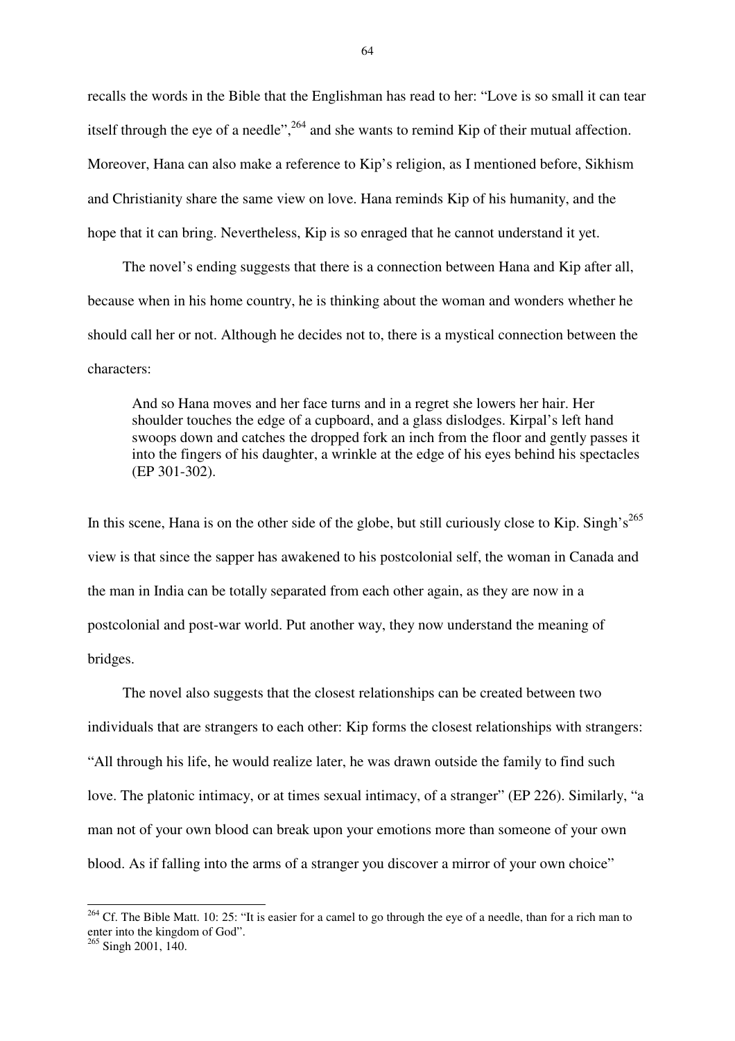recalls the words in the Bible that the Englishman has read to her: "Love is so small it can tear itself through the eye of a needle",[264] and she wants to remind Kip of their mutual affection. Moreover, Hana can also make a reference to Kip's religion, as I mentioned before, Sikhism and Christianity share the same view on love. Hana reminds Kip of his humanity, and the hope that it can bring. Nevertheless, Kip is so enraged that he cannot understand it yet.

The novel's ending suggests that there is a connection between Hana and Kip after all, because when in his home country, he is thinking about the woman and wonders whether he should call her or not. Although he decides not to, there is a mystical connection between the characters:

> And so Hana moves and her face turns and in a regret she lowers her hair. Her shoulder touches the edge of a cupboard, and a glass dislodges. Kirpal's left hand swoops down and catches the dropped fork an inch from the floor and gently passes it into the fingers of his daughter, a wrinkle at the edge of his eyes behind his spectacles (EP 301-302).

In this scene, Hana is on the other side of the globe, but still curiously close to Kip. Singh's[265] view is that since the sapper has awakened to his postcolonial self, the woman in Canada and the man in India can be totally separated from each other again, as they are now in a postcolonial and post-war world. Put another way, they now understand the meaning of bridges.

The novel also suggests that the closest relationships can be created between two individuals that are strangers to each other: Kip forms the closest relationships with strangers: "All through his life, he would realize later, he was drawn outside the family to find such love. The platonic intimacy, or at times sexual intimacy, of a stranger" (EP 226). Similarly, "a man not of your own blood can break upon your emotions more than someone of your own blood. As if falling into the arms of a stranger you discover a mirror of your own choice"

---

[264] Cf. The Bible Matt. 10: 25: "It is easier for a camel to go through the eye of a needle, than for a rich man to enter into the kingdom of God".

[265] Singh 2001, 140.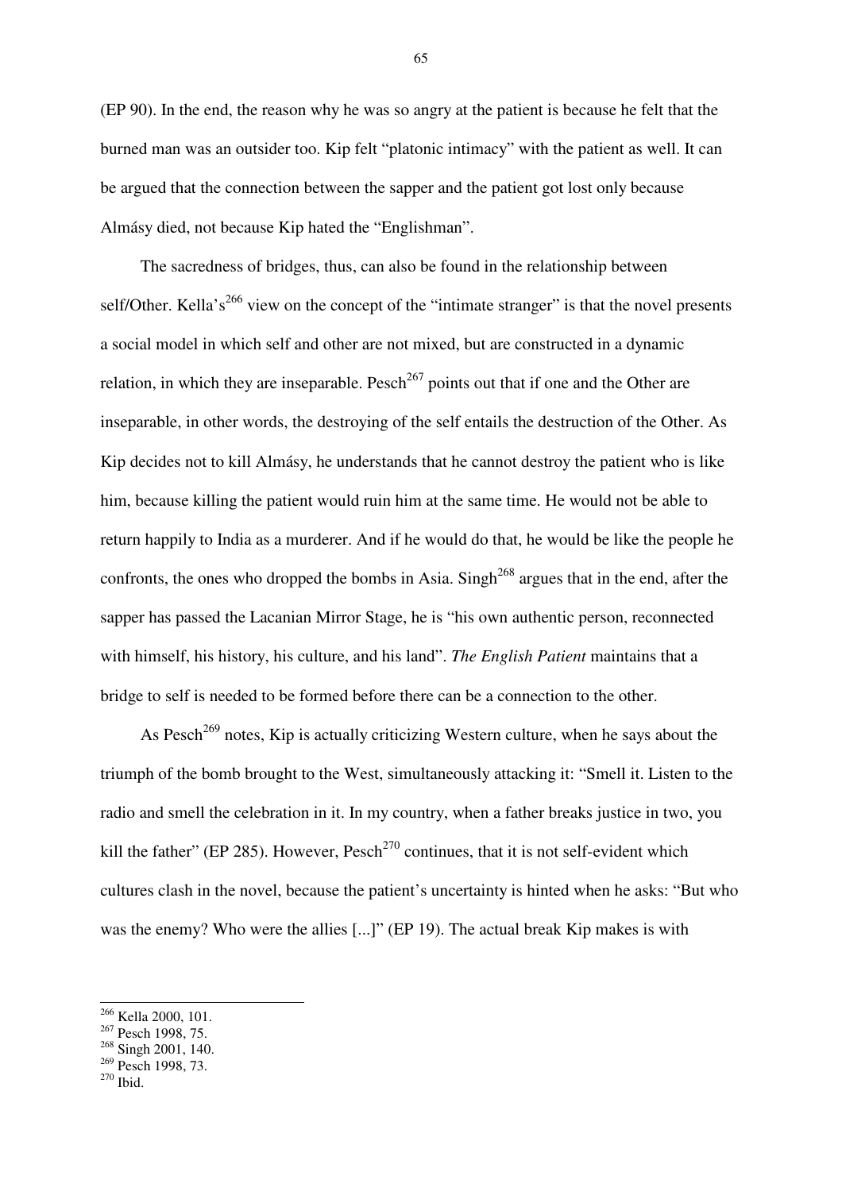(EP 90). In the end, the reason why he was so angry at the patient is because he felt that the burned man was an outsider too. Kip felt "platonic intimacy" with the patient as well. It can be argued that the connection between the sapper and the patient got lost only because Almásy died, not because Kip hated the "Englishman".

The sacredness of bridges, thus, can also be found in the relationship between self/Other. Kella's[266] view on the concept of the "intimate stranger" is that the novel presents a social model in which self and other are not mixed, but are constructed in a dynamic relation, in which they are inseparable. Pesch[267] points out that if one and the Other are inseparable, in other words, the destroying of the self entails the destruction of the Other. As Kip decides not to kill Almásy, he understands that he cannot destroy the patient who is like him, because killing the patient would ruin him at the same time. He would not be able to return happily to India as a murderer. And if he would do that, he would be like the people he confronts, the ones who dropped the bombs in Asia. Singh[268] argues that in the end, after the sapper has passed the Lacanian Mirror Stage, he is "his own authentic person, reconnected with himself, his history, his culture, and his land". *The English Patient* maintains that a bridge to self is needed to be formed before there can be a connection to the other.

As Pesch[269] notes, Kip is actually criticizing Western culture, when he says about the triumph of the bomb brought to the West, simultaneously attacking it: "Smell it. Listen to the radio and smell the celebration in it. In my country, when a father breaks justice in two, you kill the father" (EP 285). However, Pesch[270] continues, that it is not self-evident which cultures clash in the novel, because the patient's uncertainty is hinted when he asks: "But who was the enemy? Who were the allies [...]" (EP 19). The actual break Kip makes is with

---

[266] Kella 2000, 101.
[267] Pesch 1998, 75.
[268] Singh 2001, 140.
[269] Pesch 1998, 73.
[270] Ibid.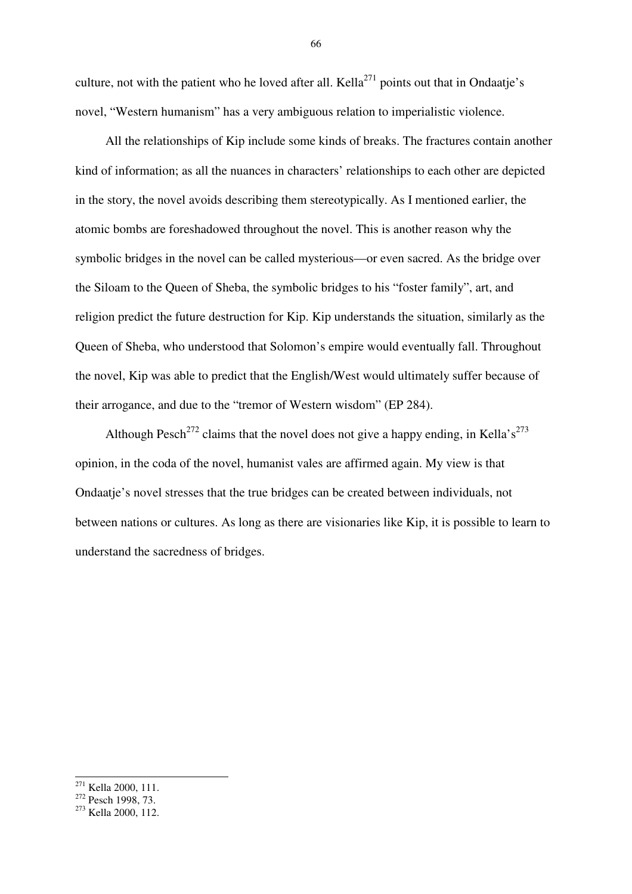culture, not with the patient who he loved after all. Kella[271] points out that in Ondaatje's novel, "Western humanism" has a very ambiguous relation to imperialistic violence.

All the relationships of Kip include some kinds of breaks. The fractures contain another kind of information; as all the nuances in characters' relationships to each other are depicted in the story, the novel avoids describing them stereotypically. As I mentioned earlier, the atomic bombs are foreshadowed throughout the novel. This is another reason why the symbolic bridges in the novel can be called mysterious—or even sacred. As the bridge over the Siloam to the Queen of Sheba, the symbolic bridges to his "foster family", art, and religion predict the future destruction for Kip. Kip understands the situation, similarly as the Queen of Sheba, who understood that Solomon's empire would eventually fall. Throughout the novel, Kip was able to predict that the English/West would ultimately suffer because of their arrogance, and due to the "tremor of Western wisdom" (EP 284).

Although Pesch[272] claims that the novel does not give a happy ending, in Kella's[273] opinion, in the coda of the novel, humanist vales are affirmed again. My view is that Ondaatje's novel stresses that the true bridges can be created between individuals, not between nations or cultures. As long as there are visionaries like Kip, it is possible to learn to understand the sacredness of bridges.

---

[271] Kella 2000, 111.
[272] Pesch 1998, 73.
[273] Kella 2000, 112.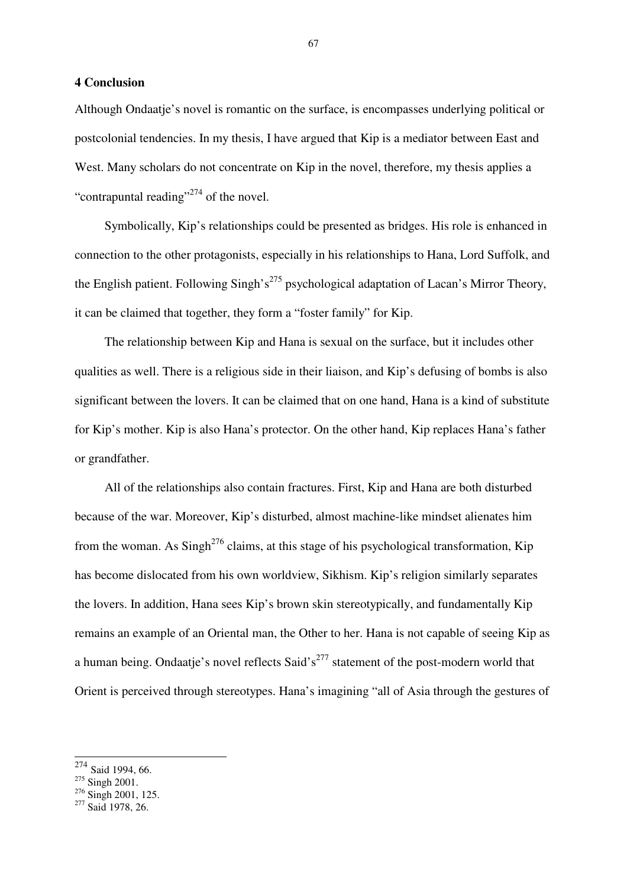## 4 Conclusion

Although Ondaatje's novel is romantic on the surface, is encompasses underlying political or postcolonial tendencies. In my thesis, I have argued that Kip is a mediator between East and West. Many scholars do not concentrate on Kip in the novel, therefore, my thesis applies a "contrapuntal reading"[274] of the novel.

Symbolically, Kip's relationships could be presented as bridges. His role is enhanced in connection to the other protagonists, especially in his relationships to Hana, Lord Suffolk, and the English patient. Following Singh's[275] psychological adaptation of Lacan's Mirror Theory, it can be claimed that together, they form a "foster family" for Kip.

The relationship between Kip and Hana is sexual on the surface, but it includes other qualities as well. There is a religious side in their liaison, and Kip's defusing of bombs is also significant between the lovers. It can be claimed that on one hand, Hana is a kind of substitute for Kip's mother. Kip is also Hana's protector. On the other hand, Kip replaces Hana's father or grandfather.

All of the relationships also contain fractures. First, Kip and Hana are both disturbed because of the war. Moreover, Kip's disturbed, almost machine-like mindset alienates him from the woman. As Singh[276] claims, at this stage of his psychological transformation, Kip has become dislocated from his own worldview, Sikhism. Kip's religion similarly separates the lovers. In addition, Hana sees Kip's brown skin stereotypically, and fundamentally Kip remains an example of an Oriental man, the Other to her. Hana is not capable of seeing Kip as a human being. Ondaatje's novel reflects Said's[277] statement of the post-modern world that Orient is perceived through stereotypes. Hana's imagining "all of Asia through the gestures of

---

[274] Said 1994, 66.
[275] Singh 2001.
[276] Singh 2001, 125.
[277] Said 1978, 26.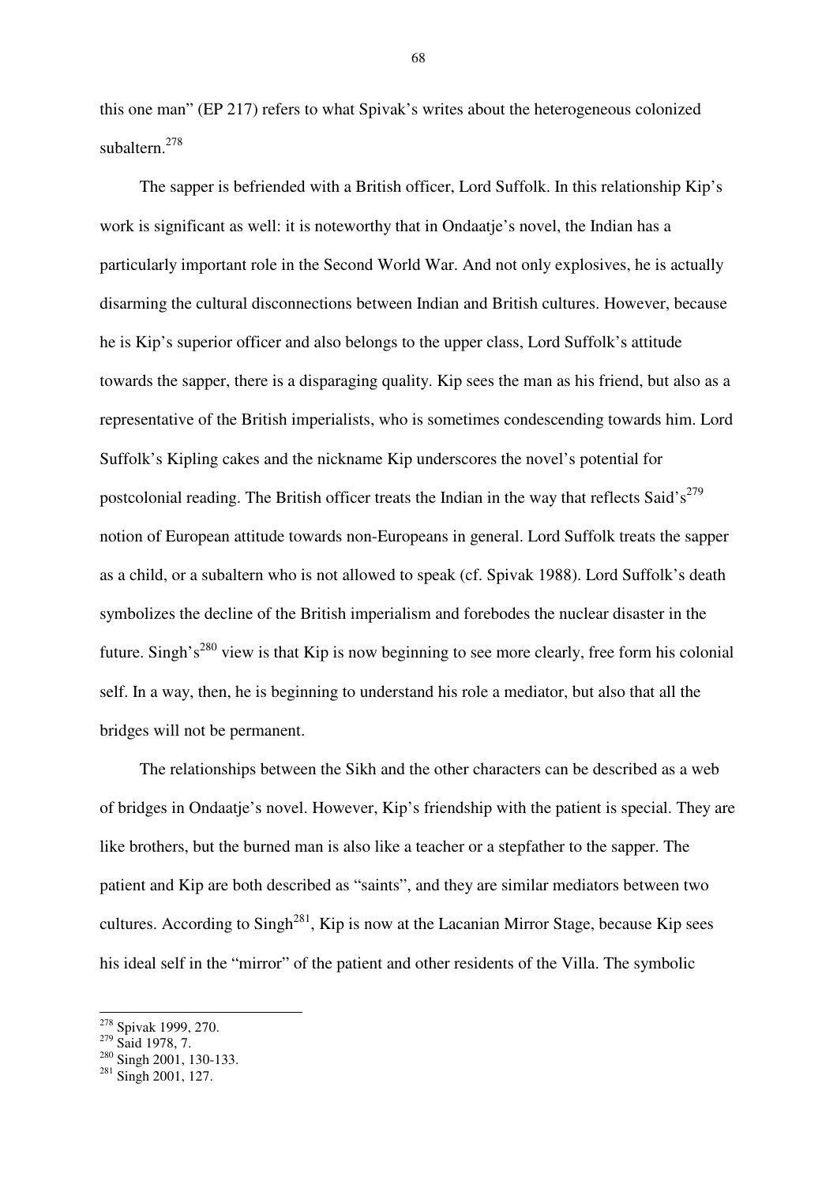this one man" (EP 217) refers to what Spivak's writes about the heterogeneous colonized subaltern.[278]

The sapper is befriended with a British officer, Lord Suffolk. In this relationship Kip's work is significant as well: it is noteworthy that in Ondaatje's novel, the Indian has a particularly important role in the Second World War. And not only explosives, he is actually disarming the cultural disconnections between Indian and British cultures. However, because he is Kip's superior officer and also belongs to the upper class, Lord Suffolk's attitude towards the sapper, there is a disparaging quality. Kip sees the man as his friend, but also as a representative of the British imperialists, who is sometimes condescending towards him. Lord Suffolk's Kipling cakes and the nickname Kip underscores the novel's potential for postcolonial reading. The British officer treats the Indian in the way that reflects Said's[279] notion of European attitude towards non-Europeans in general. Lord Suffolk treats the sapper as a child, or a subaltern who is not allowed to speak (cf. Spivak 1988). Lord Suffolk's death symbolizes the decline of the British imperialism and forebodes the nuclear disaster in the future. Singh's[280] view is that Kip is now beginning to see more clearly, free form his colonial self. In a way, then, he is beginning to understand his role a mediator, but also that all the bridges will not be permanent.

The relationships between the Sikh and the other characters can be described as a web of bridges in Ondaatje's novel. However, Kip's friendship with the patient is special. They are like brothers, but the burned man is also like a teacher or a stepfather to the sapper. The patient and Kip are both described as "saints", and they are similar mediators between two cultures. According to Singh[281], Kip is now at the Lacanian Mirror Stage, because Kip sees his ideal self in the "mirror" of the patient and other residents of the Villa. The symbolic

---

[278] Spivak 1999, 270.
[279] Said 1978, 7.
[280] Singh 2001, 130-133.
[281] Singh 2001, 127.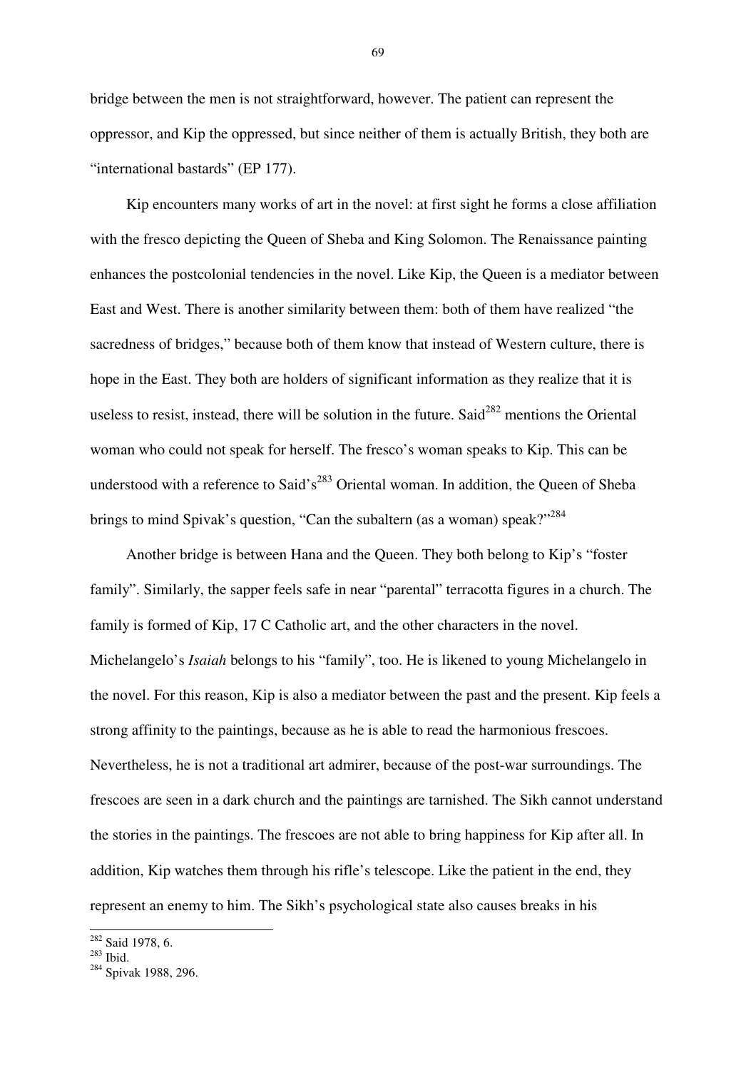bridge between the men is not straightforward, however. The patient can represent the oppressor, and Kip the oppressed, but since neither of them is actually British, they both are "international bastards" (EP 177).

Kip encounters many works of art in the novel: at first sight he forms a close affiliation with the fresco depicting the Queen of Sheba and King Solomon. The Renaissance painting enhances the postcolonial tendencies in the novel. Like Kip, the Queen is a mediator between East and West. There is another similarity between them: both of them have realized "the sacredness of bridges," because both of them know that instead of Western culture, there is hope in the East. They both are holders of significant information as they realize that it is useless to resist, instead, there will be solution in the future. Said[282] mentions the Oriental woman who could not speak for herself. The fresco's woman speaks to Kip. This can be understood with a reference to Said's[283] Oriental woman. In addition, the Queen of Sheba brings to mind Spivak's question, "Can the subaltern (as a woman) speak?"[284]

Another bridge is between Hana and the Queen. They both belong to Kip's "foster family". Similarly, the sapper feels safe in near "parental" terracotta figures in a church. The family is formed of Kip, 17 C Catholic art, and the other characters in the novel. Michelangelo's *Isaiah* belongs to his "family", too. He is likened to young Michelangelo in the novel. For this reason, Kip is also a mediator between the past and the present. Kip feels a strong affinity to the paintings, because as he is able to read the harmonious frescoes. Nevertheless, he is not a traditional art admirer, because of the post-war surroundings. The frescoes are seen in a dark church and the paintings are tarnished. The Sikh cannot understand the stories in the paintings. The frescoes are not able to bring happiness for Kip after all. In addition, Kip watches them through his rifle's telescope. Like the patient in the end, they represent an enemy to him. The Sikh's psychological state also causes breaks in his

---

[282] Said 1978, 6.

[283] Ibid.

[284] Spivak 1988, 296.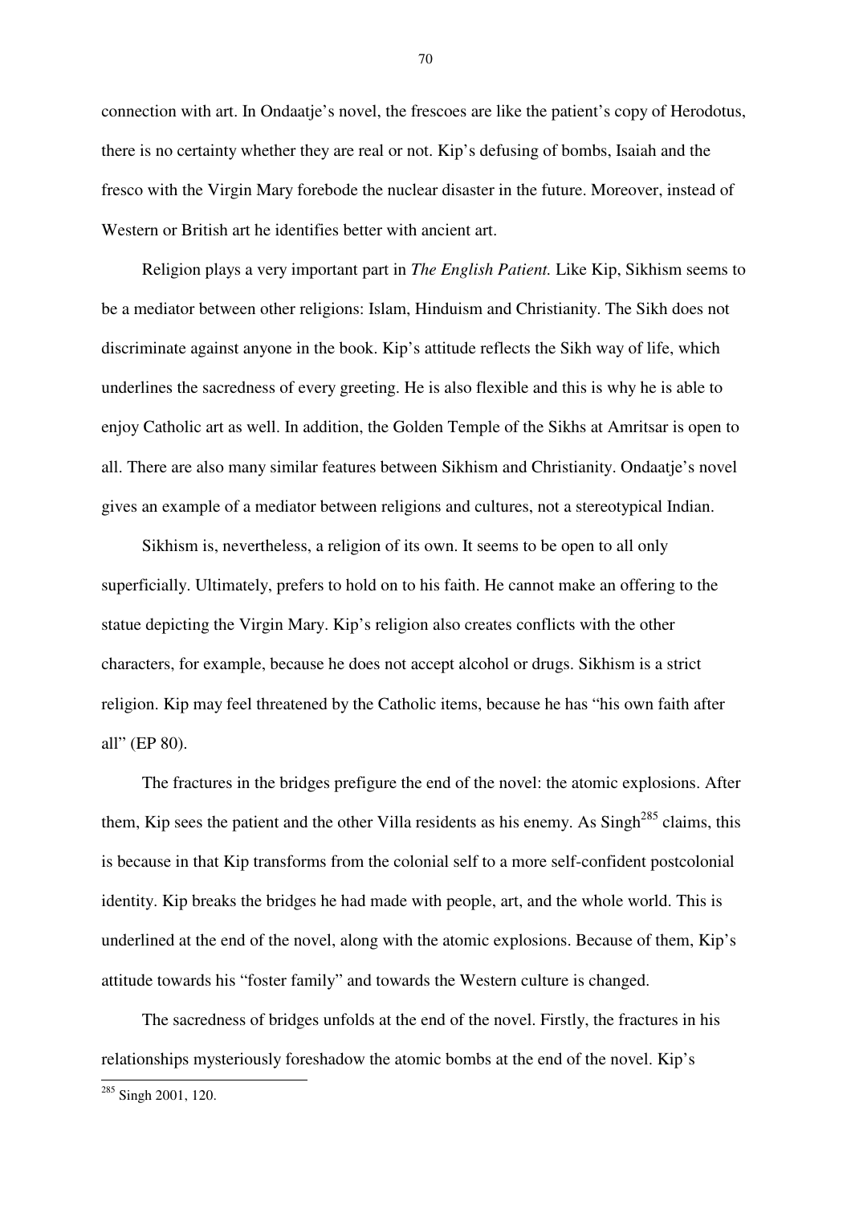connection with art. In Ondaatje's novel, the frescoes are like the patient's copy of Herodotus, there is no certainty whether they are real or not. Kip's defusing of bombs, Isaiah and the fresco with the Virgin Mary forebode the nuclear disaster in the future. Moreover, instead of Western or British art he identifies better with ancient art.

Religion plays a very important part in *The English Patient.* Like Kip, Sikhism seems to be a mediator between other religions: Islam, Hinduism and Christianity. The Sikh does not discriminate against anyone in the book. Kip's attitude reflects the Sikh way of life, which underlines the sacredness of every greeting. He is also flexible and this is why he is able to enjoy Catholic art as well. In addition, the Golden Temple of the Sikhs at Amritsar is open to all. There are also many similar features between Sikhism and Christianity. Ondaatje's novel gives an example of a mediator between religions and cultures, not a stereotypical Indian.

Sikhism is, nevertheless, a religion of its own. It seems to be open to all only superficially. Ultimately, prefers to hold on to his faith. He cannot make an offering to the statue depicting the Virgin Mary. Kip's religion also creates conflicts with the other characters, for example, because he does not accept alcohol or drugs. Sikhism is a strict religion. Kip may feel threatened by the Catholic items, because he has "his own faith after all" (EP 80).

The fractures in the bridges prefigure the end of the novel: the atomic explosions. After them, Kip sees the patient and the other Villa residents as his enemy. As Singh[285] claims, this is because in that Kip transforms from the colonial self to a more self-confident postcolonial identity. Kip breaks the bridges he had made with people, art, and the whole world. This is underlined at the end of the novel, along with the atomic explosions. Because of them, Kip's attitude towards his "foster family" and towards the Western culture is changed.

The sacredness of bridges unfolds at the end of the novel. Firstly, the fractures in his relationships mysteriously foreshadow the atomic bombs at the end of the novel. Kip's

---

[285] Singh 2001, 120.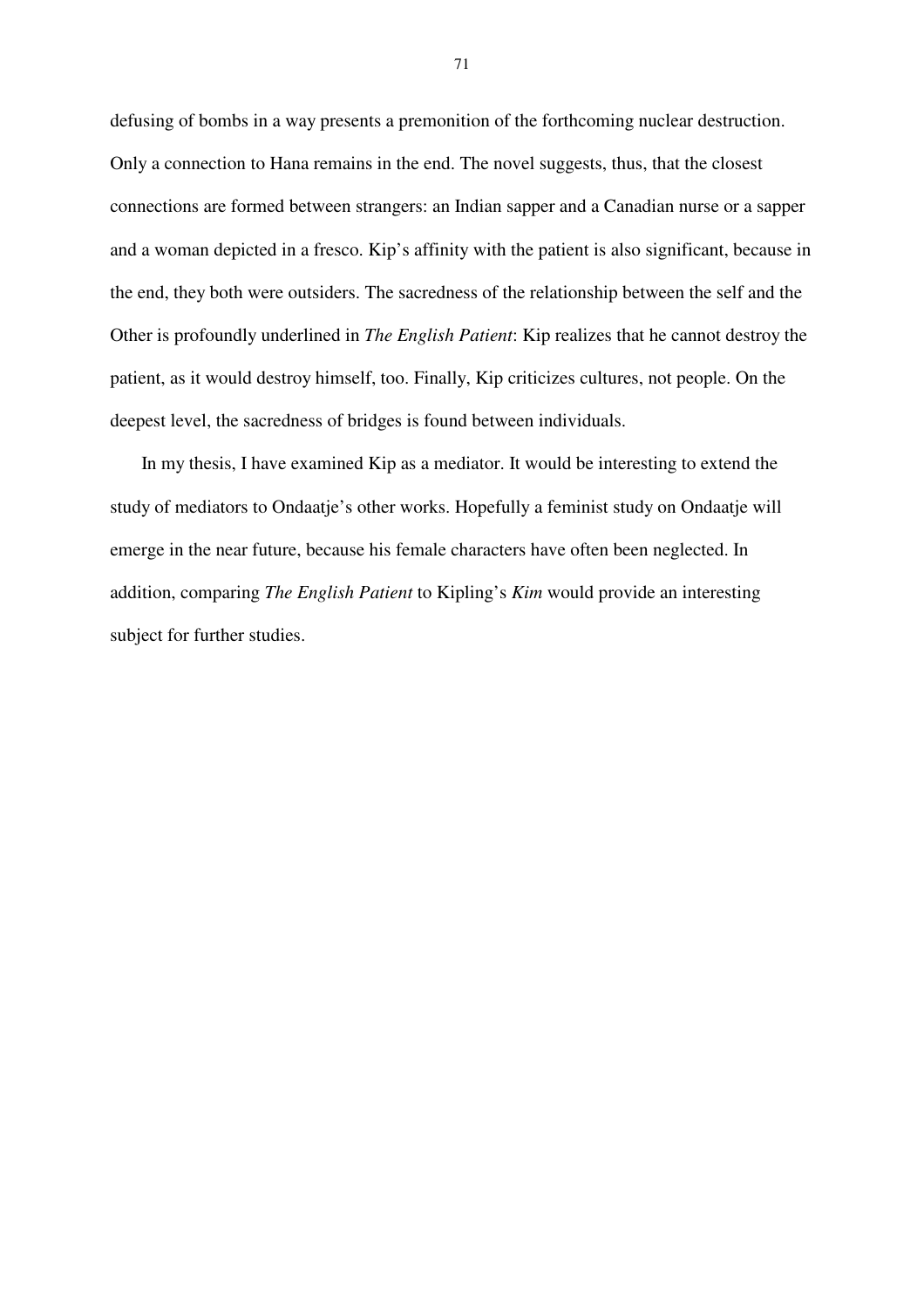defusing of bombs in a way presents a premonition of the forthcoming nuclear destruction. Only a connection to Hana remains in the end. The novel suggests, thus, that the closest connections are formed between strangers: an Indian sapper and a Canadian nurse or a sapper and a woman depicted in a fresco. Kip's affinity with the patient is also significant, because in the end, they both were outsiders. The sacredness of the relationship between the self and the Other is profoundly underlined in *The English Patient*: Kip realizes that he cannot destroy the patient, as it would destroy himself, too. Finally, Kip criticizes cultures, not people. On the deepest level, the sacredness of bridges is found between individuals.

In my thesis, I have examined Kip as a mediator. It would be interesting to extend the study of mediators to Ondaatje's other works. Hopefully a feminist study on Ondaatje will emerge in the near future, because his female characters have often been neglected. In addition, comparing *The English Patient* to Kipling's *Kim* would provide an interesting subject for further studies.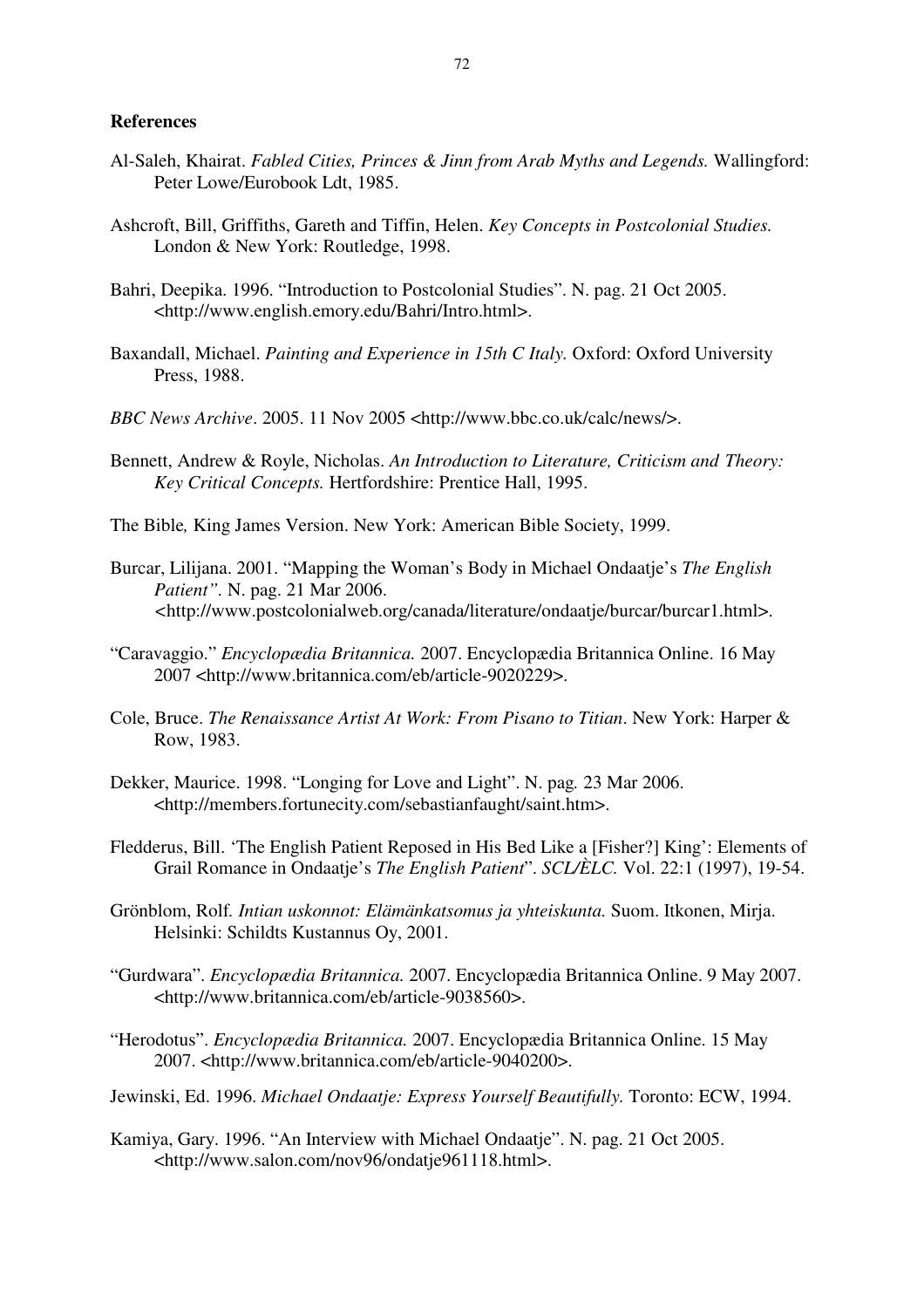**References**

Al-Saleh, Khairat. *Fabled Cities, Princes & Jinn from Arab Myths and Legends.* Wallingford: Peter Lowe/Eurobook Ldt, 1985.

Ashcroft, Bill, Griffiths, Gareth and Tiffin, Helen. *Key Concepts in Postcolonial Studies.* London & New York: Routledge, 1998.

Bahri, Deepika. 1996. "Introduction to Postcolonial Studies". N. pag. 21 Oct 2005. <http://www.english.emory.edu/Bahri/Intro.html>.

Baxandall, Michael. *Painting and Experience in 15th C Italy.* Oxford: Oxford University Press, 1988.

*BBC News Archive*. 2005. 11 Nov 2005 <http://www.bbc.co.uk/calc/news/>.

Bennett, Andrew & Royle, Nicholas. *An Introduction to Literature, Criticism and Theory: Key Critical Concepts.* Hertfordshire: Prentice Hall, 1995.

The Bible*,* King James Version. New York: American Bible Society, 1999.

Burcar, Lilijana. 2001. "Mapping the Woman's Body in Michael Ondaatje's *The English Patient"*. N. pag. 21 Mar 2006. <http://www.postcolonialweb.org/canada/literature/ondaatje/burcar/burcar1.html>.

"Caravaggio." *Encyclopædia Britannica.* 2007. Encyclopædia Britannica Online. 16 May 2007 <http://www.britannica.com/eb/article-9020229>.

Cole, Bruce. *The Renaissance Artist At Work: From Pisano to Titian*. New York: Harper & Row, 1983.

Dekker, Maurice. 1998. "Longing for Love and Light". N. pag*.* 23 Mar 2006. <http://members.fortunecity.com/sebastianfaught/saint.htm>.

Fledderus, Bill. 'The English Patient Reposed in His Bed Like a [Fisher?] King': Elements of Grail Romance in Ondaatje's *The English Patient*". *SCL/ÈLC.* Vol. 22:1 (1997), 19-54.

Grönblom, Rolf. *Intian uskonnot: Elämänkatsomus ja yhteiskunta.* Suom. Itkonen, Mirja. Helsinki: Schildts Kustannus Oy, 2001.

"Gurdwara". *Encyclopædia Britannica.* 2007. Encyclopædia Britannica Online. 9 May 2007. <http://www.britannica.com/eb/article-9038560>.

"Herodotus". *Encyclopædia Britannica.* 2007. Encyclopædia Britannica Online. 15 May 2007. <http://www.britannica.com/eb/article-9040200>.

Jewinski, Ed. 1996. *Michael Ondaatje: Express Yourself Beautifully.* Toronto: ECW, 1994.

Kamiya, Gary. 1996. "An Interview with Michael Ondaatje". N. pag. 21 Oct 2005. <http://www.salon.com/nov96/ondatje961118.html>.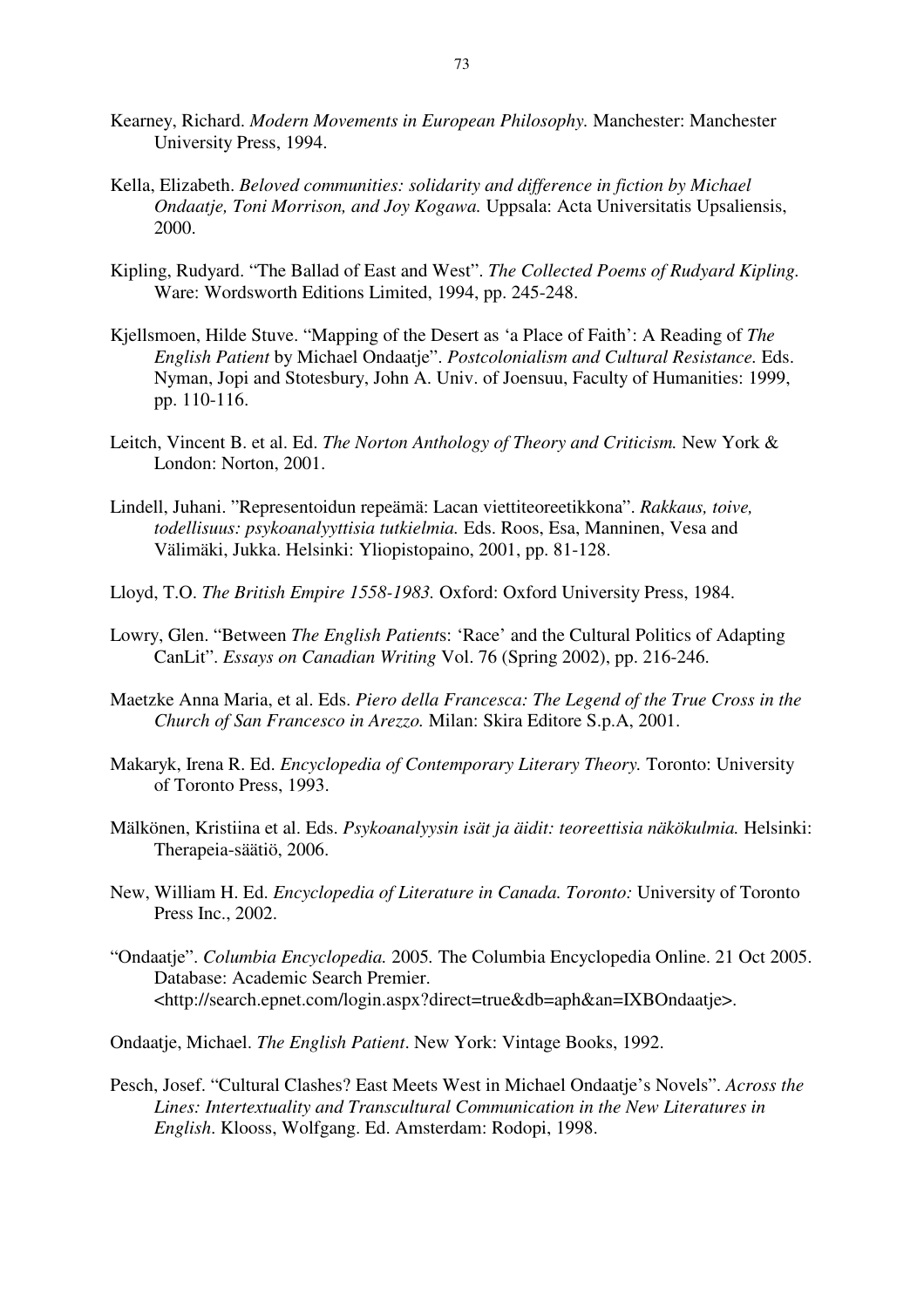Kearney, Richard. *Modern Movements in European Philosophy.* Manchester: Manchester University Press, 1994.

Kella, Elizabeth. *Beloved communities: solidarity and difference in fiction by Michael Ondaatje, Toni Morrison, and Joy Kogawa.* Uppsala: Acta Universitatis Upsaliensis, 2000.

Kipling, Rudyard. "The Ballad of East and West". *The Collected Poems of Rudyard Kipling.* Ware: Wordsworth Editions Limited, 1994, pp. 245-248.

Kjellsmoen, Hilde Stuve. "Mapping of the Desert as 'a Place of Faith': A Reading of *The English Patient* by Michael Ondaatje". *Postcolonialism and Cultural Resistance.* Eds. Nyman, Jopi and Stotesbury, John A. Univ. of Joensuu, Faculty of Humanities: 1999, pp. 110-116.

Leitch, Vincent B. et al. Ed. *The Norton Anthology of Theory and Criticism.* New York & London: Norton, 2001.

Lindell, Juhani. "Representoidun repeämä: Lacan viettiteoreetikkona". *Rakkaus, toive, todellisuus: psykoanalyyttisia tutkielmia.* Eds. Roos, Esa, Manninen, Vesa and Välimäki, Jukka. Helsinki: Yliopistopaino, 2001, pp. 81-128.

Lloyd, T.O. *The British Empire 1558-1983.* Oxford: Oxford University Press, 1984.

Lowry, Glen. "Between *The English Patient*s: 'Race' and the Cultural Politics of Adapting CanLit". *Essays on Canadian Writing* Vol. 76 (Spring 2002), pp. 216-246.

Maetzke Anna Maria, et al. Eds. *Piero della Francesca: The Legend of the True Cross in the Church of San Francesco in Arezzo.* Milan: Skira Editore S.p.A, 2001.

Makaryk, Irena R. Ed. *Encyclopedia of Contemporary Literary Theory.* Toronto: University of Toronto Press, 1993.

Mälkönen, Kristiina et al. Eds. *Psykoanalyysin isät ja äidit: teoreettisia näkökulmia.* Helsinki: Therapeia-säätiö, 2006.

New, William H. Ed. *Encyclopedia of Literature in Canada. Toronto:* University of Toronto Press Inc., 2002.

"Ondaatje". *Columbia Encyclopedia.* 2005*.* The Columbia Encyclopedia Online. 21 Oct 2005. Database: Academic Search Premier. <http://search.epnet.com/login.aspx?direct=true&db=aph&an=IXBOndaatje>.

Ondaatje, Michael. *The English Patient*. New York: Vintage Books, 1992.

Pesch, Josef. "Cultural Clashes? East Meets West in Michael Ondaatje's Novels". *Across the Lines: Intertextuality and Transcultural Communication in the New Literatures in English*. Klooss, Wolfgang. Ed. Amsterdam: Rodopi, 1998.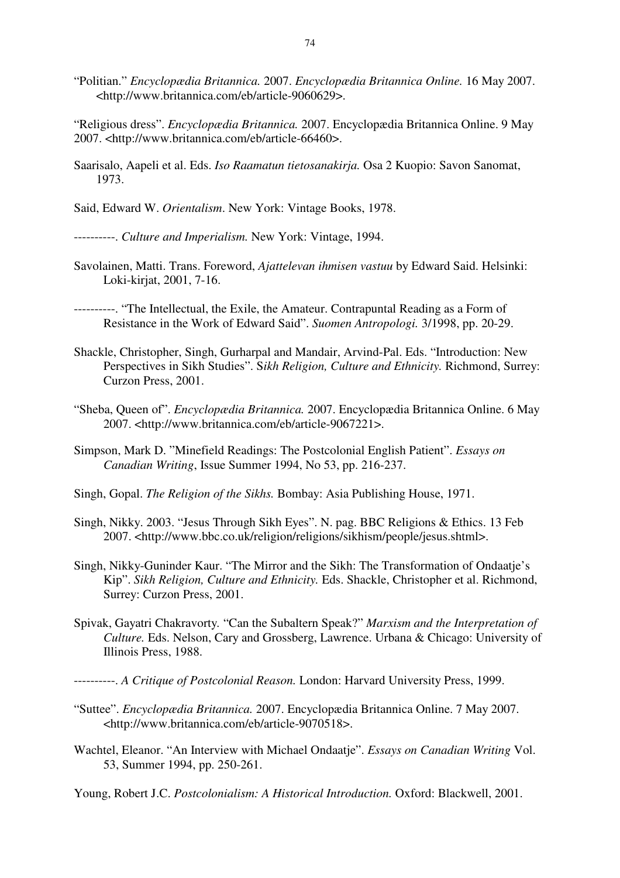"Politian." *Encyclopædia Britannica.* 2007. *Encyclopædia Britannica Online.* 16 May 2007. <http://www.britannica.com/eb/article-9060629>.

"Religious dress". *Encyclopædia Britannica.* 2007. Encyclopædia Britannica Online. 9 May 2007. <http://www.britannica.com/eb/article-66460>.

Saarisalo, Aapeli et al. Eds. *Iso Raamatun tietosanakirja.* Osa 2 Kuopio: Savon Sanomat, 1973.

Said, Edward W. *Orientalism*. New York: Vintage Books, 1978.

----------. *Culture and Imperialism.* New York: Vintage, 1994.

Savolainen, Matti. Trans. Foreword, *Ajattelevan ihmisen vastuu* by Edward Said. Helsinki: Loki-kirjat, 2001, 7-16.

----------. "The Intellectual, the Exile, the Amateur. Contrapuntal Reading as a Form of Resistance in the Work of Edward Said". *Suomen Antropologi.* 3/1998, pp. 20-29.

Shackle, Christopher, Singh, Gurharpal and Mandair, Arvind-Pal. Eds. "Introduction: New Perspectives in Sikh Studies". S*ikh Religion, Culture and Ethnicity.* Richmond, Surrey: Curzon Press, 2001.

"Sheba, Queen of". *Encyclopædia Britannica.* 2007. Encyclopædia Britannica Online. 6 May 2007. <http://www.britannica.com/eb/article-9067221>.

Simpson, Mark D. "Minefield Readings: The Postcolonial English Patient". *Essays on Canadian Writing*, Issue Summer 1994, No 53, pp. 216-237.

Singh, Gopal. *The Religion of the Sikhs.* Bombay: Asia Publishing House, 1971.

Singh, Nikky. 2003. "Jesus Through Sikh Eyes". N. pag. BBC Religions & Ethics. 13 Feb 2007. <http://www.bbc.co.uk/religion/religions/sikhism/people/jesus.shtml>.

Singh, Nikky-Guninder Kaur. "The Mirror and the Sikh: The Transformation of Ondaatje's Kip". *Sikh Religion, Culture and Ethnicity.* Eds. Shackle, Christopher et al. Richmond, Surrey: Curzon Press, 2001.

Spivak, Gayatri Chakravorty. "Can the Subaltern Speak?" *Marxism and the Interpretation of Culture.* Eds. Nelson, Cary and Grossberg, Lawrence. Urbana & Chicago: University of Illinois Press, 1988.

----------. *A Critique of Postcolonial Reason.* London: Harvard University Press, 1999.

"Suttee". *Encyclopædia Britannica.* 2007. Encyclopædia Britannica Online. 7 May 2007. <http://www.britannica.com/eb/article-9070518>.

Wachtel, Eleanor. "An Interview with Michael Ondaatje". *Essays on Canadian Writing* Vol. 53, Summer 1994, pp. 250-261.

Young, Robert J.C. *Postcolonialism: A Historical Introduction.* Oxford: Blackwell, 2001.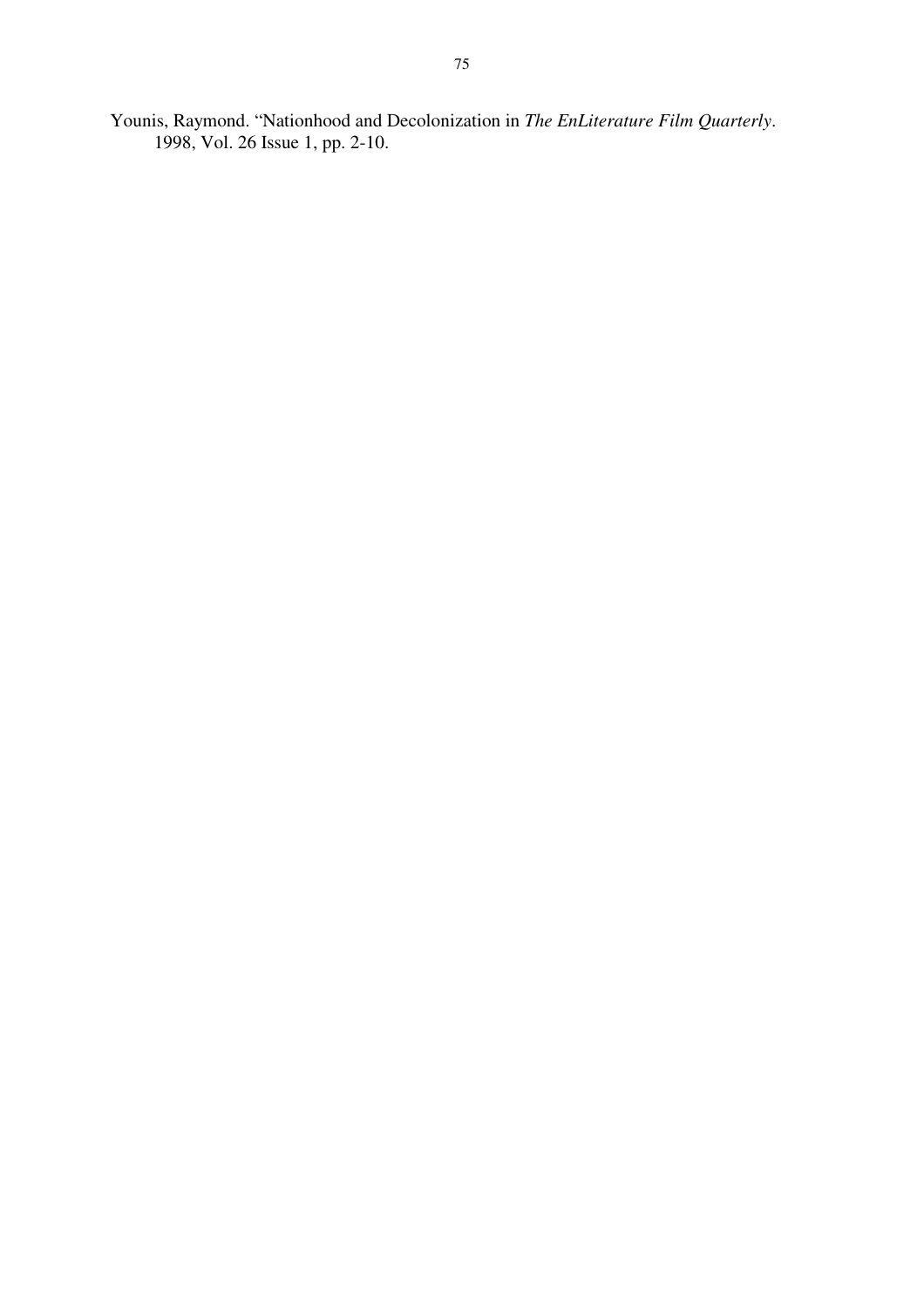Younis, Raymond. "Nationhood and Decolonization in *The EnLiterature Film Quarterly*. 1998, Vol. 26 Issue 1, pp. 2-10.